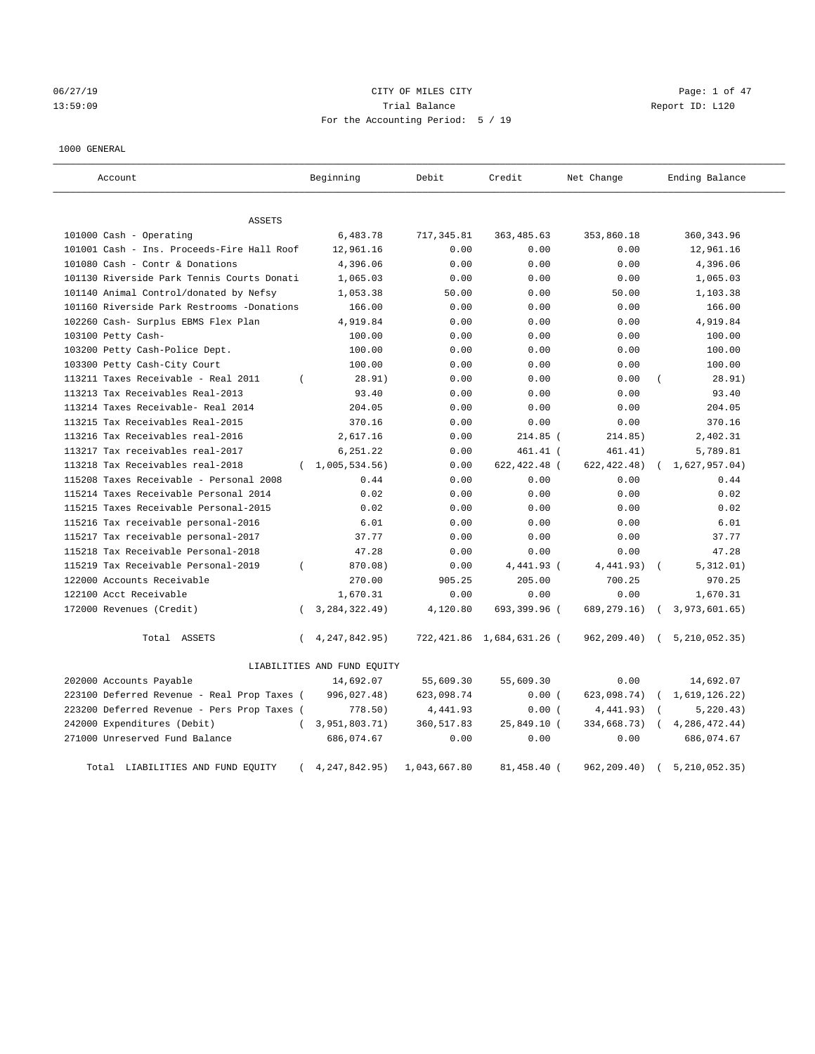CITY OF MILES CITY

Trial Balance

For the Accounting Period: 5 / 19

06/27/19
13:59:09

Report ID: L120

1000 GENERAL

| Account | Beginning | Debit | Credit | Net Change | Ending Balance |
|---|---|---|---|---|---|
| ASSETS | | | | | |
| 101000 Cash - Operating | 6,483.78 | 717,345.81 | 363,485.63 | 353,860.18 | 360,343.96 |
| 101001 Cash - Ins. Proceeds-Fire Hall Roof | 12,961.16 | 0.00 | 0.00 | 0.00 | 12,961.16 |
| 101080 Cash - Contr & Donations | 4,396.06 | 0.00 | 0.00 | 0.00 | 4,396.06 |
| 101130 Riverside Park Tennis Courts Donati | 1,065.03 | 0.00 | 0.00 | 0.00 | 1,065.03 |
| 101140 Animal Control/donated by Nefsy | 1,053.38 | 50.00 | 0.00 | 50.00 | 1,103.38 |
| 101160 Riverside Park Restrooms -Donations | 166.00 | 0.00 | 0.00 | 0.00 | 166.00 |
| 102260 Cash- Surplus EBMS Flex Plan | 4,919.84 | 0.00 | 0.00 | 0.00 | 4,919.84 |
| 103100 Petty Cash- | 100.00 | 0.00 | 0.00 | 0.00 | 100.00 |
| 103200 Petty Cash-Police Dept. | 100.00 | 0.00 | 0.00 | 0.00 | 100.00 |
| 103300 Petty Cash-City Court | 100.00 | 0.00 | 0.00 | 0.00 | 100.00 |
| 113211 Taxes Receivable - Real 2011 | ( 28.91) | 0.00 | 0.00 | 0.00 | ( 28.91) |
| 113213 Tax Receivables Real-2013 | 93.40 | 0.00 | 0.00 | 0.00 | 93.40 |
| 113214 Taxes Receivable- Real 2014 | 204.05 | 0.00 | 0.00 | 0.00 | 204.05 |
| 113215 Tax Receivables Real-2015 | 370.16 | 0.00 | 0.00 | 0.00 | 370.16 |
| 113216 Tax Receivables real-2016 | 2,617.16 | 0.00 | 214.85 | ( 214.85) | 2,402.31 |
| 113217 Tax receivables real-2017 | 6,251.22 | 0.00 | 461.41 | ( 461.41) | 5,789.81 |
| 113218 Tax Receivables real-2018 | ( 1,005,534.56) | 0.00 | 622,422.48 | ( 622,422.48) | ( 1,627,957.04) |
| 115208 Taxes Receivable - Personal 2008 | 0.44 | 0.00 | 0.00 | 0.00 | 0.44 |
| 115214 Taxes Receivable Personal 2014 | 0.02 | 0.00 | 0.00 | 0.00 | 0.02 |
| 115215 Taxes Receivable Personal-2015 | 0.02 | 0.00 | 0.00 | 0.00 | 0.02 |
| 115216 Tax receivable personal-2016 | 6.01 | 0.00 | 0.00 | 0.00 | 6.01 |
| 115217 Tax receivable personal-2017 | 37.77 | 0.00 | 0.00 | 0.00 | 37.77 |
| 115218 Tax Receivable Personal-2018 | 47.28 | 0.00 | 0.00 | 0.00 | 47.28 |
| 115219 Tax Receivable Personal-2019 | ( 870.08) | 0.00 | 4,441.93 | ( 4,441.93) | ( 5,312.01) |
| 122000 Accounts Receivable | 270.00 | 905.25 | 205.00 | 700.25 | 970.25 |
| 122100 Acct Receivable | 1,670.31 | 0.00 | 0.00 | 0.00 | 1,670.31 |
| 172000 Revenues (Credit) | ( 3,284,322.49) | 4,120.80 | 693,399.96 | ( 689,279.16) | ( 3,973,601.65) |
| Total ASSETS | ( 4,247,842.95) | 722,421.86 | 1,684,631.26 | ( 962,209.40) | ( 5,210,052.35) |
| LIABILITIES AND FUND EQUITY | | | | | |
| 202000 Accounts Payable | 14,692.07 | 55,609.30 | 55,609.30 | 0.00 | 14,692.07 |
| 223100 Deferred Revenue - Real Prop Taxes | ( 996,027.48) | 623,098.74 | 0.00 | ( 623,098.74) | ( 1,619,126.22) |
| 223200 Deferred Revenue - Pers Prop Taxes | ( 778.50) | 4,441.93 | 0.00 | ( 4,441.93) | ( 5,220.43) |
| 242000 Expenditures (Debit) | ( 3,951,803.71) | 360,517.83 | 25,849.10 | ( 334,668.73) | ( 4,286,472.44) |
| 271000 Unreserved Fund Balance | 686,074.67 | 0.00 | 0.00 | 0.00 | 686,074.67 |
| Total LIABILITIES AND FUND EQUITY | ( 4,247,842.95) | 1,043,667.80 | 81,458.40 | ( 962,209.40) | ( 5,210,052.35) |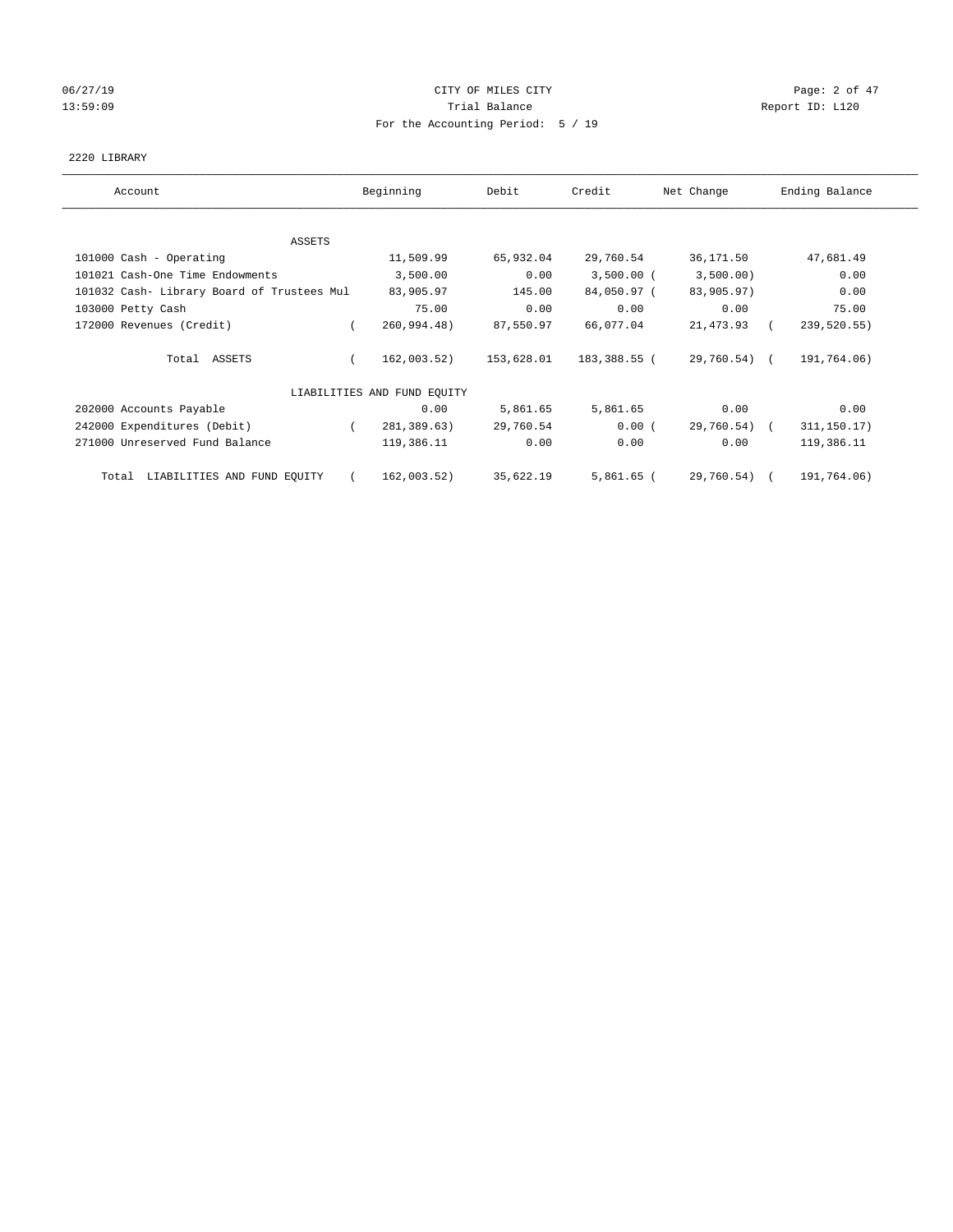CITY OF MILES CITY
Trial Balance
For the Accounting Period: 5 / 19

06/27/19
13:59:09

Report ID: L120

2220 LIBRARY

| Account | Beginning | Debit | Credit | Net Change | Ending Balance |
|---|---|---|---|---|---|
| ASSETS | | | | | |
| 101000 Cash - Operating | 11,509.99 | 65,932.04 | 29,760.54 | 36,171.50 | 47,681.49 |
| 101021 Cash-One Time Endowments | 3,500.00 | 0.00 | 3,500.00 | ( 3,500.00) | 0.00 |
| 101032 Cash- Library Board of Trustees Mul | 83,905.97 | 145.00 | 84,050.97 | ( 83,905.97) | 0.00 |
| 103000 Petty Cash | 75.00 | 0.00 | 0.00 | 0.00 | 75.00 |
| 172000 Revenues (Credit) | ( 260,994.48) | 87,550.97 | 66,077.04 | 21,473.93 | ( 239,520.55) |
| Total ASSETS | ( 162,003.52) | 153,628.01 | 183,388.55 | ( 29,760.54) | ( 191,764.06) |
| LIABILITIES AND FUND EQUITY | | | | | |
| 202000 Accounts Payable | 0.00 | 5,861.65 | 5,861.65 | 0.00 | 0.00 |
| 242000 Expenditures (Debit) | ( 281,389.63) | 29,760.54 | 0.00 | ( 29,760.54) | ( 311,150.17) |
| 271000 Unreserved Fund Balance | 119,386.11 | 0.00 | 0.00 | 0.00 | 119,386.11 |
| Total LIABILITIES AND FUND EQUITY | ( 162,003.52) | 35,622.19 | 5,861.65 | ( 29,760.54) | ( 191,764.06) |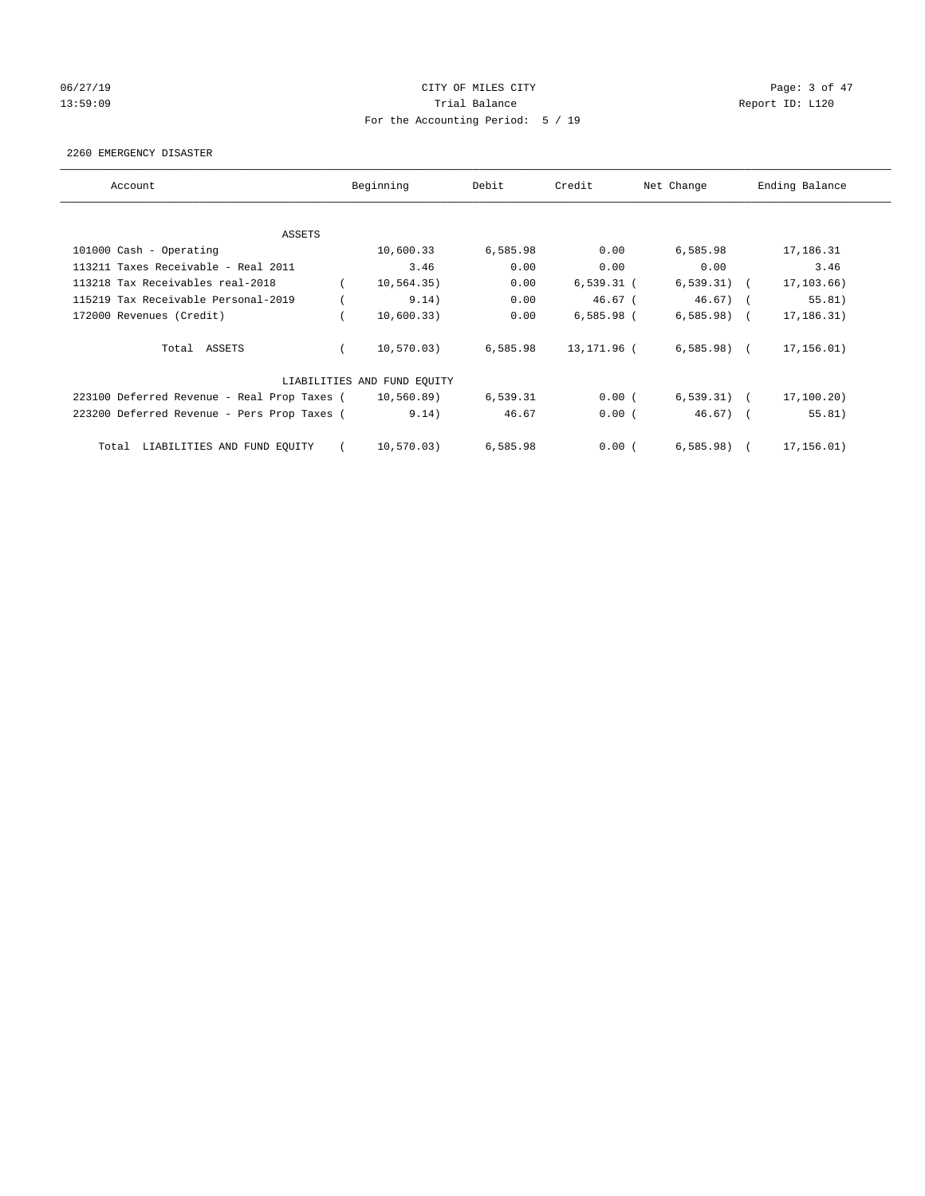CITY OF MILES CITY
Trial Balance
For the Accounting Period: 5 / 19

06/27/19
13:59:09

Report ID: L120

2260 EMERGENCY DISASTER

| Account | Beginning | Debit | Credit | Net Change | Ending Balance |
|---|---|---|---|---|---|
| ASSETS | | | | | |
| 101000 Cash - Operating | 10,600.33 | 6,585.98 | 0.00 | 6,585.98 | 17,186.31 |
| 113211 Taxes Receivable - Real 2011 | 3.46 | 0.00 | 0.00 | 0.00 | 3.46 |
| 113218 Tax Receivables real-2018 | ( 10,564.35) | 0.00 | 6,539.31 | ( 6,539.31) | ( 17,103.66) |
| 115219 Tax Receivable Personal-2019 | ( 9.14) | 0.00 | 46.67 | ( 46.67) | ( 55.81) |
| 172000 Revenues (Credit) | ( 10,600.33) | 0.00 | 6,585.98 | ( 6,585.98) | ( 17,186.31) |
| Total ASSETS | ( 10,570.03) | 6,585.98 | 13,171.96 | ( 6,585.98) | ( 17,156.01) |
| LIABILITIES AND FUND EQUITY | | | | | |
| 223100 Deferred Revenue - Real Prop Taxes | ( 10,560.89) | 6,539.31 | 0.00 | ( 6,539.31) | ( 17,100.20) |
| 223200 Deferred Revenue - Pers Prop Taxes | ( 9.14) | 46.67 | 0.00 | ( 46.67) | ( 55.81) |
| Total LIABILITIES AND FUND EQUITY | ( 10,570.03) | 6,585.98 | 0.00 | ( 6,585.98) | ( 17,156.01) |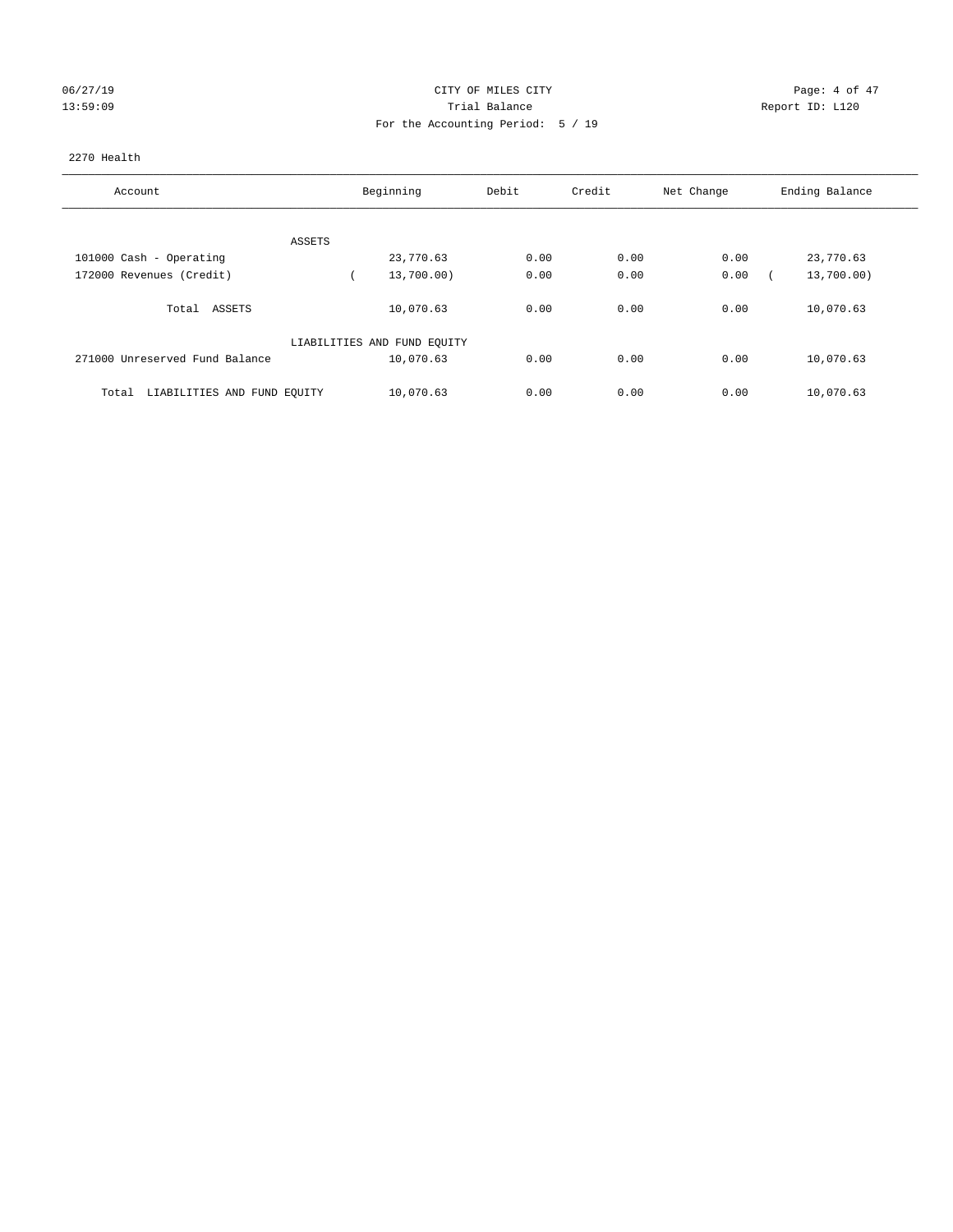CITY OF MILES CITY
Trial Balance
For the Accounting Period: 5 / 19

06/27/19
13:59:09

Report ID: L120

2270 Health

| Account | Beginning | Debit | Credit | Net Change | Ending Balance |
|---|---|---|---|---|---|
| ASSETS | | | | | |
| 101000 Cash - Operating | 23,770.63 | 0.00 | 0.00 | 0.00 | 23,770.63 |
| 172000 Revenues (Credit) | ( 13,700.00) | 0.00 | 0.00 | 0.00 | ( 13,700.00) |
| Total ASSETS | 10,070.63 | 0.00 | 0.00 | 0.00 | 10,070.63 |
| LIABILITIES AND FUND EQUITY | | | | | |
| 271000 Unreserved Fund Balance | 10,070.63 | 0.00 | 0.00 | 0.00 | 10,070.63 |
| Total LIABILITIES AND FUND EQUITY | 10,070.63 | 0.00 | 0.00 | 0.00 | 10,070.63 |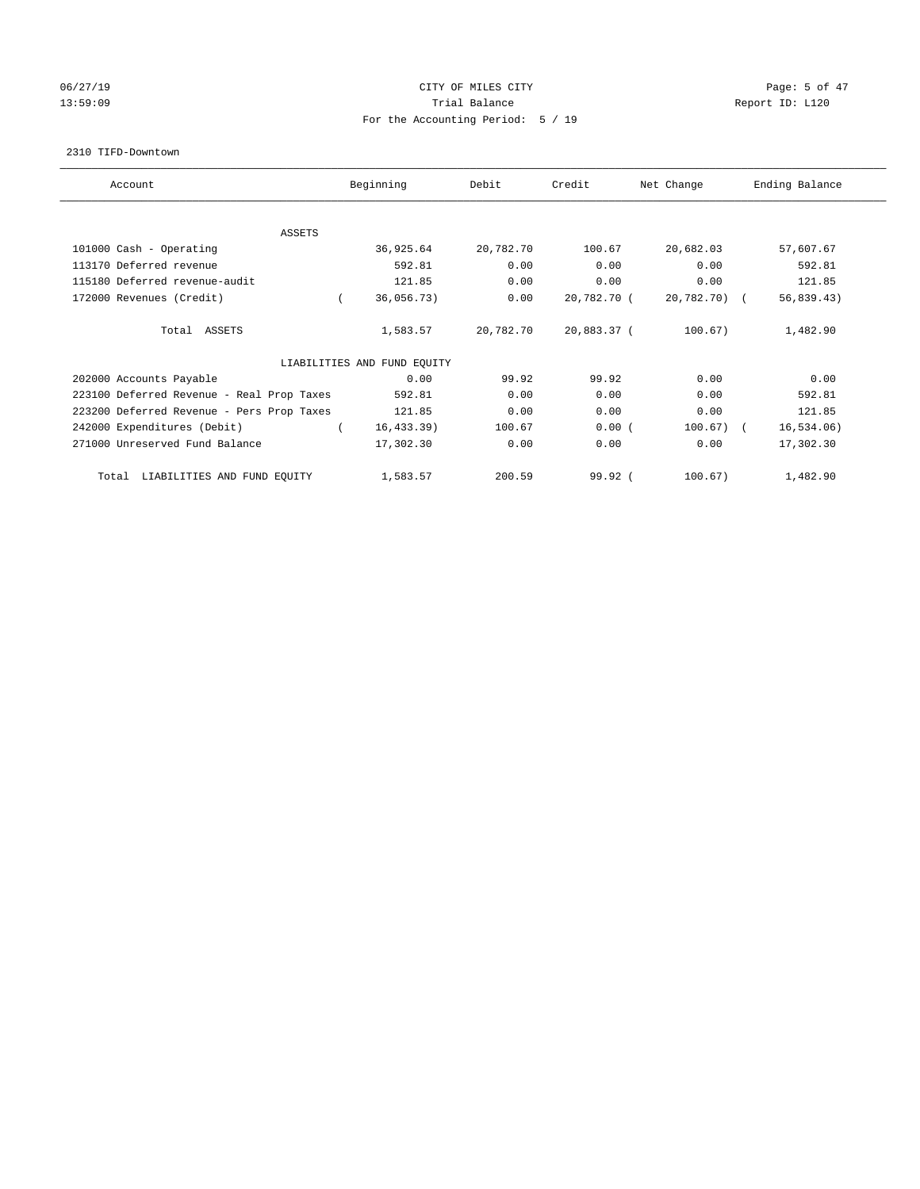CITY OF MILES CITY
Trial Balance
For the Accounting Period: 5 / 19

06/27/19
13:59:09

Report ID: L120

2310 TIFD-Downtown

| Account | Beginning | Debit | Credit | Net Change | Ending Balance |
|---|---|---|---|---|---|
| ASSETS | | | | | |
| 101000 Cash - Operating | 36,925.64 | 20,782.70 | 100.67 | 20,682.03 | 57,607.67 |
| 113170 Deferred revenue | 592.81 | 0.00 | 0.00 | 0.00 | 592.81 |
| 115180 Deferred revenue-audit | 121.85 | 0.00 | 0.00 | 0.00 | 121.85 |
| 172000 Revenues (Credit) | ( 36,056.73) | 0.00 | 20,782.70 | ( 20,782.70) | ( 56,839.43) |
| Total ASSETS | 1,583.57 | 20,782.70 | 20,883.37 | ( 100.67) | 1,482.90 |
| LIABILITIES AND FUND EQUITY | | | | | |
| 202000 Accounts Payable | 0.00 | 99.92 | 99.92 | 0.00 | 0.00 |
| 223100 Deferred Revenue - Real Prop Taxes | 592.81 | 0.00 | 0.00 | 0.00 | 592.81 |
| 223200 Deferred Revenue - Pers Prop Taxes | 121.85 | 0.00 | 0.00 | 0.00 | 121.85 |
| 242000 Expenditures (Debit) | ( 16,433.39) | 100.67 | 0.00 | ( 100.67) | ( 16,534.06) |
| 271000 Unreserved Fund Balance | 17,302.30 | 0.00 | 0.00 | 0.00 | 17,302.30 |
| Total LIABILITIES AND FUND EQUITY | 1,583.57 | 200.59 | 99.92 | ( 100.67) | 1,482.90 |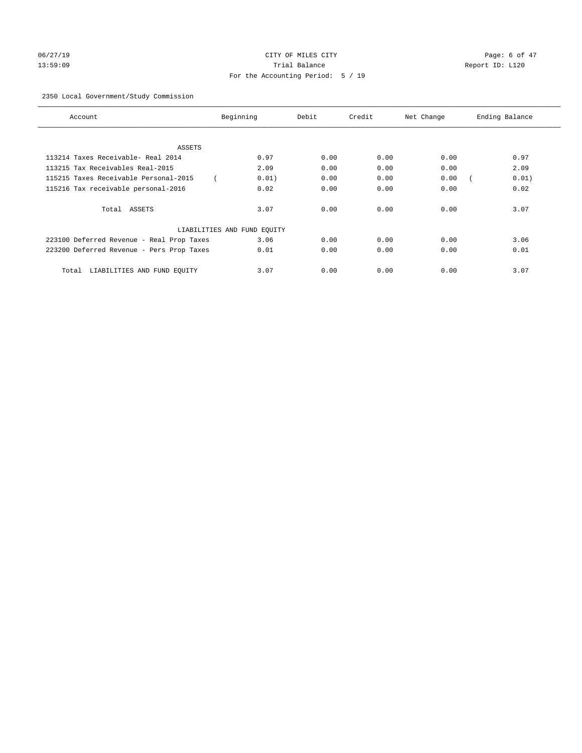CITY OF MILES CITY

Trial Balance

For the Accounting Period: 5 / 19

06/27/19
13:59:09

Report ID: L120

2350 Local Government/Study Commission

| Account | Beginning | Debit | Credit | Net Change | Ending Balance |
|---|---|---|---|---|---|
| ASSETS | | | | | |
| 113214 Taxes Receivable- Real 2014 | 0.97 | 0.00 | 0.00 | 0.00 | 0.97 |
| 113215 Tax Receivables Real-2015 | 2.09 | 0.00 | 0.00 | 0.00 | 2.09 |
| 115215 Taxes Receivable Personal-2015 | ( 0.01) | 0.00 | 0.00 | 0.00 | ( 0.01) |
| 115216 Tax receivable personal-2016 | 0.02 | 0.00 | 0.00 | 0.00 | 0.02 |
| Total ASSETS | 3.07 | 0.00 | 0.00 | 0.00 | 3.07 |
| LIABILITIES AND FUND EQUITY | | | | | |
| 223100 Deferred Revenue - Real Prop Taxes | 3.06 | 0.00 | 0.00 | 0.00 | 3.06 |
| 223200 Deferred Revenue - Pers Prop Taxes | 0.01 | 0.00 | 0.00 | 0.00 | 0.01 |
| Total LIABILITIES AND FUND EQUITY | 3.07 | 0.00 | 0.00 | 0.00 | 3.07 |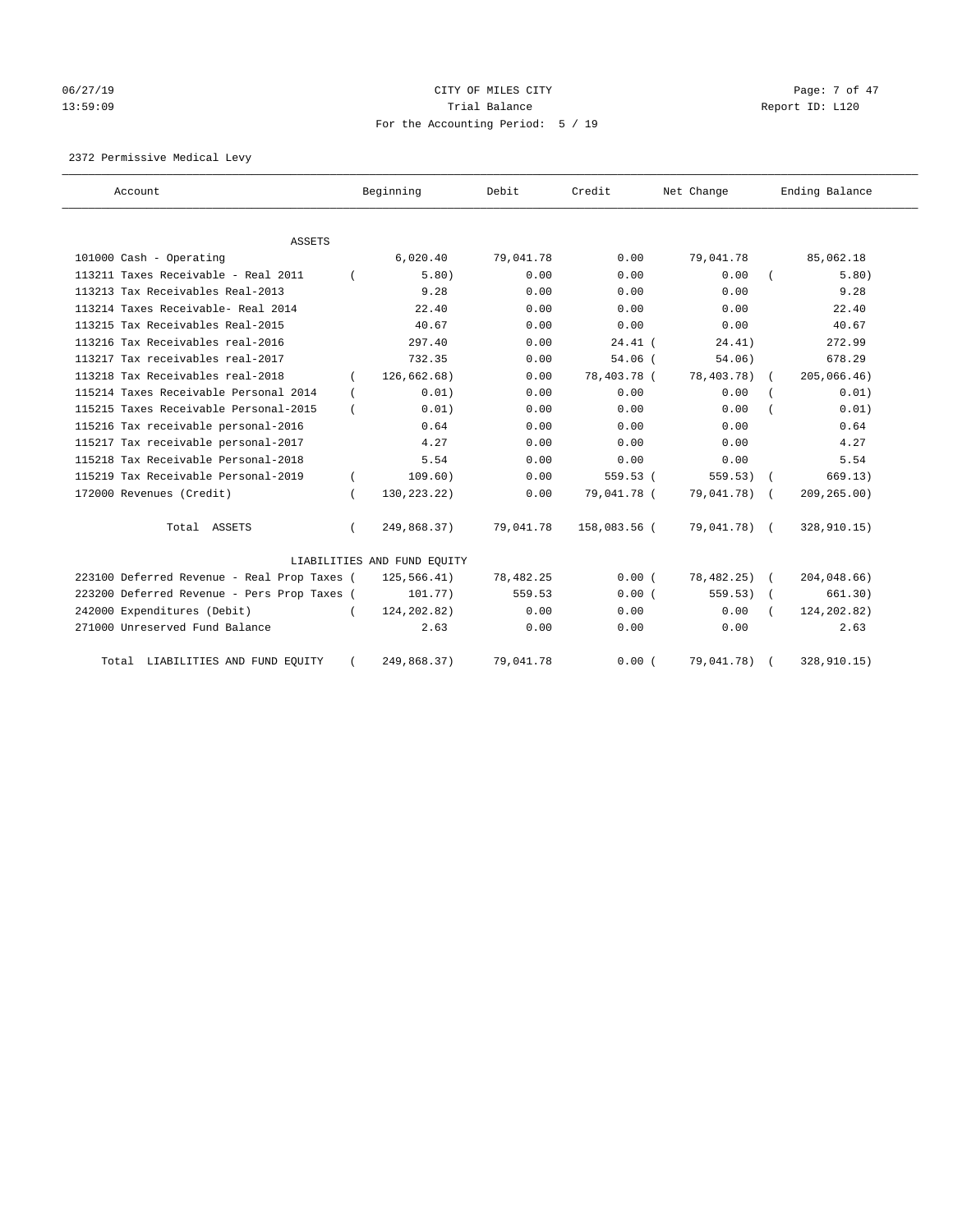06/27/19 CITY OF MILES CITY
13:59:09 Trial Balance Report ID: L120
For the Accounting Period: 5 / 19

2372 Permissive Medical Levy

| Account | Beginning | Debit | Credit | Net Change | Ending Balance |
|---|---|---|---|---|---|
| ASSETS | | | | | |
| 101000 Cash - Operating | 6,020.40 | 79,041.78 | 0.00 | 79,041.78 | 85,062.18 |
| 113211 Taxes Receivable - Real 2011 | ( 5.80) | 0.00 | 0.00 | 0.00 | ( 5.80) |
| 113213 Tax Receivables Real-2013 | 9.28 | 0.00 | 0.00 | 0.00 | 9.28 |
| 113214 Taxes Receivable- Real 2014 | 22.40 | 0.00 | 0.00 | 0.00 | 22.40 |
| 113215 Tax Receivables Real-2015 | 40.67 | 0.00 | 0.00 | 0.00 | 40.67 |
| 113216 Tax Receivables real-2016 | 297.40 | 0.00 | 24.41 | ( 24.41) | 272.99 |
| 113217 Tax receivables real-2017 | 732.35 | 0.00 | 54.06 | ( 54.06) | 678.29 |
| 113218 Tax Receivables real-2018 | ( 126,662.68) | 0.00 | 78,403.78 | ( 78,403.78) | ( 205,066.46) |
| 115214 Taxes Receivable Personal 2014 | ( 0.01) | 0.00 | 0.00 | 0.00 | ( 0.01) |
| 115215 Taxes Receivable Personal-2015 | ( 0.01) | 0.00 | 0.00 | 0.00 | ( 0.01) |
| 115216 Tax receivable personal-2016 | 0.64 | 0.00 | 0.00 | 0.00 | 0.64 |
| 115217 Tax receivable personal-2017 | 4.27 | 0.00 | 0.00 | 0.00 | 4.27 |
| 115218 Tax Receivable Personal-2018 | 5.54 | 0.00 | 0.00 | 0.00 | 5.54 |
| 115219 Tax Receivable Personal-2019 | ( 109.60) | 0.00 | 559.53 | ( 559.53) | ( 669.13) |
| 172000 Revenues (Credit) | ( 130,223.22) | 0.00 | 79,041.78 | ( 79,041.78) | ( 209,265.00) |
| Total ASSETS | ( 249,868.37) | 79,041.78 | 158,083.56 | ( 79,041.78) | ( 328,910.15) |
| LIABILITIES AND FUND EQUITY | | | | | |
| 223100 Deferred Revenue - Real Prop Taxes | ( 125,566.41) | 78,482.25 | 0.00 | ( 78,482.25) | ( 204,048.66) |
| 223200 Deferred Revenue - Pers Prop Taxes | ( 101.77) | 559.53 | 0.00 | ( 559.53) | ( 661.30) |
| 242000 Expenditures (Debit) | ( 124,202.82) | 0.00 | 0.00 | 0.00 | ( 124,202.82) |
| 271000 Unreserved Fund Balance | 2.63 | 0.00 | 0.00 | 0.00 | 2.63 |
| Total LIABILITIES AND FUND EQUITY | ( 249,868.37) | 79,041.78 | 0.00 | ( 79,041.78) | ( 328,910.15) |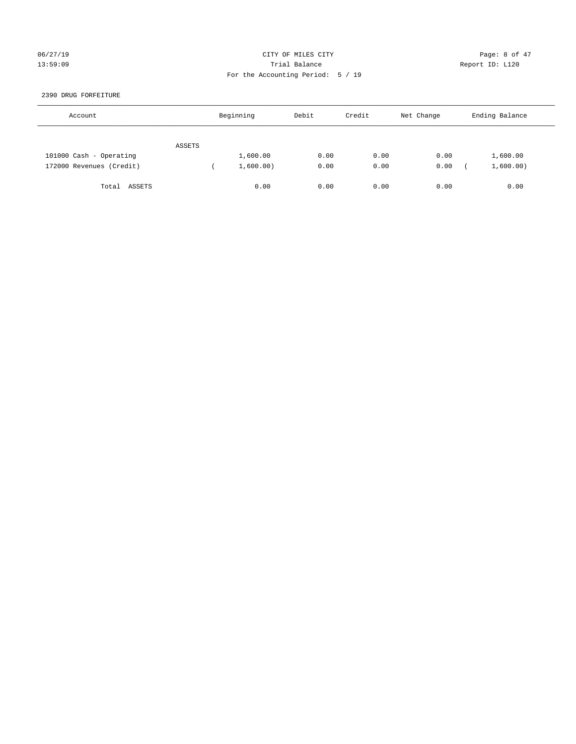## 2390 DRUG FORFEITURE

| Account | Beginning | Debit | Credit | Net Change | Ending Balance |
|---|---|---|---|---|---|
| ASSETS | | | | | |
| 101000 Cash - Operating | 1,600.00 | 0.00 | 0.00 | 0.00 | 1,600.00 |
| 172000 Revenues (Credit) | ( 1,600.00) | 0.00 | 0.00 | 0.00 | ( 1,600.00) |
| Total ASSETS | 0.00 | 0.00 | 0.00 | 0.00 | 0.00 |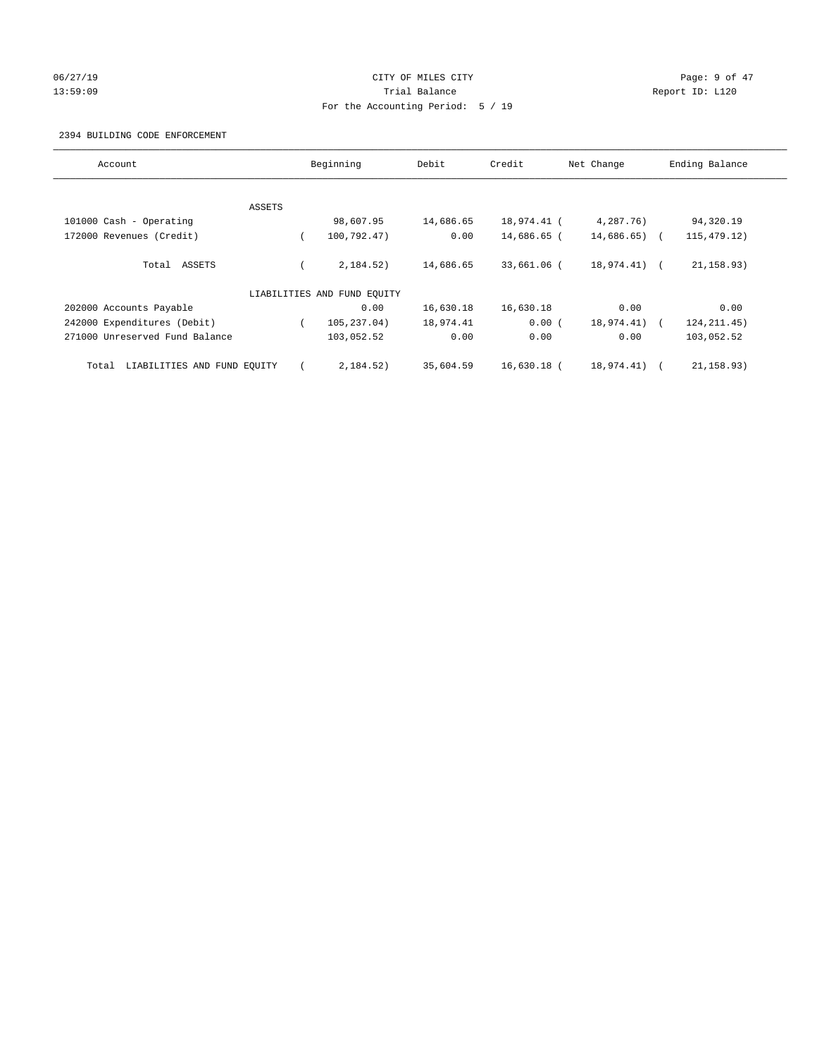CITY OF MILES CITY

Trial Balance

For the Accounting Period: 5 / 19

06/27/19 13:59:09 Report ID: L120

2394 BUILDING CODE ENFORCEMENT

| Account | Beginning | Debit | Credit | Net Change | Ending Balance |
|---|---|---|---|---|---|
| ASSETS | | | | | |
| 101000 Cash - Operating | 98,607.95 | 14,686.65 | 18,974.41 | ( 4,287.76) | 94,320.19 |
| 172000 Revenues (Credit) | ( 100,792.47) | 0.00 | 14,686.65 | ( 14,686.65) | ( 115,479.12) |
| Total ASSETS | ( 2,184.52) | 14,686.65 | 33,661.06 | ( 18,974.41) | ( 21,158.93) |
| LIABILITIES AND FUND EQUITY | | | | | |
| 202000 Accounts Payable | 0.00 | 16,630.18 | 16,630.18 | 0.00 | 0.00 |
| 242000 Expenditures (Debit) | ( 105,237.04) | 18,974.41 | 0.00 | ( 18,974.41) | ( 124,211.45) |
| 271000 Unreserved Fund Balance | 103,052.52 | 0.00 | 0.00 | 0.00 | 103,052.52 |
| Total LIABILITIES AND FUND EQUITY | ( 2,184.52) | 35,604.59 | 16,630.18 | ( 18,974.41) | ( 21,158.93) |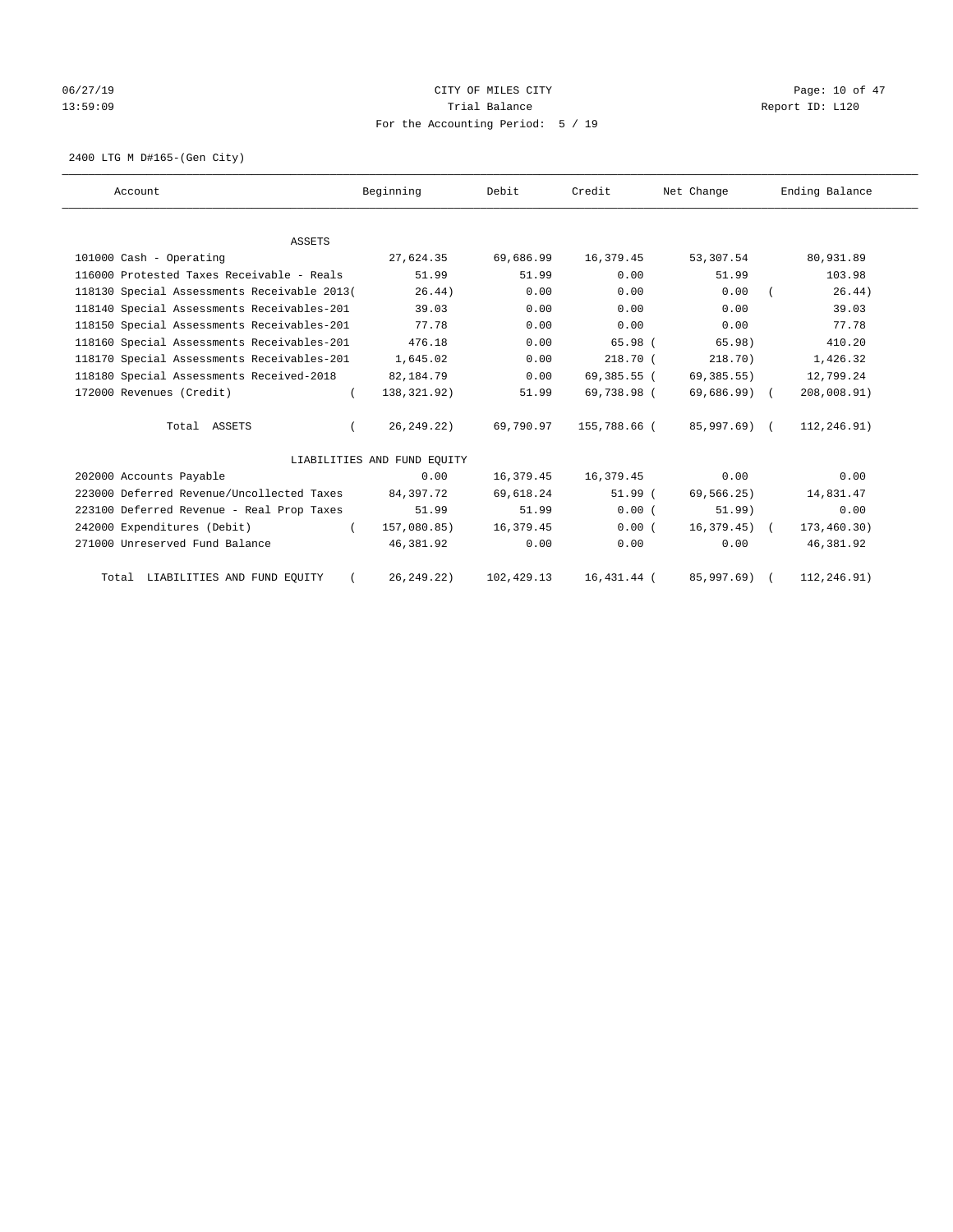CITY OF MILES CITY

Trial Balance

For the Accounting Period: 5 / 19

06/27/19 13:59:09 Report ID: L120

2400 LTG M D#165-(Gen City)

| Account | Beginning | Debit | Credit | Net Change | Ending Balance |
|---|---|---|---|---|---|
| ASSETS | | | | | |
| 101000 Cash - Operating | 27,624.35 | 69,686.99 | 16,379.45 | 53,307.54 | 80,931.89 |
| 116000 Protested Taxes Receivable - Reals | 51.99 | 51.99 | 0.00 | 51.99 | 103.98 |
| 118130 Special Assessments Receivable 2013( | 26.44) | 0.00 | 0.00 | 0.00 | ( 26.44) |
| 118140 Special Assessments Receivables-201 | 39.03 | 0.00 | 0.00 | 0.00 | 39.03 |
| 118150 Special Assessments Receivables-201 | 77.78 | 0.00 | 0.00 | 0.00 | 77.78 |
| 118160 Special Assessments Receivables-201 | 476.18 | 0.00 | 65.98 ( | 65.98) | 410.20 |
| 118170 Special Assessments Receivables-201 | 1,645.02 | 0.00 | 218.70 ( | 218.70) | 1,426.32 |
| 118180 Special Assessments Received-2018 | 82,184.79 | 0.00 | 69,385.55 ( | 69,385.55) | 12,799.24 |
| 172000 Revenues (Credit) | ( 138,321.92) | 51.99 | 69,738.98 ( | 69,686.99) | ( 208,008.91) |
| Total ASSETS | ( 26,249.22) | 69,790.97 | 155,788.66 ( | 85,997.69) | ( 112,246.91) |
| LIABILITIES AND FUND EQUITY | | | | | |
| 202000 Accounts Payable | 0.00 | 16,379.45 | 16,379.45 | 0.00 | 0.00 |
| 223000 Deferred Revenue/Uncollected Taxes | 84,397.72 | 69,618.24 | 51.99 ( | 69,566.25) | 14,831.47 |
| 223100 Deferred Revenue - Real Prop Taxes | 51.99 | 51.99 | 0.00 ( | 51.99) | 0.00 |
| 242000 Expenditures (Debit) | ( 157,080.85) | 16,379.45 | 0.00 ( | 16,379.45) | ( 173,460.30) |
| 271000 Unreserved Fund Balance | 46,381.92 | 0.00 | 0.00 | 0.00 | 46,381.92 |
| Total LIABILITIES AND FUND EQUITY | ( 26,249.22) | 102,429.13 | 16,431.44 ( | 85,997.69) | ( 112,246.91) |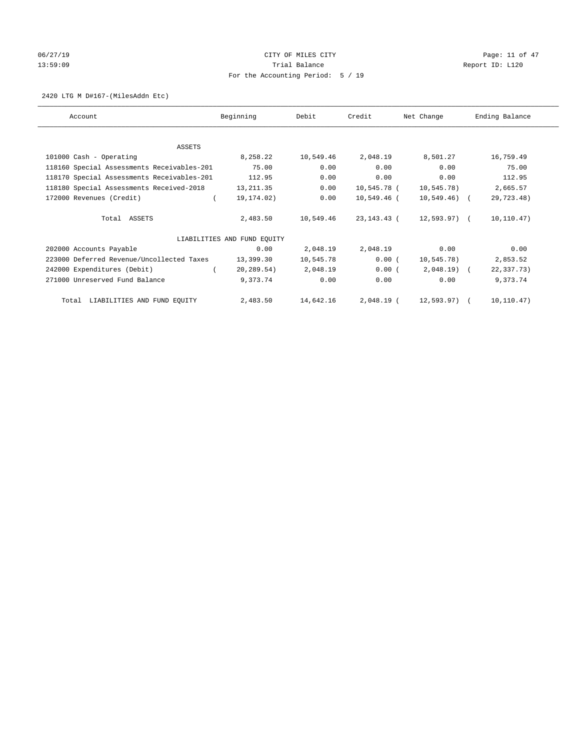CITY OF MILES CITY
Trial Balance
For the Accounting Period: 5 / 19

06/27/19 13:59:09 — Report ID: L120

2420 LTG M D#167-(MilesAddn Etc)

| Account | Beginning | Debit | Credit | Net Change | Ending Balance |
|---|---|---|---|---|---|
| **ASSETS** | | | | | |
| 101000 Cash - Operating | 8,258.22 | 10,549.46 | 2,048.19 | 8,501.27 | 16,759.49 |
| 118160 Special Assessments Receivables-201 | 75.00 | 0.00 | 0.00 | 0.00 | 75.00 |
| 118170 Special Assessments Receivables-201 | 112.95 | 0.00 | 0.00 | 0.00 | 112.95 |
| 118180 Special Assessments Received-2018 | 13,211.35 | 0.00 | 10,545.78 | ( 10,545.78) | 2,665.57 |
| 172000 Revenues (Credit) | ( 19,174.02) | 0.00 | 10,549.46 | ( 10,549.46) | ( 29,723.48) |
| Total ASSETS | 2,483.50 | 10,549.46 | 23,143.43 | ( 12,593.97) | ( 10,110.47) |
| **LIABILITIES AND FUND EQUITY** | | | | | |
| 202000 Accounts Payable | 0.00 | 2,048.19 | 2,048.19 | 0.00 | 0.00 |
| 223000 Deferred Revenue/Uncollected Taxes | 13,399.30 | 10,545.78 | 0.00 | ( 10,545.78) | 2,853.52 |
| 242000 Expenditures (Debit) | ( 20,289.54) | 2,048.19 | 0.00 | ( 2,048.19) | ( 22,337.73) |
| 271000 Unreserved Fund Balance | 9,373.74 | 0.00 | 0.00 | 0.00 | 9,373.74 |
| Total LIABILITIES AND FUND EQUITY | 2,483.50 | 14,642.16 | 2,048.19 | ( 12,593.97) | ( 10,110.47) |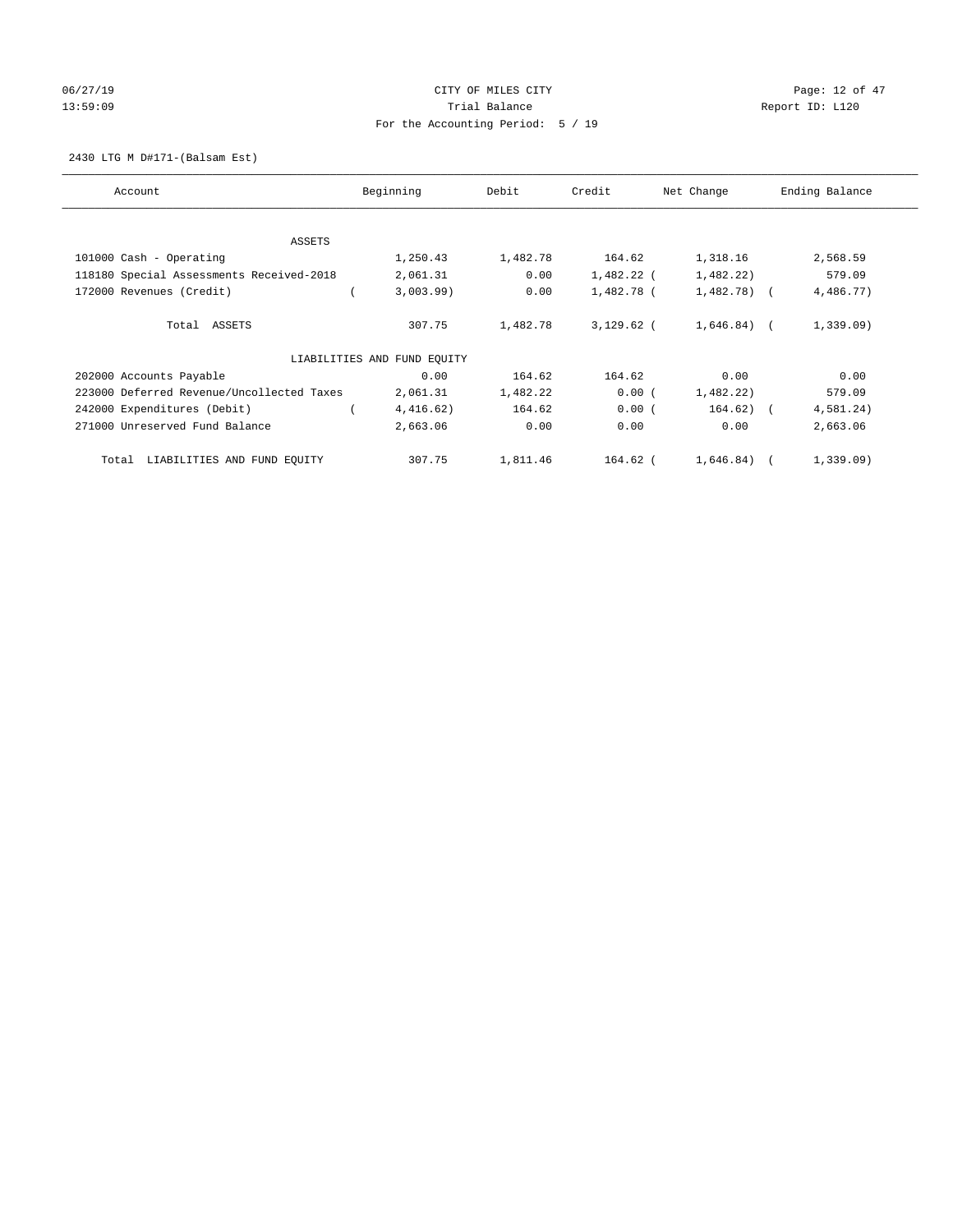CITY OF MILES CITY
Trial Balance
For the Accounting Period: 5 / 19

06/27/19
13:59:09

Report ID: L120

2430 LTG M D#171-(Balsam Est)

| Account | Beginning | Debit | Credit | Net Change | Ending Balance |
|---|---|---|---|---|---|
| ASSETS | | | | | |
| 101000 Cash - Operating | 1,250.43 | 1,482.78 | 164.62 | 1,318.16 | 2,568.59 |
| 118180 Special Assessments Received-2018 | 2,061.31 | 0.00 | 1,482.22 | (1,482.22) | 579.09 |
| 172000 Revenues (Credit) | (3,003.99) | 0.00 | 1,482.78 | (1,482.78) | (4,486.77) |
| Total ASSETS | 307.75 | 1,482.78 | 3,129.62 | (1,646.84) | (1,339.09) |
| LIABILITIES AND FUND EQUITY | | | | | |
| 202000 Accounts Payable | 0.00 | 164.62 | 164.62 | 0.00 | 0.00 |
| 223000 Deferred Revenue/Uncollected Taxes | 2,061.31 | 1,482.22 | 0.00 | (1,482.22) | 579.09 |
| 242000 Expenditures (Debit) | (4,416.62) | 164.62 | 0.00 | (164.62) | (4,581.24) |
| 271000 Unreserved Fund Balance | 2,663.06 | 0.00 | 0.00 | 0.00 | 2,663.06 |
| Total LIABILITIES AND FUND EQUITY | 307.75 | 1,811.46 | 164.62 | (1,646.84) | (1,339.09) |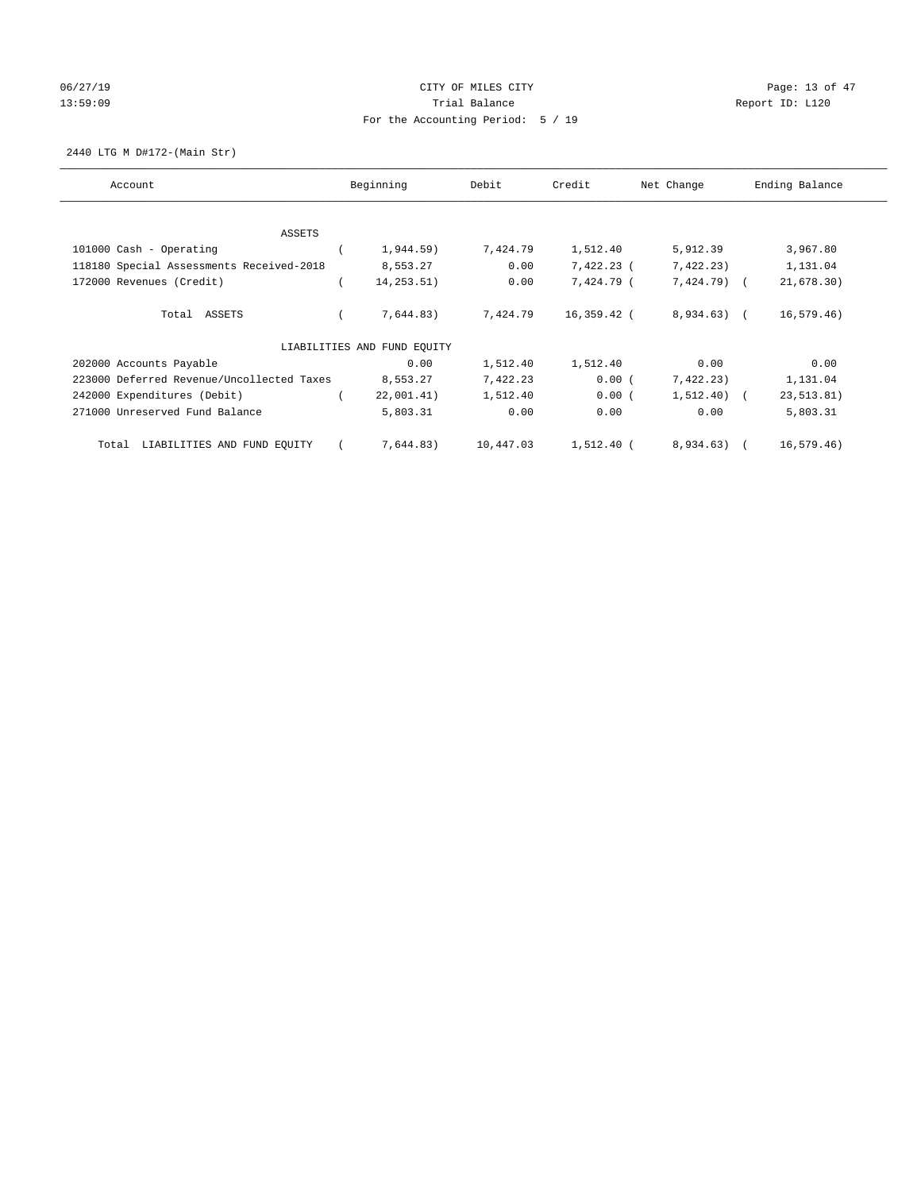CITY OF MILES CITY

Trial Balance

For the Accounting Period: 5 / 19

2440 LTG M D#172-(Main Str)

| Account | Beginning | Debit | Credit | Net Change | Ending Balance |
|---|---|---|---|---|---|
| ASSETS | | | | | |
| 101000 Cash - Operating | ( 1,944.59) | 7,424.79 | 1,512.40 | 5,912.39 | 3,967.80 |
| 118180 Special Assessments Received-2018 | 8,553.27 | 0.00 | 7,422.23 | ( 7,422.23) | 1,131.04 |
| 172000 Revenues (Credit) | ( 14,253.51) | 0.00 | 7,424.79 | ( 7,424.79) | ( 21,678.30) |
| Total ASSETS | ( 7,644.83) | 7,424.79 | 16,359.42 | ( 8,934.63) | ( 16,579.46) |
| LIABILITIES AND FUND EQUITY | | | | | |
| 202000 Accounts Payable | 0.00 | 1,512.40 | 1,512.40 | 0.00 | 0.00 |
| 223000 Deferred Revenue/Uncollected Taxes | 8,553.27 | 7,422.23 | 0.00 | ( 7,422.23) | 1,131.04 |
| 242000 Expenditures (Debit) | ( 22,001.41) | 1,512.40 | 0.00 | ( 1,512.40) | ( 23,513.81) |
| 271000 Unreserved Fund Balance | 5,803.31 | 0.00 | 0.00 | 0.00 | 5,803.31 |
| Total LIABILITIES AND FUND EQUITY | ( 7,644.83) | 10,447.03 | 1,512.40 | ( 8,934.63) | ( 16,579.46) |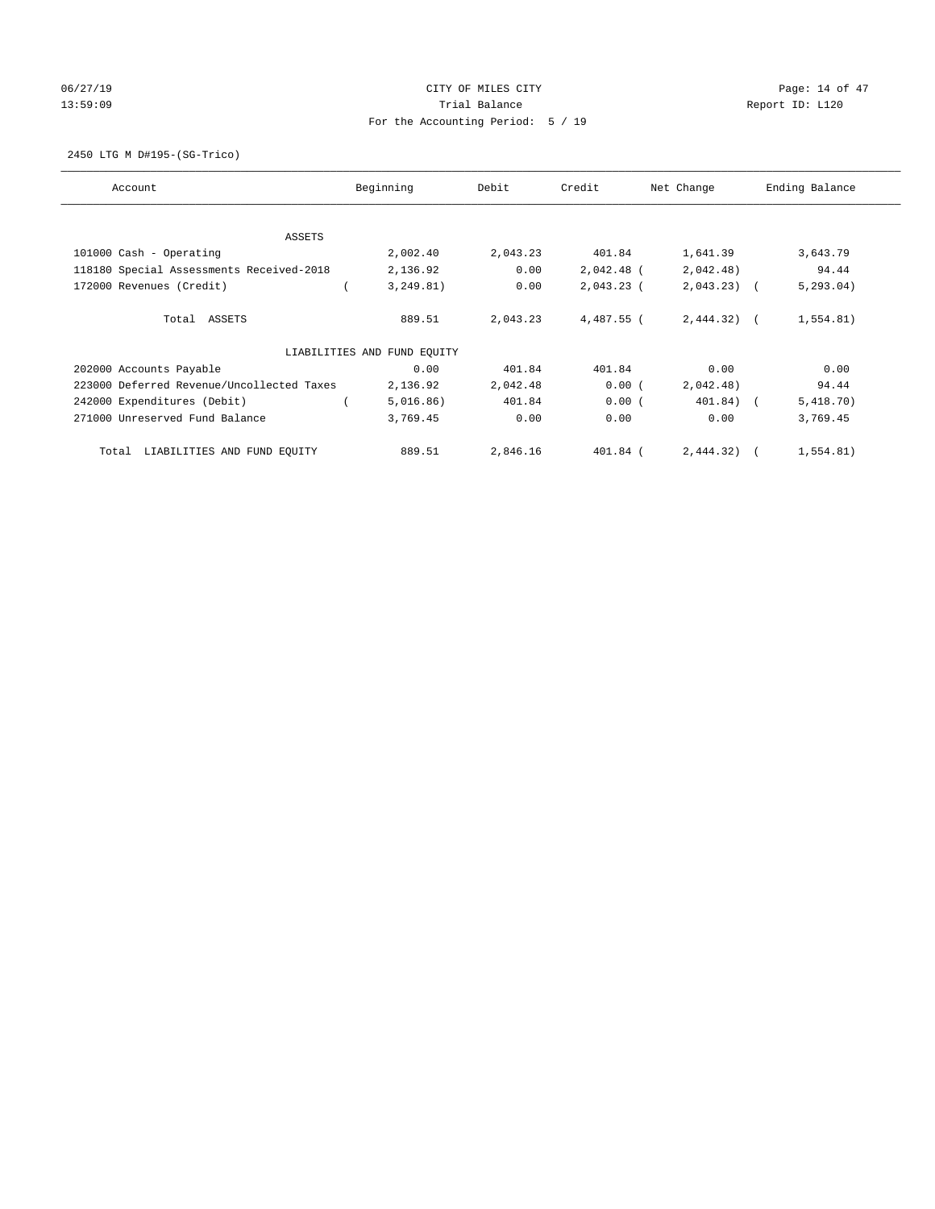CITY OF MILES CITY
Trial Balance
For the Accounting Period: 5 / 19

06/27/19
13:59:09

Report ID: L120

2450 LTG M D#195-(SG-Trico)

| Account | Beginning | Debit | Credit | Net Change | Ending Balance |
|---|---|---|---|---|---|
| ASSETS | | | | | |
| 101000 Cash - Operating | 2,002.40 | 2,043.23 | 401.84 | 1,641.39 | 3,643.79 |
| 118180 Special Assessments Received-2018 | 2,136.92 | 0.00 | 2,042.48 | (2,042.48) | 94.44 |
| 172000 Revenues (Credit) | (3,249.81) | 0.00 | 2,043.23 | (2,043.23) | (5,293.04) |
| Total ASSETS | 889.51 | 2,043.23 | 4,487.55 | (2,444.32) | (1,554.81) |
| LIABILITIES AND FUND EQUITY | | | | | |
| 202000 Accounts Payable | 0.00 | 401.84 | 401.84 | 0.00 | 0.00 |
| 223000 Deferred Revenue/Uncollected Taxes | 2,136.92 | 2,042.48 | 0.00 | (2,042.48) | 94.44 |
| 242000 Expenditures (Debit) | (5,016.86) | 401.84 | 0.00 | (401.84) | (5,418.70) |
| 271000 Unreserved Fund Balance | 3,769.45 | 0.00 | 0.00 | 0.00 | 3,769.45 |
| Total LIABILITIES AND FUND EQUITY | 889.51 | 2,846.16 | 401.84 | (2,444.32) | (1,554.81) |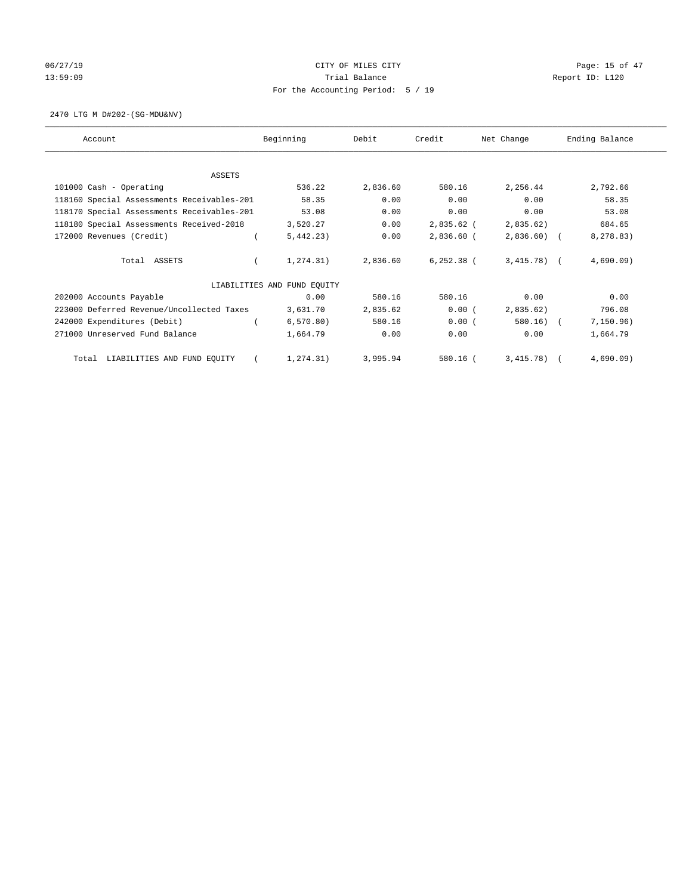06/27/19 CITY OF MILES CITY
13:59:09 Trial Balance Report ID: L120
For the Accounting Period: 5 / 19

2470 LTG M D#202-(SG-MDU&NV)

| Account | Beginning | Debit | Credit | Net Change | Ending Balance |
|---|---|---|---|---|---|
| ASSETS | | | | | |
| 101000 Cash - Operating | 536.22 | 2,836.60 | 580.16 | 2,256.44 | 2,792.66 |
| 118160 Special Assessments Receivables-201 | 58.35 | 0.00 | 0.00 | 0.00 | 58.35 |
| 118170 Special Assessments Receivables-201 | 53.08 | 0.00 | 0.00 | 0.00 | 53.08 |
| 118180 Special Assessments Received-2018 | 3,520.27 | 0.00 | 2,835.62 | ( 2,835.62) | 684.65 |
| 172000 Revenues (Credit) | ( 5,442.23) | 0.00 | 2,836.60 | ( 2,836.60) | ( 8,278.83) |
| Total ASSETS | ( 1,274.31) | 2,836.60 | 6,252.38 | ( 3,415.78) | ( 4,690.09) |
| LIABILITIES AND FUND EQUITY | | | | | |
| 202000 Accounts Payable | 0.00 | 580.16 | 580.16 | 0.00 | 0.00 |
| 223000 Deferred Revenue/Uncollected Taxes | 3,631.70 | 2,835.62 | 0.00 | ( 2,835.62) | 796.08 |
| 242000 Expenditures (Debit) | ( 6,570.80) | 580.16 | 0.00 | ( 580.16) | ( 7,150.96) |
| 271000 Unreserved Fund Balance | 1,664.79 | 0.00 | 0.00 | 0.00 | 1,664.79 |
| Total LIABILITIES AND FUND EQUITY | ( 1,274.31) | 3,995.94 | 580.16 | ( 3,415.78) | ( 4,690.09) |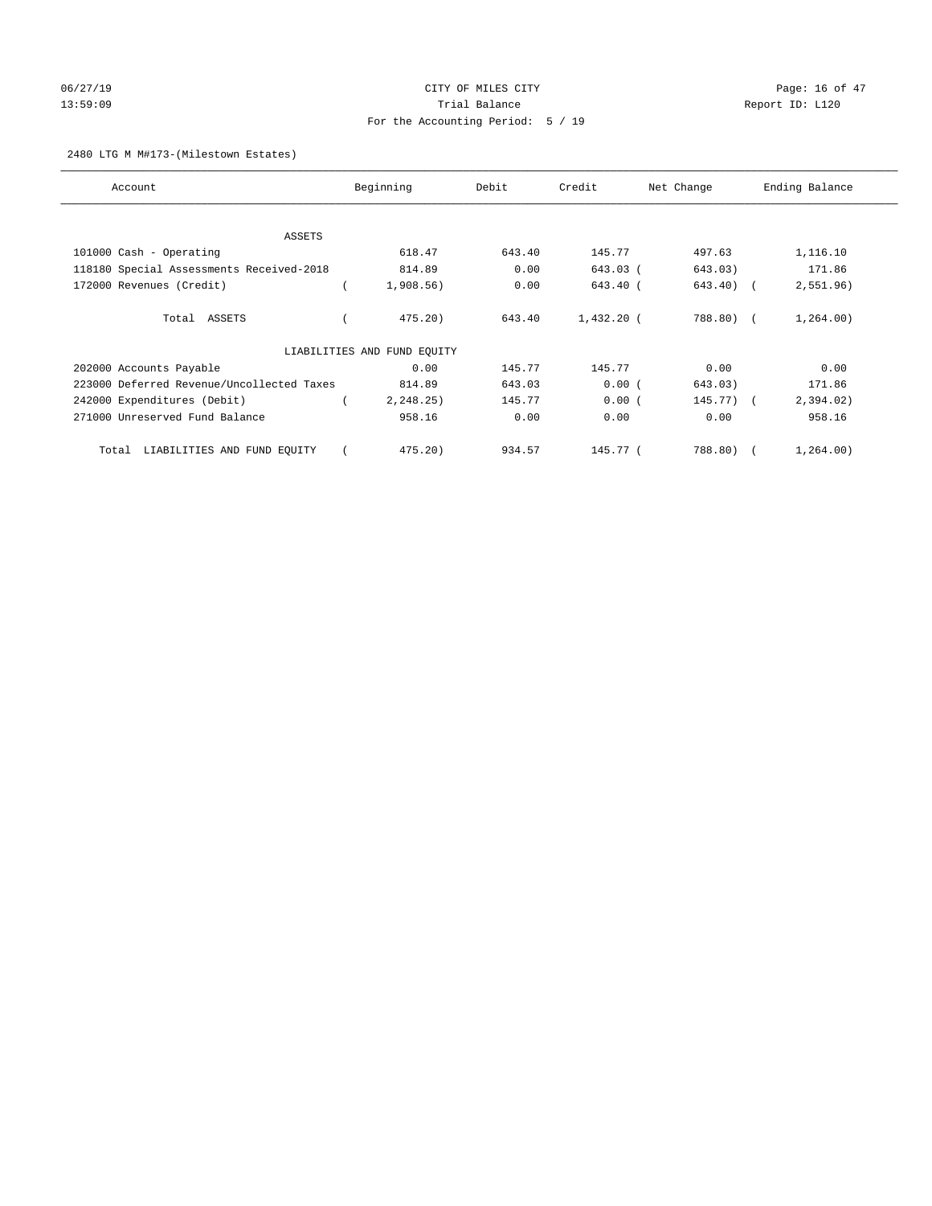CITY OF MILES CITY

Trial Balance

For the Accounting Period: 5 / 19

06/27/19 13:59:09 Report ID: L120

2480 LTG M M#173-(Milestown Estates)

| Account | Beginning | Debit | Credit | Net Change | Ending Balance |
|---|---|---|---|---|---|
| ASSETS | | | | | |
| 101000 Cash - Operating | 618.47 | 643.40 | 145.77 | 497.63 | 1,116.10 |
| 118180 Special Assessments Received-2018 | 814.89 | 0.00 | 643.03 | (643.03) | 171.86 |
| 172000 Revenues (Credit) | (1,908.56) | 0.00 | 643.40 | (643.40) | (2,551.96) |
| Total ASSETS | (475.20) | 643.40 | 1,432.20 | (788.80) | (1,264.00) |
| LIABILITIES AND FUND EQUITY | | | | | |
| 202000 Accounts Payable | 0.00 | 145.77 | 145.77 | 0.00 | 0.00 |
| 223000 Deferred Revenue/Uncollected Taxes | 814.89 | 643.03 | 0.00 | (643.03) | 171.86 |
| 242000 Expenditures (Debit) | (2,248.25) | 145.77 | 0.00 | (145.77) | (2,394.02) |
| 271000 Unreserved Fund Balance | 958.16 | 0.00 | 0.00 | 0.00 | 958.16 |
| Total LIABILITIES AND FUND EQUITY | (475.20) | 934.57 | 145.77 | (788.80) | (1,264.00) |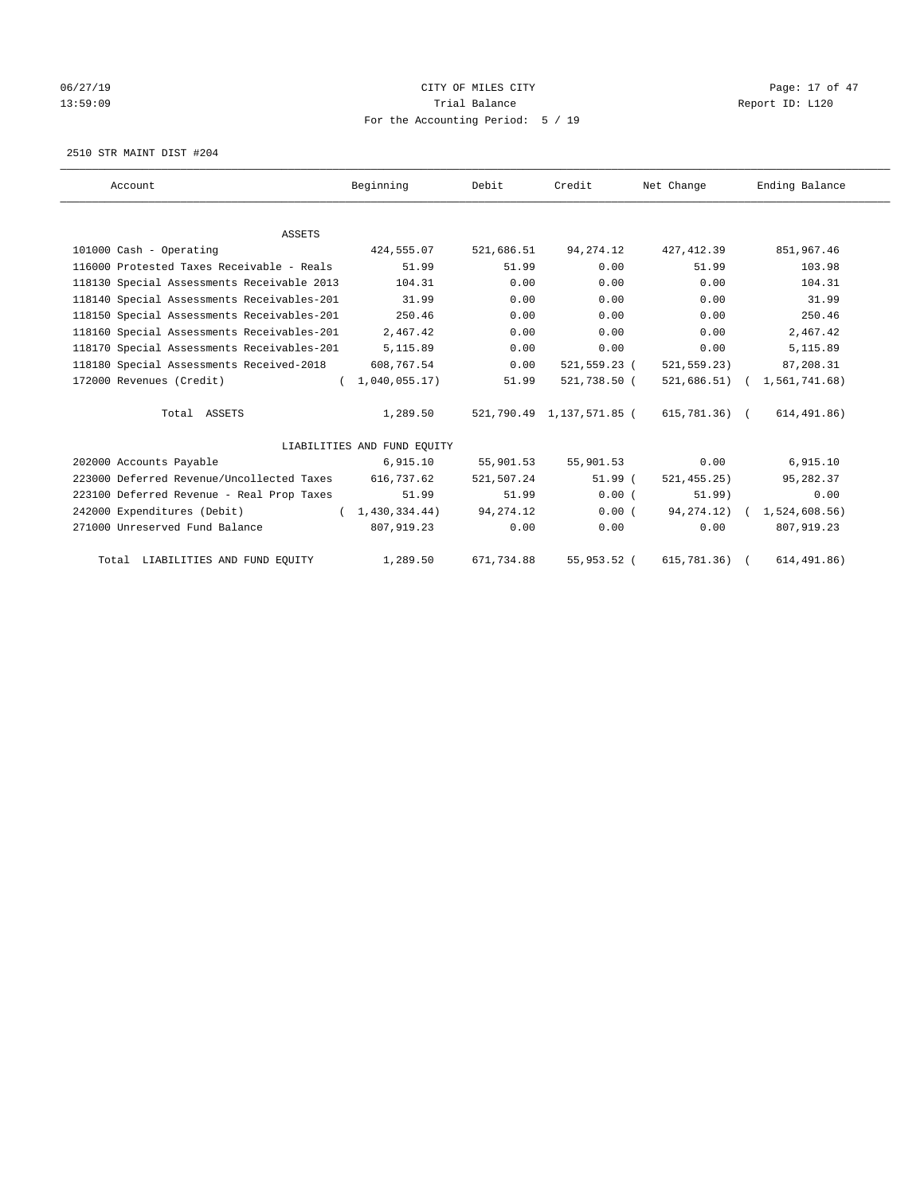CITY OF MILES CITY

Trial Balance

For the Accounting Period: 5 / 19

06/27/19 13:59:09 Report ID: L120

2510 STR MAINT DIST #204

| Account | Beginning | Debit | Credit | Net Change | Ending Balance |
|---|---|---|---|---|---|
| ASSETS | | | | | |
| 101000 Cash - Operating | 424,555.07 | 521,686.51 | 94,274.12 | 427,412.39 | 851,967.46 |
| 116000 Protested Taxes Receivable - Reals | 51.99 | 51.99 | 0.00 | 51.99 | 103.98 |
| 118130 Special Assessments Receivable 2013 | 104.31 | 0.00 | 0.00 | 0.00 | 104.31 |
| 118140 Special Assessments Receivables-201 | 31.99 | 0.00 | 0.00 | 0.00 | 31.99 |
| 118150 Special Assessments Receivables-201 | 250.46 | 0.00 | 0.00 | 0.00 | 250.46 |
| 118160 Special Assessments Receivables-201 | 2,467.42 | 0.00 | 0.00 | 0.00 | 2,467.42 |
| 118170 Special Assessments Receivables-201 | 5,115.89 | 0.00 | 0.00 | 0.00 | 5,115.89 |
| 118180 Special Assessments Received-2018 | 608,767.54 | 0.00 | 521,559.23 | ( 521,559.23) | 87,208.31 |
| 172000 Revenues (Credit) | ( 1,040,055.17) | 51.99 | 521,738.50 | ( 521,686.51) | ( 1,561,741.68) |
| Total ASSETS | 1,289.50 | 521,790.49 | 1,137,571.85 | ( 615,781.36) | ( 614,491.86) |
| LIABILITIES AND FUND EQUITY | | | | | |
| 202000 Accounts Payable | 6,915.10 | 55,901.53 | 55,901.53 | 0.00 | 6,915.10 |
| 223000 Deferred Revenue/Uncollected Taxes | 616,737.62 | 521,507.24 | 51.99 | ( 521,455.25) | 95,282.37 |
| 223100 Deferred Revenue - Real Prop Taxes | 51.99 | 51.99 | 0.00 | ( 51.99) | 0.00 |
| 242000 Expenditures (Debit) | ( 1,430,334.44) | 94,274.12 | 0.00 | ( 94,274.12) | ( 1,524,608.56) |
| 271000 Unreserved Fund Balance | 807,919.23 | 0.00 | 0.00 | 0.00 | 807,919.23 |
| Total LIABILITIES AND FUND EQUITY | 1,289.50 | 671,734.88 | 55,953.52 | ( 615,781.36) | ( 614,491.86) |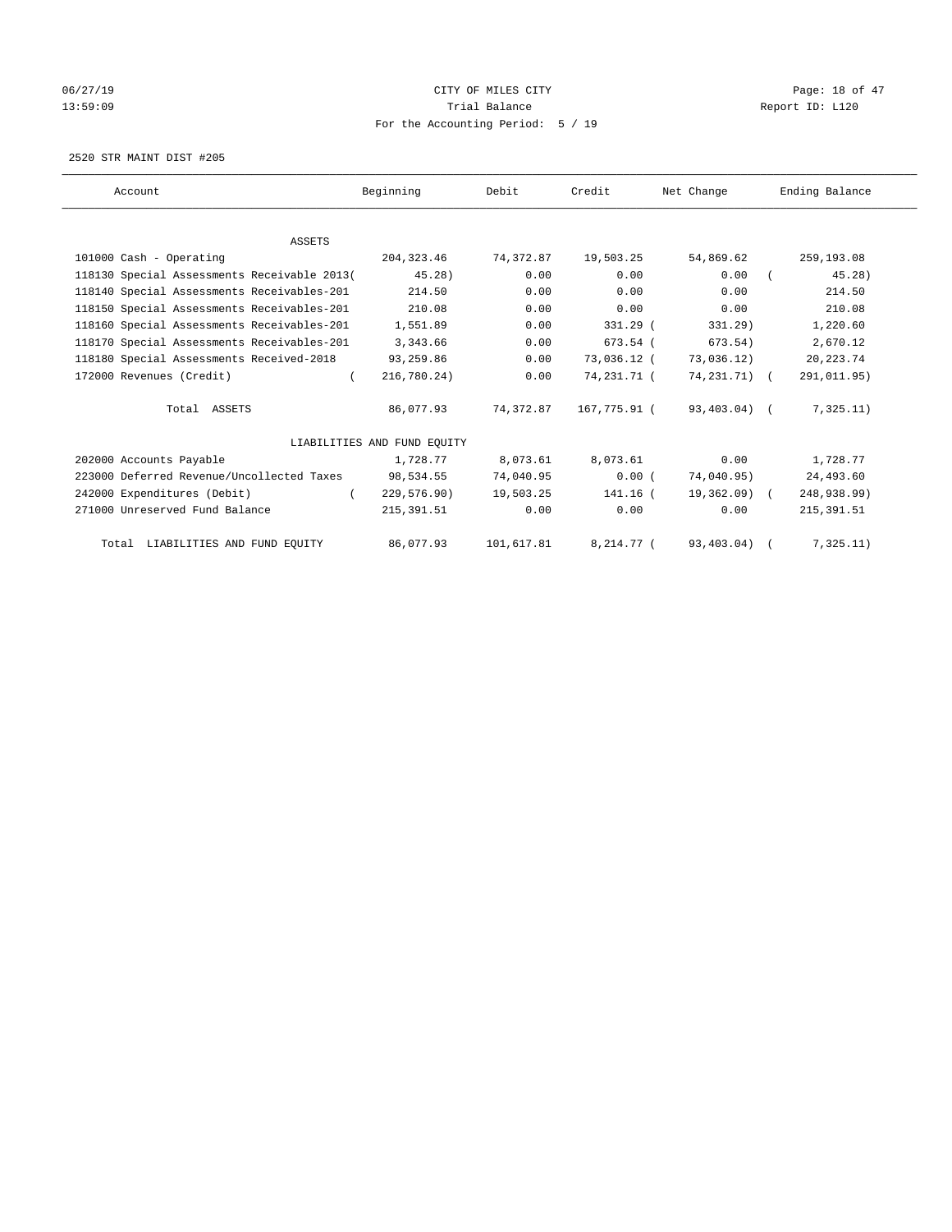# CITY OF MILES CITY

Trial Balance

For the Accounting Period: 5 / 19

06/27/19 13:59:09 — Report ID: L120

2520 STR MAINT DIST #205

| Account | Beginning | Debit | Credit | Net Change | Ending Balance |
|---|---|---|---|---|---|
| **ASSETS** | | | | | |
| 101000 Cash - Operating | 204,323.46 | 74,372.87 | 19,503.25 | 54,869.62 | 259,193.08 |
| 118130 Special Assessments Receivable 2013 | ( 45.28) | 0.00 | 0.00 | 0.00 | ( 45.28) |
| 118140 Special Assessments Receivables-201 | 214.50 | 0.00 | 0.00 | 0.00 | 214.50 |
| 118150 Special Assessments Receivables-201 | 210.08 | 0.00 | 0.00 | 0.00 | 210.08 |
| 118160 Special Assessments Receivables-201 | 1,551.89 | 0.00 | 331.29 | ( 331.29) | 1,220.60 |
| 118170 Special Assessments Receivables-201 | 3,343.66 | 0.00 | 673.54 | ( 673.54) | 2,670.12 |
| 118180 Special Assessments Received-2018 | 93,259.86 | 0.00 | 73,036.12 | ( 73,036.12) | 20,223.74 |
| 172000 Revenues (Credit) | ( 216,780.24) | 0.00 | 74,231.71 | ( 74,231.71) | ( 291,011.95) |
| Total ASSETS | 86,077.93 | 74,372.87 | 167,775.91 | ( 93,403.04) | ( 7,325.11) |
| **LIABILITIES AND FUND EQUITY** | | | | | |
| 202000 Accounts Payable | 1,728.77 | 8,073.61 | 8,073.61 | 0.00 | 1,728.77 |
| 223000 Deferred Revenue/Uncollected Taxes | 98,534.55 | 74,040.95 | 0.00 | ( 74,040.95) | 24,493.60 |
| 242000 Expenditures (Debit) | ( 229,576.90) | 19,503.25 | 141.16 | ( 19,362.09) | ( 248,938.99) |
| 271000 Unreserved Fund Balance | 215,391.51 | 0.00 | 0.00 | 0.00 | 215,391.51 |
| Total LIABILITIES AND FUND EQUITY | 86,077.93 | 101,617.81 | 8,214.77 | ( 93,403.04) | ( 7,325.11) |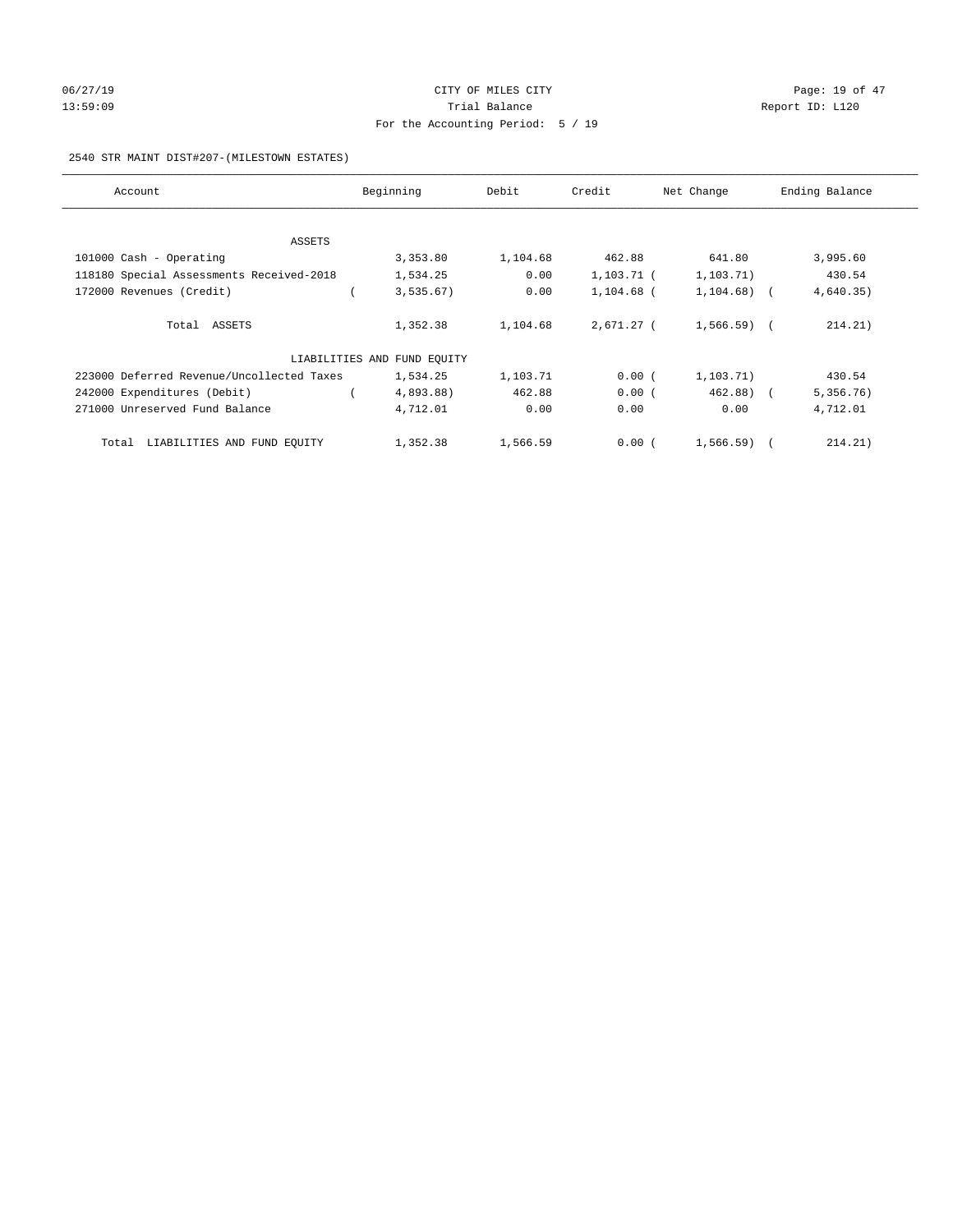CITY OF MILES CITY

Trial Balance

For the Accounting Period: 5 / 19

2540 STR MAINT DIST#207-(MILESTOWN ESTATES)

| Account | Beginning | Debit | Credit | Net Change | Ending Balance |
|---|---|---|---|---|---|
| ASSETS | | | | | |
| 101000 Cash - Operating | 3,353.80 | 1,104.68 | 462.88 | 641.80 | 3,995.60 |
| 118180 Special Assessments Received-2018 | 1,534.25 | 0.00 | 1,103.71 | ( 1,103.71) | 430.54 |
| 172000 Revenues (Credit) | ( 3,535.67) | 0.00 | 1,104.68 | ( 1,104.68) | ( 4,640.35) |
| Total ASSETS | 1,352.38 | 1,104.68 | 2,671.27 | ( 1,566.59) | ( 214.21) |
| LIABILITIES AND FUND EQUITY | | | | | |
| 223000 Deferred Revenue/Uncollected Taxes | 1,534.25 | 1,103.71 | 0.00 | ( 1,103.71) | 430.54 |
| 242000 Expenditures (Debit) | ( 4,893.88) | 462.88 | 0.00 | ( 462.88) | ( 5,356.76) |
| 271000 Unreserved Fund Balance | 4,712.01 | 0.00 | 0.00 | 0.00 | 4,712.01 |
| Total LIABILITIES AND FUND EQUITY | 1,352.38 | 1,566.59 | 0.00 | ( 1,566.59) | ( 214.21) |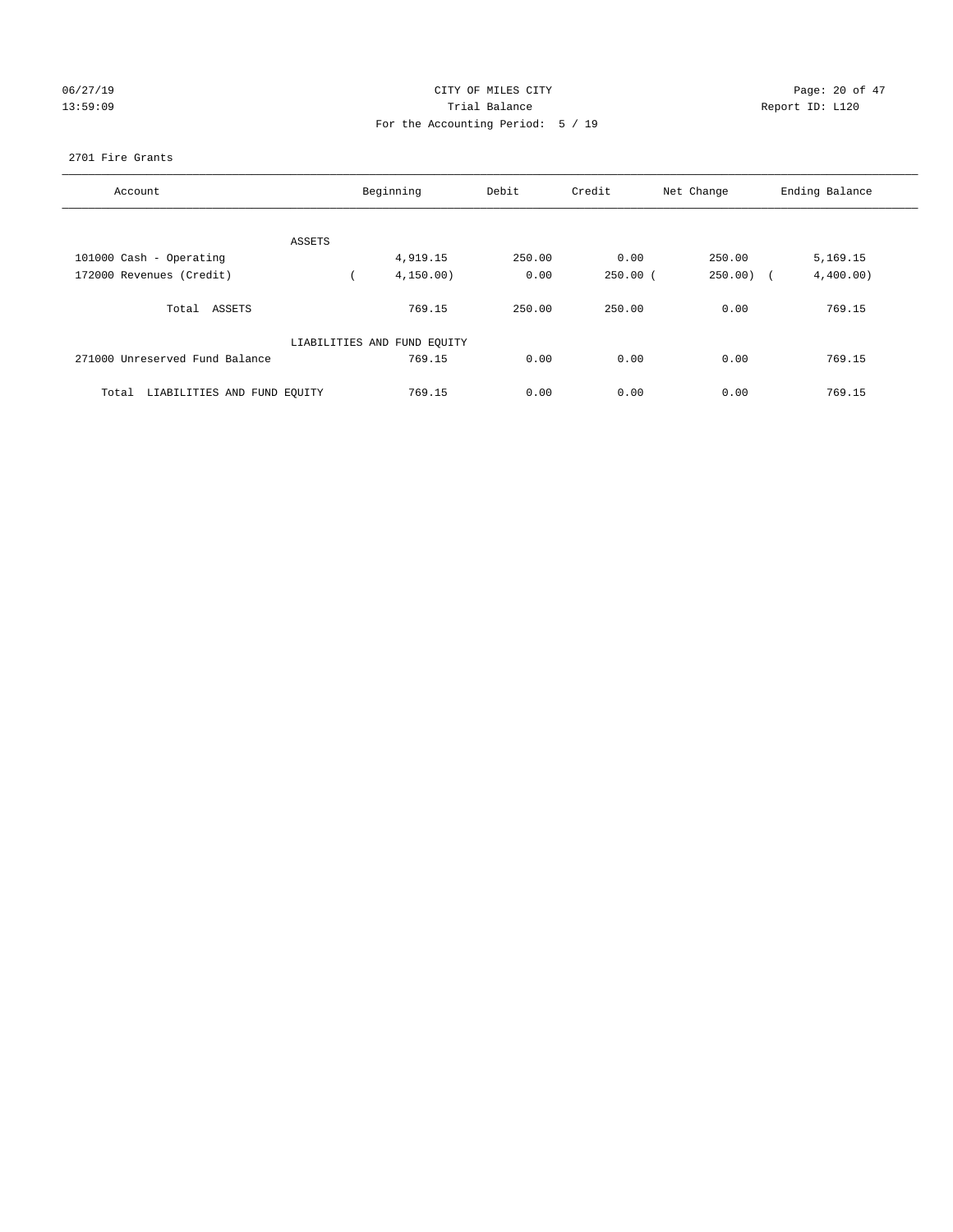CITY OF MILES CITY
Trial Balance
For the Accounting Period: 5 / 19

06/27/19
13:59:09

Report ID: L120

2701 Fire Grants

| Account | Beginning | Debit | Credit | Net Change | Ending Balance |
|---|---|---|---|---|---|
| ASSETS | | | | | |
| 101000 Cash - Operating | 4,919.15 | 250.00 | 0.00 | 250.00 | 5,169.15 |
| 172000 Revenues (Credit) | ( 4,150.00) | 0.00 | 250.00 | ( 250.00) | ( 4,400.00) |
| Total ASSETS | 769.15 | 250.00 | 250.00 | 0.00 | 769.15 |
| LIABILITIES AND FUND EQUITY | | | | | |
| 271000 Unreserved Fund Balance | 769.15 | 0.00 | 0.00 | 0.00 | 769.15 |
| Total LIABILITIES AND FUND EQUITY | 769.15 | 0.00 | 0.00 | 0.00 | 769.15 |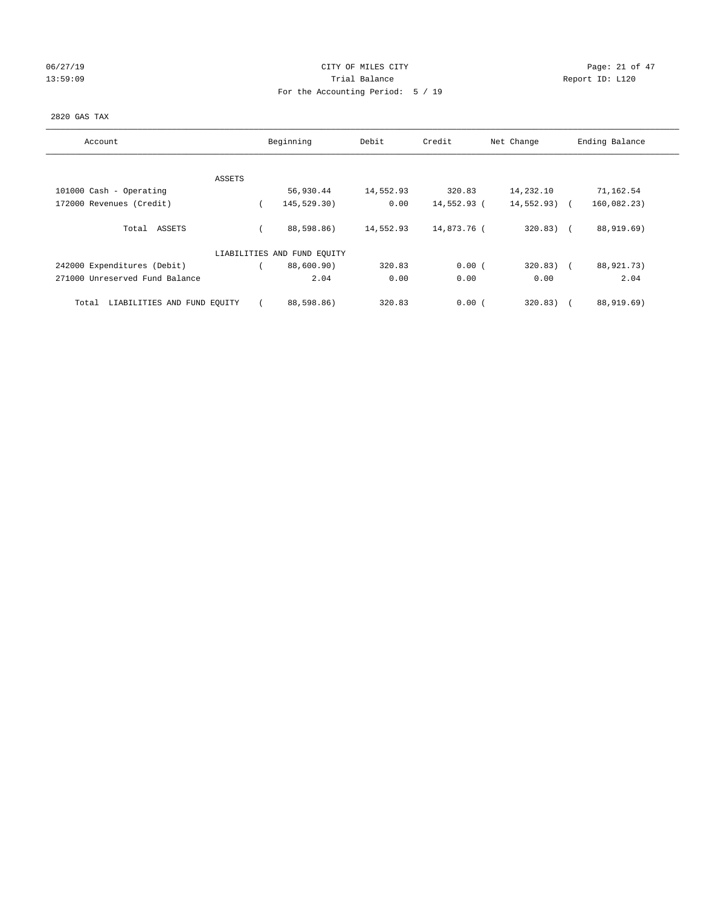CITY OF MILES CITY
Trial Balance
For the Accounting Period: 5 / 19

06/27/19 13:59:09 — Report ID: L120

2820 GAS TAX

| Account | Beginning | Debit | Credit | Net Change | Ending Balance |
|---|---|---|---|---|---|
| ASSETS | | | | | |
| 101000 Cash - Operating | 56,930.44 | 14,552.93 | 320.83 | 14,232.10 | 71,162.54 |
| 172000 Revenues (Credit) | ( 145,529.30) | 0.00 | 14,552.93 | ( 14,552.93) | ( 160,082.23) |
| Total ASSETS | ( 88,598.86) | 14,552.93 | 14,873.76 | ( 320.83) | ( 88,919.69) |
| LIABILITIES AND FUND EQUITY | | | | | |
| 242000 Expenditures (Debit) | ( 88,600.90) | 320.83 | 0.00 | ( 320.83) | ( 88,921.73) |
| 271000 Unreserved Fund Balance | 2.04 | 0.00 | 0.00 | 0.00 | 2.04 |
| Total LIABILITIES AND FUND EQUITY | ( 88,598.86) | 320.83 | 0.00 | ( 320.83) | ( 88,919.69) |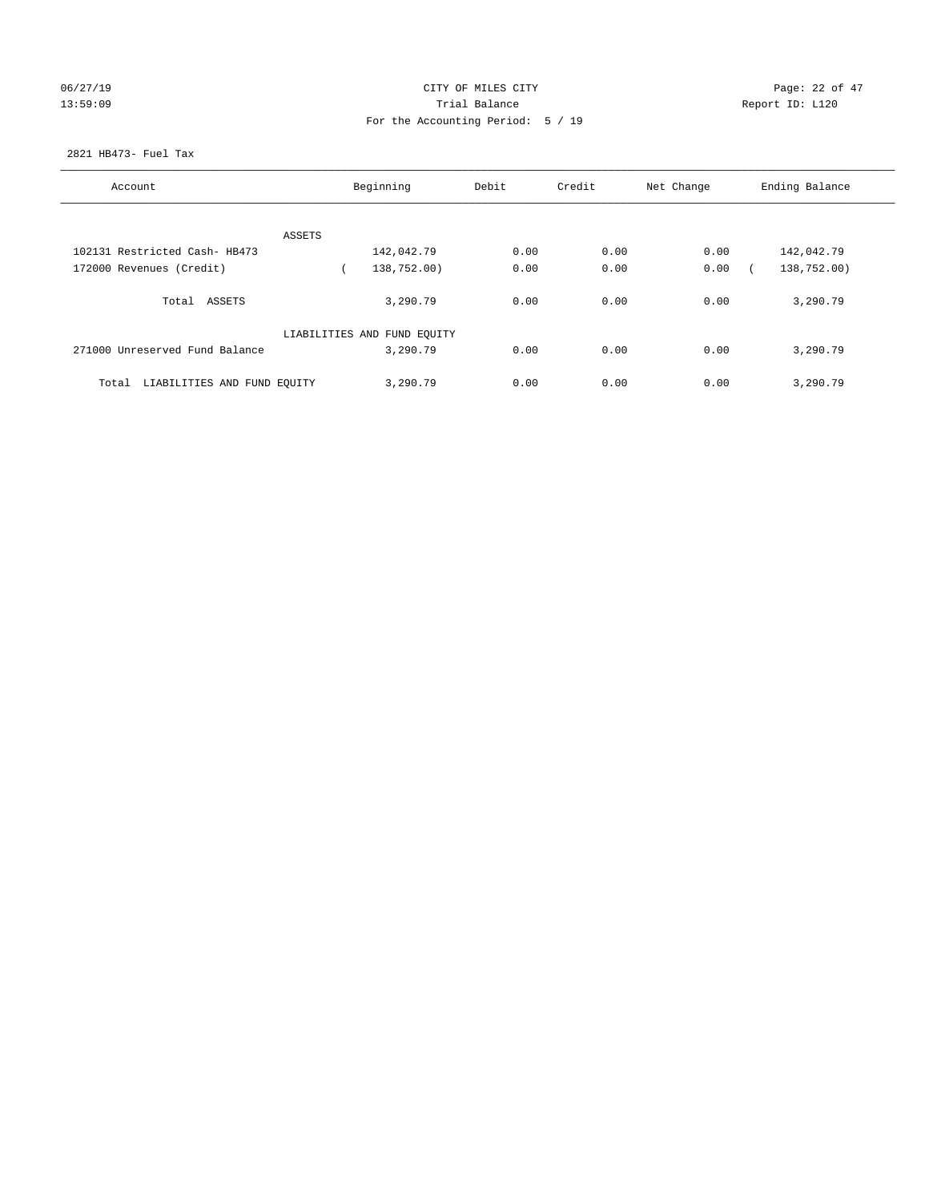CITY OF MILES CITY
Trial Balance
For the Accounting Period: 5 / 19

06/27/19
13:59:09

Report ID: L120

2821 HB473- Fuel Tax

| Account | Beginning | Debit | Credit | Net Change | Ending Balance |
|---|---|---|---|---|---|
| ASSETS | | | | | |
| 102131 Restricted Cash- HB473 | 142,042.79 | 0.00 | 0.00 | 0.00 | 142,042.79 |
| 172000 Revenues (Credit) | ( 138,752.00) | 0.00 | 0.00 | 0.00 | ( 138,752.00) |
| Total ASSETS | 3,290.79 | 0.00 | 0.00 | 0.00 | 3,290.79 |
| LIABILITIES AND FUND EQUITY | | | | | |
| 271000 Unreserved Fund Balance | 3,290.79 | 0.00 | 0.00 | 0.00 | 3,290.79 |
| Total LIABILITIES AND FUND EQUITY | 3,290.79 | 0.00 | 0.00 | 0.00 | 3,290.79 |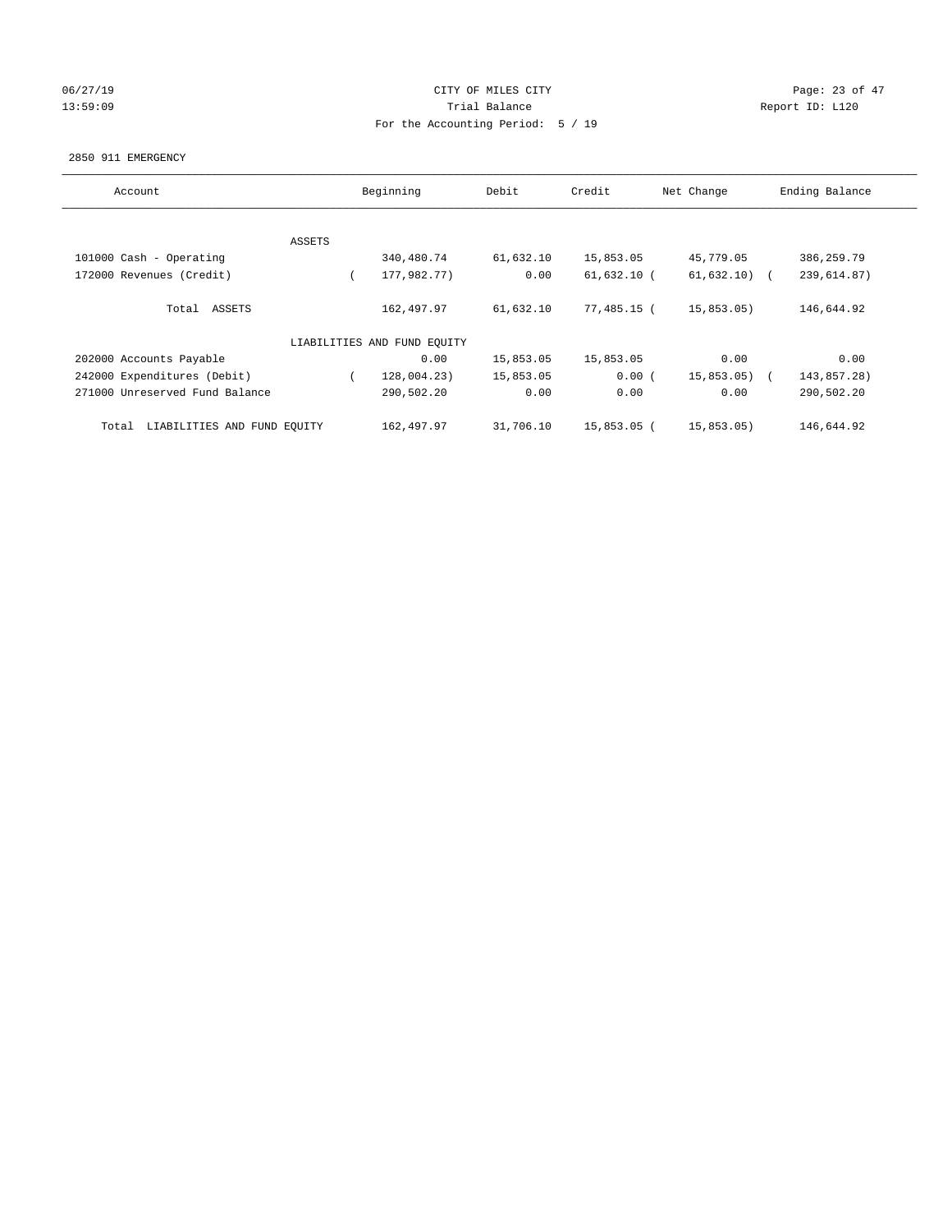CITY OF MILES CITY

Trial Balance

For the Accounting Period: 5 / 19

06/27/19 13:59:09 — Report ID: L120

2850 911 EMERGENCY

| Account | Beginning | Debit | Credit | Net Change | Ending Balance |
|---|---|---|---|---|---|
| ASSETS | | | | | |
| 101000 Cash - Operating | 340,480.74 | 61,632.10 | 15,853.05 | 45,779.05 | 386,259.79 |
| 172000 Revenues (Credit) | ( 177,982.77) | 0.00 | 61,632.10 | ( 61,632.10) | ( 239,614.87) |
| Total ASSETS | 162,497.97 | 61,632.10 | 77,485.15 | ( 15,853.05) | 146,644.92 |
| LIABILITIES AND FUND EQUITY | | | | | |
| 202000 Accounts Payable | 0.00 | 15,853.05 | 15,853.05 | 0.00 | 0.00 |
| 242000 Expenditures (Debit) | ( 128,004.23) | 15,853.05 | 0.00 | ( 15,853.05) | ( 143,857.28) |
| 271000 Unreserved Fund Balance | 290,502.20 | 0.00 | 0.00 | 0.00 | 290,502.20 |
| Total LIABILITIES AND FUND EQUITY | 162,497.97 | 31,706.10 | 15,853.05 | ( 15,853.05) | 146,644.92 |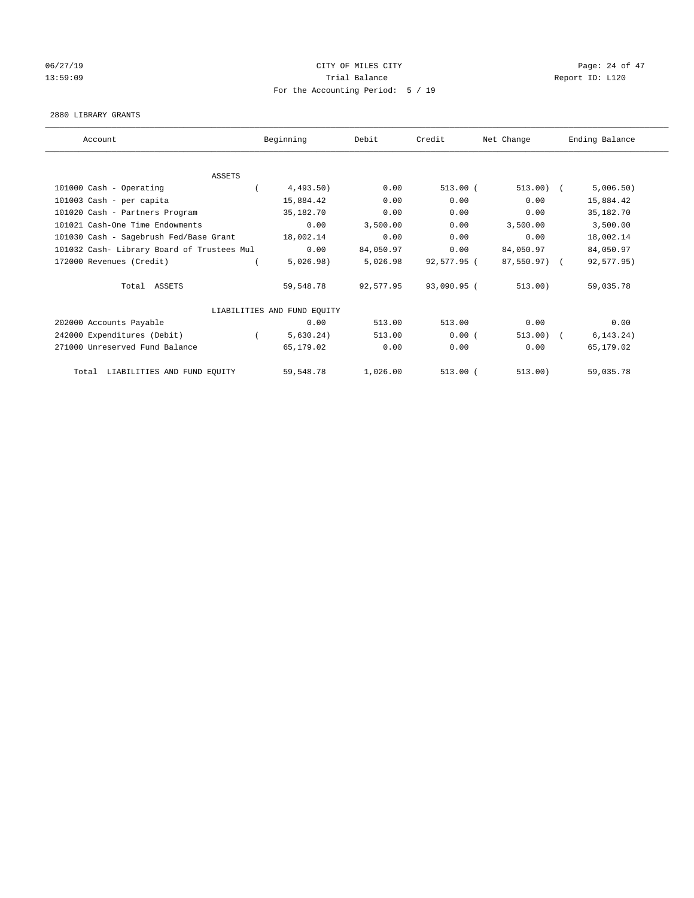06/27/19 CITY OF MILES CITY
13:59:09 Trial Balance Report ID: L120
For the Accounting Period: 5 / 19

2880 LIBRARY GRANTS

| Account | Beginning | Debit | Credit | Net Change | Ending Balance |
|---|---|---|---|---|---|
| ASSETS | | | | | |
| 101000 Cash - Operating | ( 4,493.50) | 0.00 | 513.00 | ( 513.00) | ( 5,006.50) |
| 101003 Cash - per capita | 15,884.42 | 0.00 | 0.00 | 0.00 | 15,884.42 |
| 101020 Cash - Partners Program | 35,182.70 | 0.00 | 0.00 | 0.00 | 35,182.70 |
| 101021 Cash-One Time Endowments | 0.00 | 3,500.00 | 0.00 | 3,500.00 | 3,500.00 |
| 101030 Cash - Sagebrush Fed/Base Grant | 18,002.14 | 0.00 | 0.00 | 0.00 | 18,002.14 |
| 101032 Cash- Library Board of Trustees Mul | 0.00 | 84,050.97 | 0.00 | 84,050.97 | 84,050.97 |
| 172000 Revenues (Credit) | ( 5,026.98) | 5,026.98 | 92,577.95 | ( 87,550.97) | ( 92,577.95) |
| Total ASSETS | 59,548.78 | 92,577.95 | 93,090.95 | ( 513.00) | 59,035.78 |
| LIABILITIES AND FUND EQUITY | | | | | |
| 202000 Accounts Payable | 0.00 | 513.00 | 513.00 | 0.00 | 0.00 |
| 242000 Expenditures (Debit) | ( 5,630.24) | 513.00 | 0.00 | ( 513.00) | ( 6,143.24) |
| 271000 Unreserved Fund Balance | 65,179.02 | 0.00 | 0.00 | 0.00 | 65,179.02 |
| Total LIABILITIES AND FUND EQUITY | 59,548.78 | 1,026.00 | 513.00 | ( 513.00) | 59,035.78 |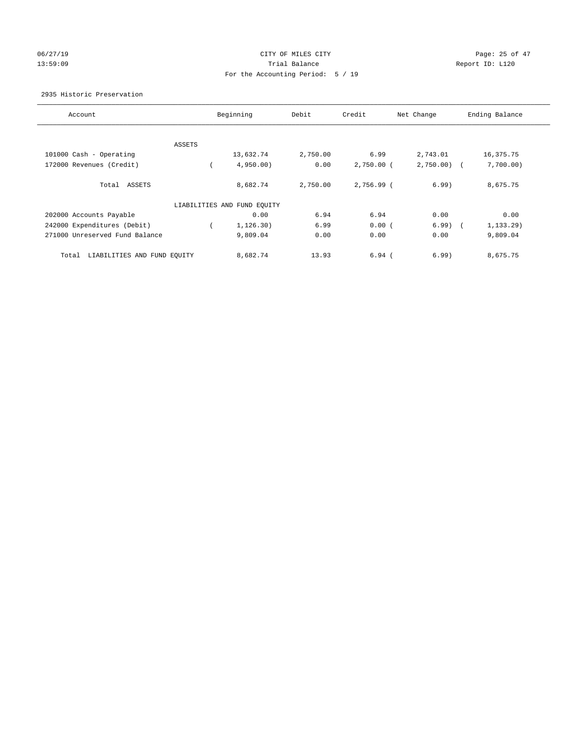CITY OF MILES CITY

Trial Balance

For the Accounting Period: 5 / 19

06/27/19
13:59:09

Report ID: L120

2935 Historic Preservation

| Account | Beginning | Debit | Credit | Net Change | Ending Balance |
|---|---|---|---|---|---|
| ASSETS | | | | | |
| 101000 Cash - Operating | 13,632.74 | 2,750.00 | 6.99 | 2,743.01 | 16,375.75 |
| 172000 Revenues (Credit) | ( 4,950.00) | 0.00 | 2,750.00 | ( 2,750.00) | ( 7,700.00) |
| Total ASSETS | 8,682.74 | 2,750.00 | 2,756.99 | ( 6.99) | 8,675.75 |
| LIABILITIES AND FUND EQUITY | | | | | |
| 202000 Accounts Payable | 0.00 | 6.94 | 6.94 | 0.00 | 0.00 |
| 242000 Expenditures (Debit) | ( 1,126.30) | 6.99 | 0.00 | ( 6.99) | ( 1,133.29) |
| 271000 Unreserved Fund Balance | 9,809.04 | 0.00 | 0.00 | 0.00 | 9,809.04 |
| Total LIABILITIES AND FUND EQUITY | 8,682.74 | 13.93 | 6.94 | ( 6.99) | 8,675.75 |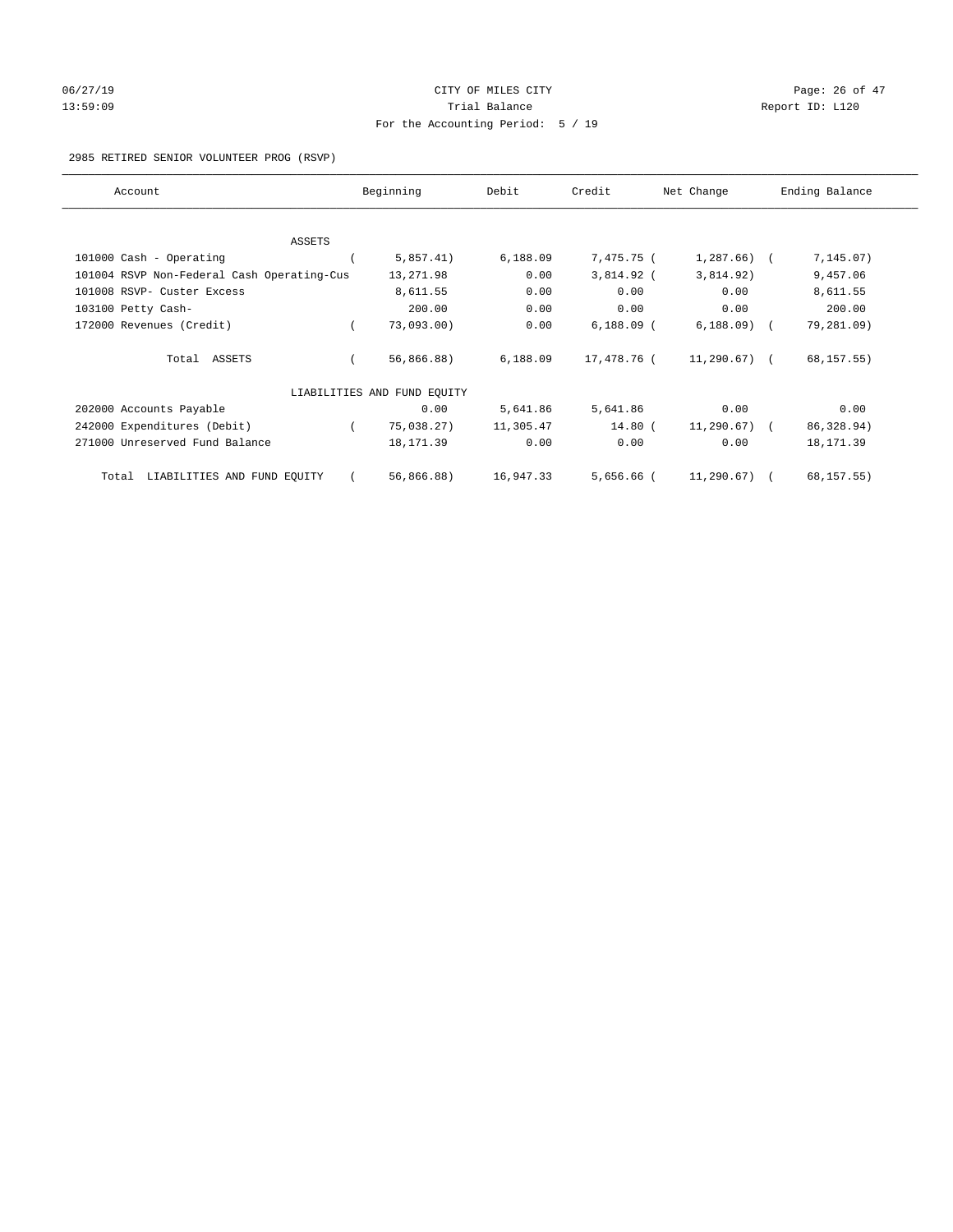CITY OF MILES CITY
Trial Balance
For the Accounting Period: 5 / 19

06/27/19
13:59:09

Report ID: L120

2985 RETIRED SENIOR VOLUNTEER PROG (RSVP)

| Account | Beginning | Debit | Credit | Net Change | Ending Balance |
|---|---|---|---|---|---|
| ASSETS | | | | | |
| 101000 Cash - Operating | ( 5,857.41) | 6,188.09 | 7,475.75 | ( 1,287.66) | ( 7,145.07) |
| 101004 RSVP Non-Federal Cash Operating-Cus | 13,271.98 | 0.00 | 3,814.92 | ( 3,814.92) | 9,457.06 |
| 101008 RSVP- Custer Excess | 8,611.55 | 0.00 | 0.00 | 0.00 | 8,611.55 |
| 103100 Petty Cash- | 200.00 | 0.00 | 0.00 | 0.00 | 200.00 |
| 172000 Revenues (Credit) | ( 73,093.00) | 0.00 | 6,188.09 | ( 6,188.09) | ( 79,281.09) |
| Total ASSETS | ( 56,866.88) | 6,188.09 | 17,478.76 | ( 11,290.67) | ( 68,157.55) |
| LIABILITIES AND FUND EQUITY | | | | | |
| 202000 Accounts Payable | 0.00 | 5,641.86 | 5,641.86 | 0.00 | 0.00 |
| 242000 Expenditures (Debit) | ( 75,038.27) | 11,305.47 | 14.80 | ( 11,290.67) | ( 86,328.94) |
| 271000 Unreserved Fund Balance | 18,171.39 | 0.00 | 0.00 | 0.00 | 18,171.39 |
| Total LIABILITIES AND FUND EQUITY | ( 56,866.88) | 16,947.33 | 5,656.66 | ( 11,290.67) | ( 68,157.55) |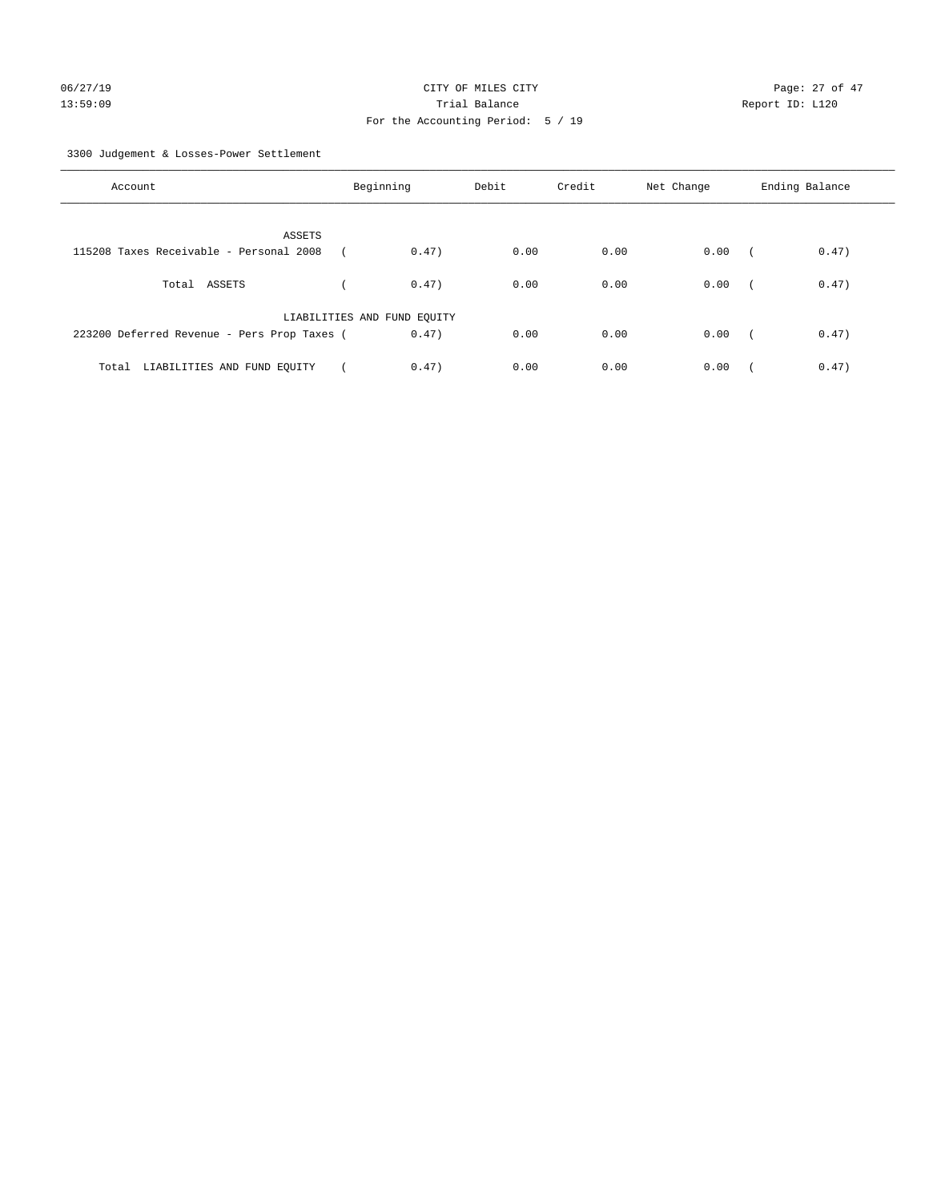CITY OF MILES CITY

Trial Balance

For the Accounting Period: 5 / 19

06/27/19 13:59:09 Report ID: L120

3300 Judgement & Losses-Power Settlement

| Account | Beginning | Debit | Credit | Net Change | Ending Balance |
|---|---|---|---|---|---|
| ASSETS | | | | | |
| 115208 Taxes Receivable - Personal 2008 | (0.47) | 0.00 | 0.00 | 0.00 | (0.47) |
| Total ASSETS | (0.47) | 0.00 | 0.00 | 0.00 | (0.47) |
| LIABILITIES AND FUND EQUITY | | | | | |
| 223200 Deferred Revenue - Pers Prop Taxes | (0.47) | 0.00 | 0.00 | 0.00 | (0.47) |
| Total LIABILITIES AND FUND EQUITY | (0.47) | 0.00 | 0.00 | 0.00 | (0.47) |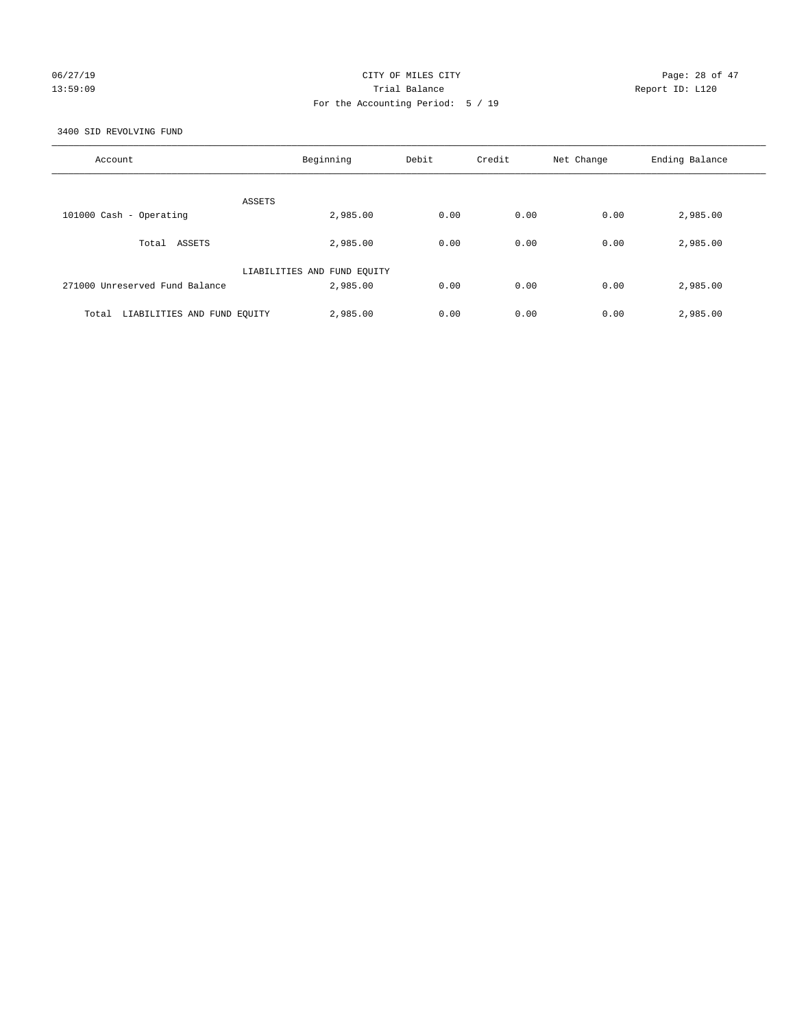CITY OF MILES CITY

Trial Balance

For the Accounting Period: 5 / 19

06/27/19 13:59:09

Report ID: L120

3400 SID REVOLVING FUND

| Account | Beginning | Debit | Credit | Net Change | Ending Balance |
|---|---|---|---|---|---|
| ASSETS | | | | | |
| 101000 Cash - Operating | 2,985.00 | 0.00 | 0.00 | 0.00 | 2,985.00 |
| Total ASSETS | 2,985.00 | 0.00 | 0.00 | 0.00 | 2,985.00 |
| LIABILITIES AND FUND EQUITY | | | | | |
| 271000 Unreserved Fund Balance | 2,985.00 | 0.00 | 0.00 | 0.00 | 2,985.00 |
| Total LIABILITIES AND FUND EQUITY | 2,985.00 | 0.00 | 0.00 | 0.00 | 2,985.00 |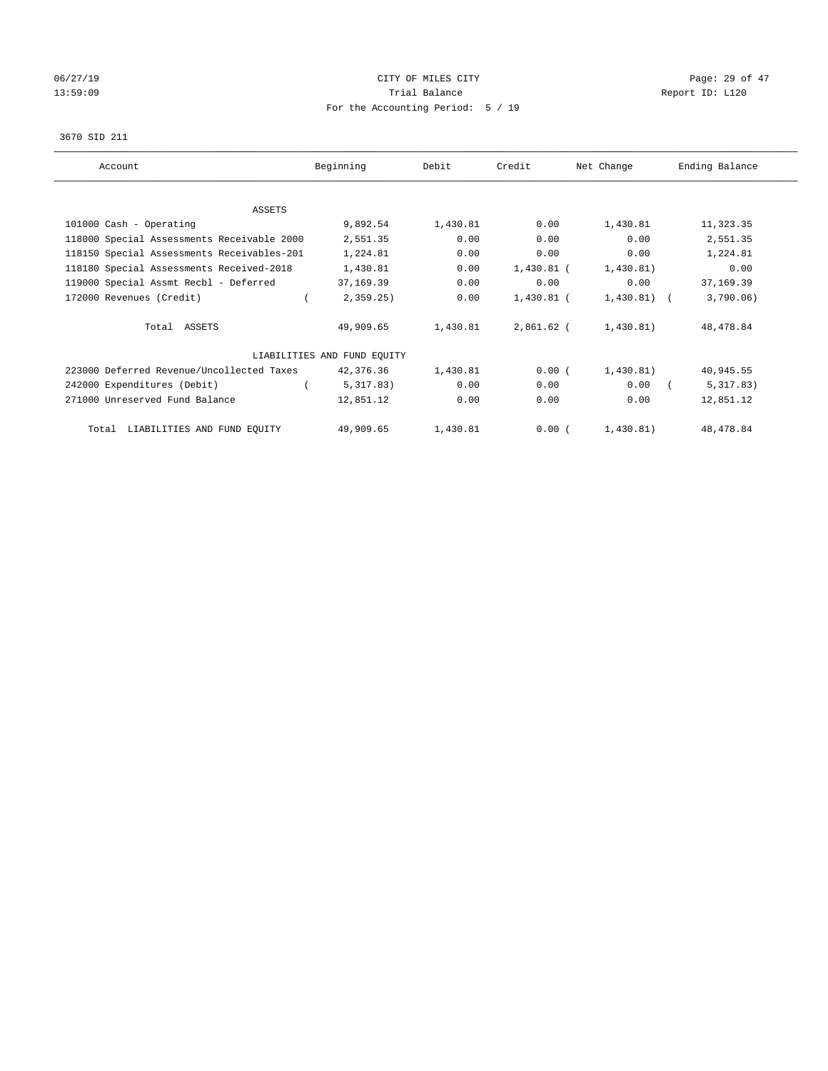CITY OF MILES CITY
Trial Balance
For the Accounting Period: 5 / 19

06/27/19
13:59:09

Report ID: L120

3670 SID 211

| Account | Beginning | Debit | Credit | Net Change | Ending Balance |
|---|---|---|---|---|---|
| **ASSETS** | | | | | |
| 101000 Cash - Operating | 9,892.54 | 1,430.81 | 0.00 | 1,430.81 | 11,323.35 |
| 118000 Special Assessments Receivable 2000 | 2,551.35 | 0.00 | 0.00 | 0.00 | 2,551.35 |
| 118150 Special Assessments Receivables-201 | 1,224.81 | 0.00 | 0.00 | 0.00 | 1,224.81 |
| 118180 Special Assessments Received-2018 | 1,430.81 | 0.00 | 1,430.81 | ( 1,430.81) | 0.00 |
| 119000 Special Assmt Recbl - Deferred | 37,169.39 | 0.00 | 0.00 | 0.00 | 37,169.39 |
| 172000 Revenues (Credit) | ( 2,359.25) | 0.00 | 1,430.81 | ( 1,430.81) | ( 3,790.06) |
| Total ASSETS | 49,909.65 | 1,430.81 | 2,861.62 | ( 1,430.81) | 48,478.84 |
| **LIABILITIES AND FUND EQUITY** | | | | | |
| 223000 Deferred Revenue/Uncollected Taxes | 42,376.36 | 1,430.81 | 0.00 | ( 1,430.81) | 40,945.55 |
| 242000 Expenditures (Debit) | ( 5,317.83) | 0.00 | 0.00 | 0.00 | ( 5,317.83) |
| 271000 Unreserved Fund Balance | 12,851.12 | 0.00 | 0.00 | 0.00 | 12,851.12 |
| Total LIABILITIES AND FUND EQUITY | 49,909.65 | 1,430.81 | 0.00 | ( 1,430.81) | 48,478.84 |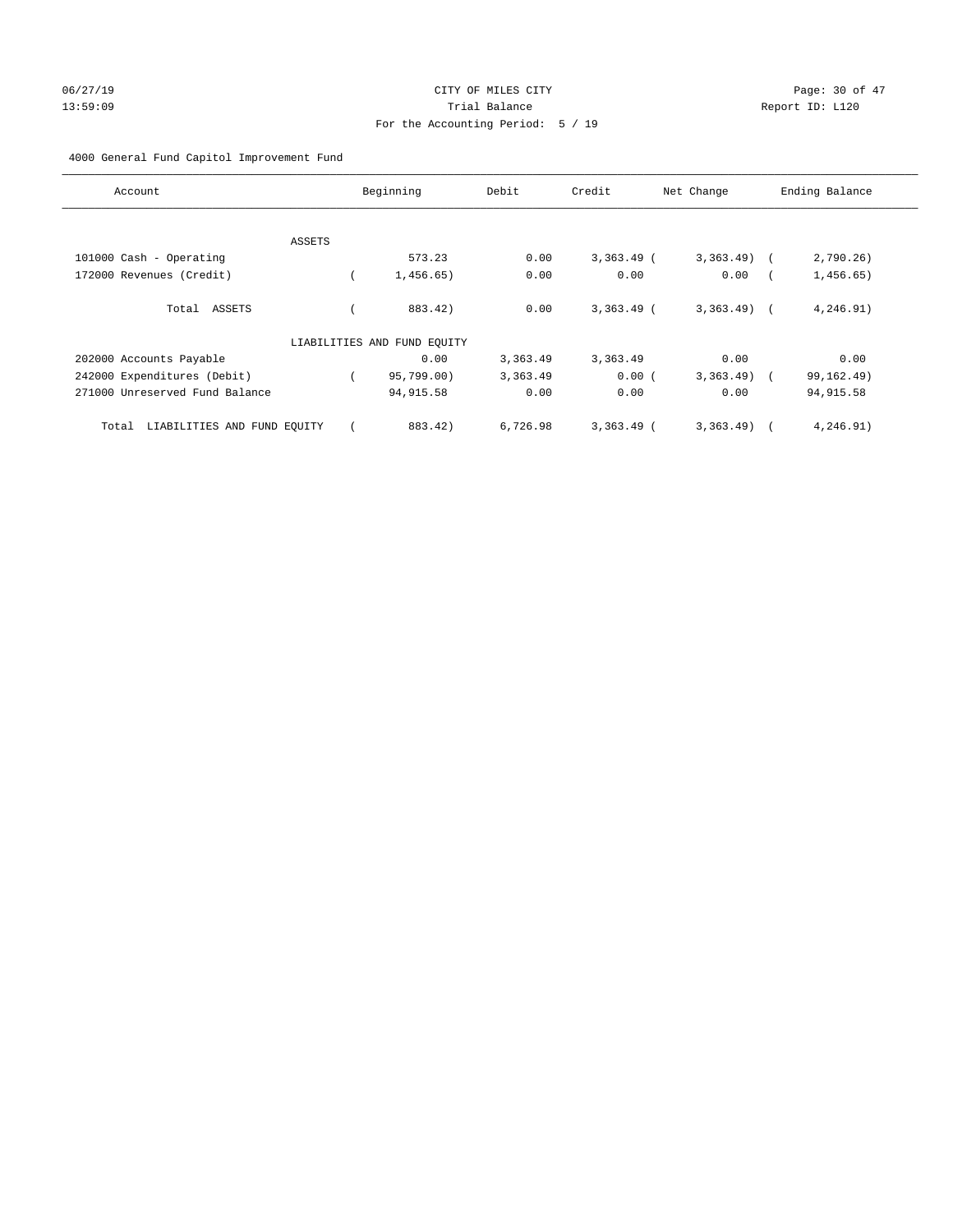CITY OF MILES CITY

Trial Balance

For the Accounting Period: 5 / 19

4000 General Fund Capitol Improvement Fund

| Account | Beginning | Debit | Credit | Net Change | Ending Balance |
|---|---|---|---|---|---|
| ASSETS | | | | | |
| 101000 Cash - Operating | 573.23 | 0.00 | 3,363.49 | (3,363.49) | (2,790.26) |
| 172000 Revenues (Credit) | (1,456.65) | 0.00 | 0.00 | 0.00 | (1,456.65) |
| Total ASSETS | (883.42) | 0.00 | 3,363.49 | (3,363.49) | (4,246.91) |
| LIABILITIES AND FUND EQUITY | | | | | |
| 202000 Accounts Payable | 0.00 | 3,363.49 | 3,363.49 | 0.00 | 0.00 |
| 242000 Expenditures (Debit) | (95,799.00) | 3,363.49 | 0.00 | (3,363.49) | (99,162.49) |
| 271000 Unreserved Fund Balance | 94,915.58 | 0.00 | 0.00 | 0.00 | 94,915.58 |
| Total LIABILITIES AND FUND EQUITY | (883.42) | 6,726.98 | 3,363.49 | (3,363.49) | (4,246.91) |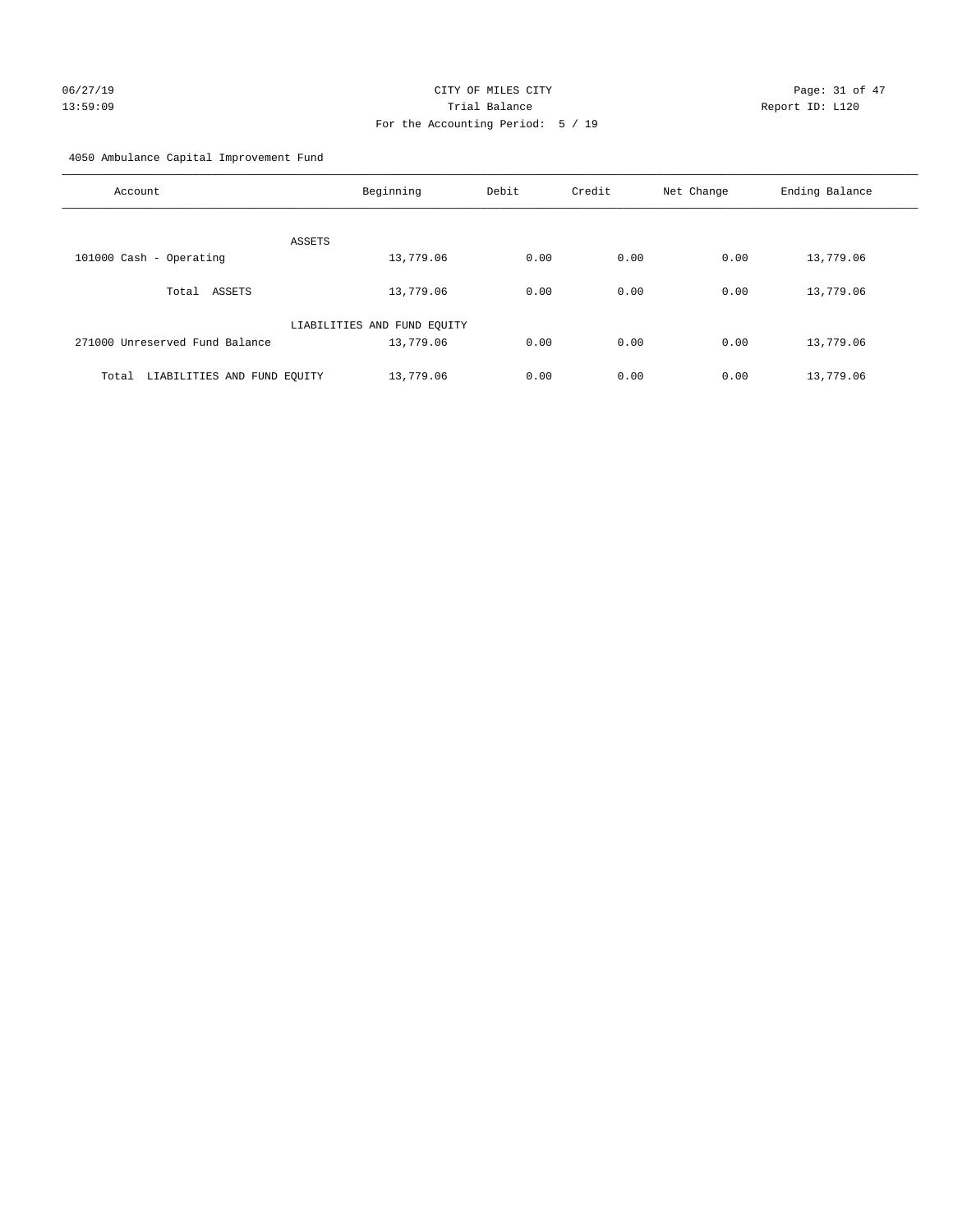CITY OF MILES CITY
Trial Balance
For the Accounting Period: 5 / 19

06/27/19
13:59:09

Report ID: L120

4050 Ambulance Capital Improvement Fund

| Account | Beginning | Debit | Credit | Net Change | Ending Balance |
|---|---|---|---|---|---|
| ASSETS | | | | | |
| 101000 Cash - Operating | 13,779.06 | 0.00 | 0.00 | 0.00 | 13,779.06 |
| Total ASSETS | 13,779.06 | 0.00 | 0.00 | 0.00 | 13,779.06 |
| LIABILITIES AND FUND EQUITY | | | | | |
| 271000 Unreserved Fund Balance | 13,779.06 | 0.00 | 0.00 | 0.00 | 13,779.06 |
| Total LIABILITIES AND FUND EQUITY | 13,779.06 | 0.00 | 0.00 | 0.00 | 13,779.06 |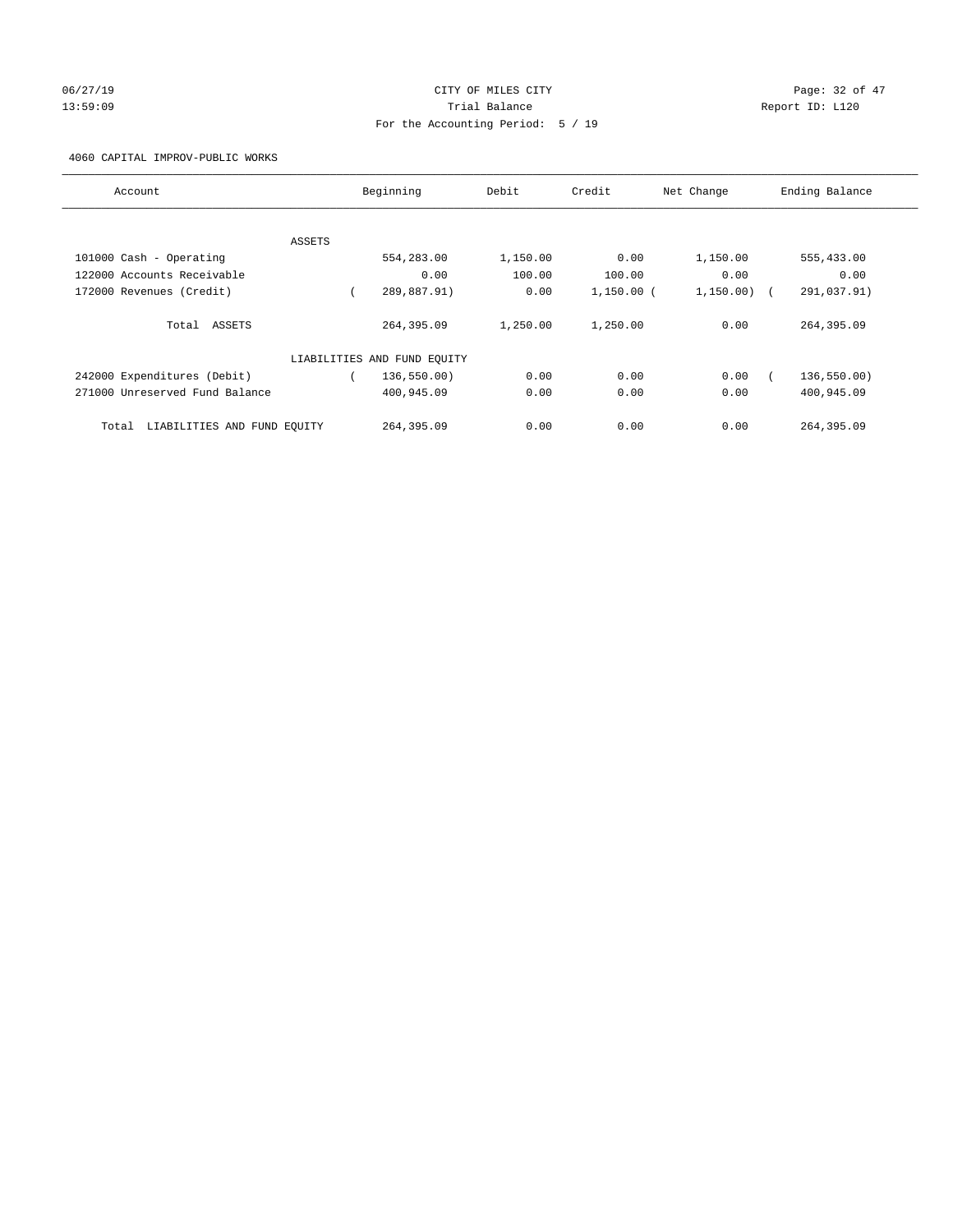CITY OF MILES CITY

Trial Balance

For the Accounting Period: 5 / 19

06/27/19 13:59:09 — Report ID: L120

4060 CAPITAL IMPROV-PUBLIC WORKS

| Account | Beginning | Debit | Credit | Net Change | Ending Balance |
|---|---|---|---|---|---|
| ASSETS | | | | | |
| 101000 Cash - Operating | 554,283.00 | 1,150.00 | 0.00 | 1,150.00 | 555,433.00 |
| 122000 Accounts Receivable | 0.00 | 100.00 | 100.00 | 0.00 | 0.00 |
| 172000 Revenues (Credit) | ( 289,887.91) | 0.00 | 1,150.00 | ( 1,150.00) | ( 291,037.91) |
| Total ASSETS | 264,395.09 | 1,250.00 | 1,250.00 | 0.00 | 264,395.09 |
| LIABILITIES AND FUND EQUITY | | | | | |
| 242000 Expenditures (Debit) | ( 136,550.00) | 0.00 | 0.00 | 0.00 | ( 136,550.00) |
| 271000 Unreserved Fund Balance | 400,945.09 | 0.00 | 0.00 | 0.00 | 400,945.09 |
| Total LIABILITIES AND FUND EQUITY | 264,395.09 | 0.00 | 0.00 | 0.00 | 264,395.09 |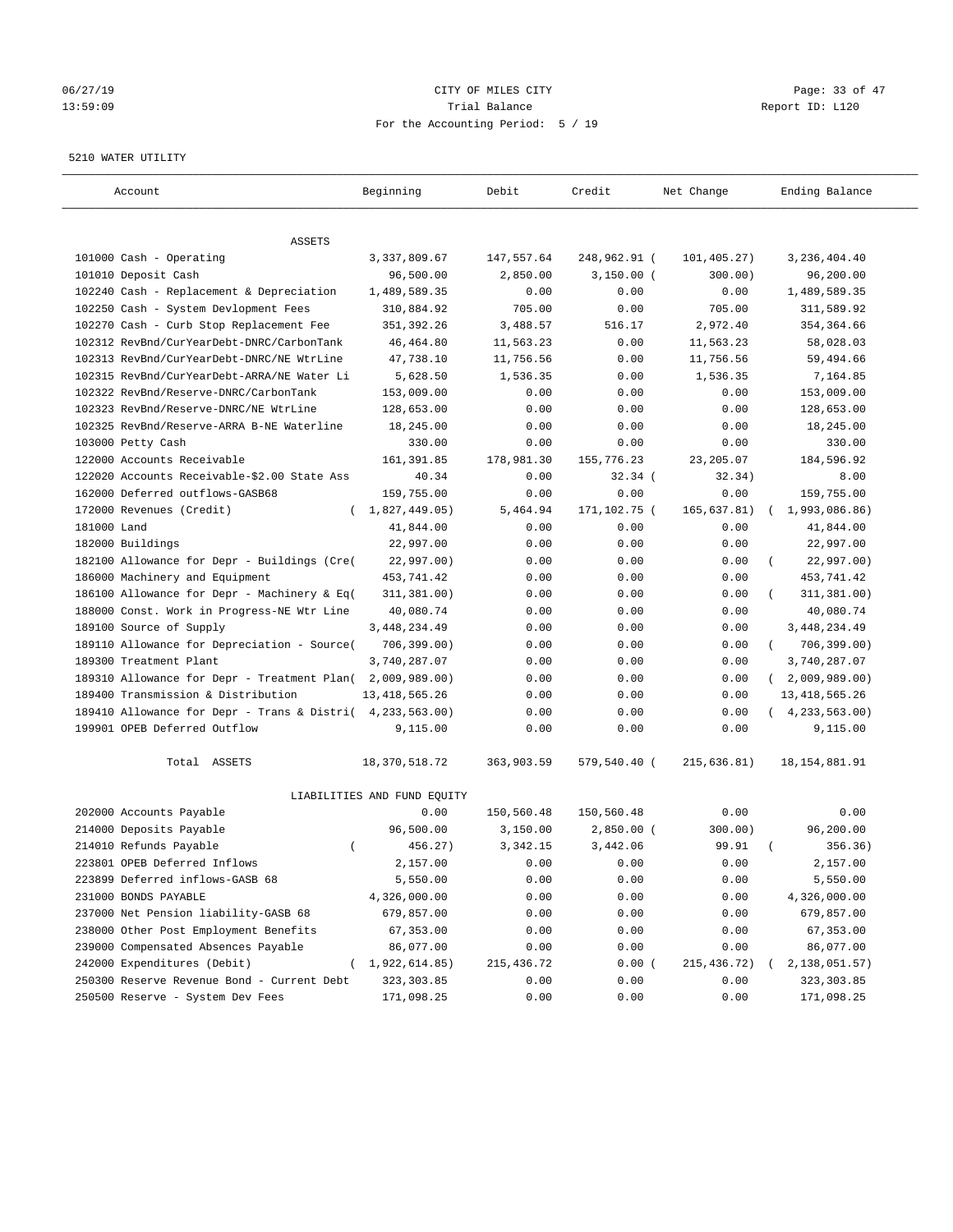CITY OF MILES CITY
Trial Balance
For the Accounting Period: 5 / 19

06/27/19
13:59:09

Report ID: L120

5210 WATER UTILITY

| Account | Beginning | Debit | Credit | Net Change | Ending Balance |
|---|---|---|---|---|---|
| ASSETS | | | | | |
| 101000 Cash - Operating | 3,337,809.67 | 147,557.64 | 248,962.91 ( | 101,405.27) | 3,236,404.40 |
| 101010 Deposit Cash | 96,500.00 | 2,850.00 | 3,150.00 ( | 300.00) | 96,200.00 |
| 102240 Cash - Replacement & Depreciation | 1,489,589.35 | 0.00 | 0.00 | 0.00 | 1,489,589.35 |
| 102250 Cash - System Devlopment Fees | 310,884.92 | 705.00 | 0.00 | 705.00 | 311,589.92 |
| 102270 Cash - Curb Stop Replacement Fee | 351,392.26 | 3,488.57 | 516.17 | 2,972.40 | 354,364.66 |
| 102312 RevBnd/CurYearDebt-DNRC/CarbonTank | 46,464.80 | 11,563.23 | 0.00 | 11,563.23 | 58,028.03 |
| 102313 RevBnd/CurYearDebt-DNRC/NE WtrLine | 47,738.10 | 11,756.56 | 0.00 | 11,756.56 | 59,494.66 |
| 102315 RevBnd/CurYearDebt-ARRA/NE Water Li | 5,628.50 | 1,536.35 | 0.00 | 1,536.35 | 7,164.85 |
| 102322 RevBnd/Reserve-DNRC/CarbonTank | 153,009.00 | 0.00 | 0.00 | 0.00 | 153,009.00 |
| 102323 RevBnd/Reserve-DNRC/NE WtrLine | 128,653.00 | 0.00 | 0.00 | 0.00 | 128,653.00 |
| 102325 RevBnd/Reserve-ARRA B-NE Waterline | 18,245.00 | 0.00 | 0.00 | 0.00 | 18,245.00 |
| 103000 Petty Cash | 330.00 | 0.00 | 0.00 | 0.00 | 330.00 |
| 122000 Accounts Receivable | 161,391.85 | 178,981.30 | 155,776.23 | 23,205.07 | 184,596.92 |
| 122020 Accounts Receivable-$2.00 State Ass | 40.34 | 0.00 | 32.34 ( | 32.34) | 8.00 |
| 162000 Deferred outflows-GASB68 | 159,755.00 | 0.00 | 0.00 | 0.00 | 159,755.00 |
| 172000 Revenues (Credit) | ( 1,827,449.05) | 5,464.94 | 171,102.75 ( | 165,637.81) | ( 1,993,086.86) |
| 181000 Land | 41,844.00 | 0.00 | 0.00 | 0.00 | 41,844.00 |
| 182000 Buildings | 22,997.00 | 0.00 | 0.00 | 0.00 | 22,997.00 |
| 182100 Allowance for Depr - Buildings (Cre( | 22,997.00) | 0.00 | 0.00 | 0.00 | ( 22,997.00) |
| 186000 Machinery and Equipment | 453,741.42 | 0.00 | 0.00 | 0.00 | 453,741.42 |
| 186100 Allowance for Depr - Machinery & Eq( | 311,381.00) | 0.00 | 0.00 | 0.00 | ( 311,381.00) |
| 188000 Const. Work in Progress-NE Wtr Line | 40,080.74 | 0.00 | 0.00 | 0.00 | 40,080.74 |
| 189100 Source of Supply | 3,448,234.49 | 0.00 | 0.00 | 0.00 | 3,448,234.49 |
| 189110 Allowance for Depreciation - Source( | 706,399.00) | 0.00 | 0.00 | 0.00 | ( 706,399.00) |
| 189300 Treatment Plant | 3,740,287.07 | 0.00 | 0.00 | 0.00 | 3,740,287.07 |
| 189310 Allowance for Depr - Treatment Plan( | 2,009,989.00) | 0.00 | 0.00 | 0.00 | ( 2,009,989.00) |
| 189400 Transmission & Distribution | 13,418,565.26 | 0.00 | 0.00 | 0.00 | 13,418,565.26 |
| 189410 Allowance for Depr - Trans & Distri( | 4,233,563.00) | 0.00 | 0.00 | 0.00 | ( 4,233,563.00) |
| 199901 OPEB Deferred Outflow | 9,115.00 | 0.00 | 0.00 | 0.00 | 9,115.00 |
| Total ASSETS | 18,370,518.72 | 363,903.59 | 579,540.40 ( | 215,636.81) | 18,154,881.91 |
| LIABILITIES AND FUND EQUITY | | | | | |
| 202000 Accounts Payable | 0.00 | 150,560.48 | 150,560.48 | 0.00 | 0.00 |
| 214000 Deposits Payable | 96,500.00 | 3,150.00 | 2,850.00 ( | 300.00) | 96,200.00 |
| 214010 Refunds Payable | ( 456.27) | 3,342.15 | 3,442.06 | 99.91 | ( 356.36) |
| 223801 OPEB Deferred Inflows | 2,157.00 | 0.00 | 0.00 | 0.00 | 2,157.00 |
| 223899 Deferred inflows-GASB 68 | 5,550.00 | 0.00 | 0.00 | 0.00 | 5,550.00 |
| 231000 BONDS PAYABLE | 4,326,000.00 | 0.00 | 0.00 | 0.00 | 4,326,000.00 |
| 237000 Net Pension liability-GASB 68 | 679,857.00 | 0.00 | 0.00 | 0.00 | 679,857.00 |
| 238000 Other Post Employment Benefits | 67,353.00 | 0.00 | 0.00 | 0.00 | 67,353.00 |
| 239000 Compensated Absences Payable | 86,077.00 | 0.00 | 0.00 | 0.00 | 86,077.00 |
| 242000 Expenditures (Debit) | ( 1,922,614.85) | 215,436.72 | 0.00 ( | 215,436.72) | ( 2,138,051.57) |
| 250300 Reserve Revenue Bond - Current Debt | 323,303.85 | 0.00 | 0.00 | 0.00 | 323,303.85 |
| 250500 Reserve - System Dev Fees | 171,098.25 | 0.00 | 0.00 | 0.00 | 171,098.25 |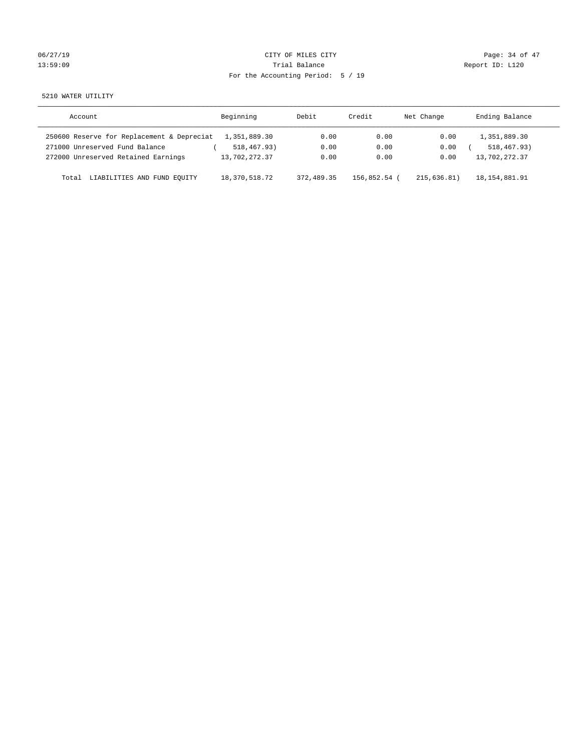CITY OF MILES CITY

Trial Balance

For the Accounting Period: 5 / 19

5210 WATER UTILITY

| Account | Beginning | Debit | Credit | Net Change | Ending Balance |
|---|---|---|---|---|---|
| 250600 Reserve for Replacement & Depreciat | 1,351,889.30 | 0.00 | 0.00 | 0.00 | 1,351,889.30 |
| 271000 Unreserved Fund Balance | ( 518,467.93) | 0.00 | 0.00 | 0.00 | ( 518,467.93) |
| 272000 Unreserved Retained Earnings | 13,702,272.37 | 0.00 | 0.00 | 0.00 | 13,702,272.37 |
| Total LIABILITIES AND FUND EQUITY | 18,370,518.72 | 372,489.35 | 156,852.54 | ( 215,636.81) | 18,154,881.91 |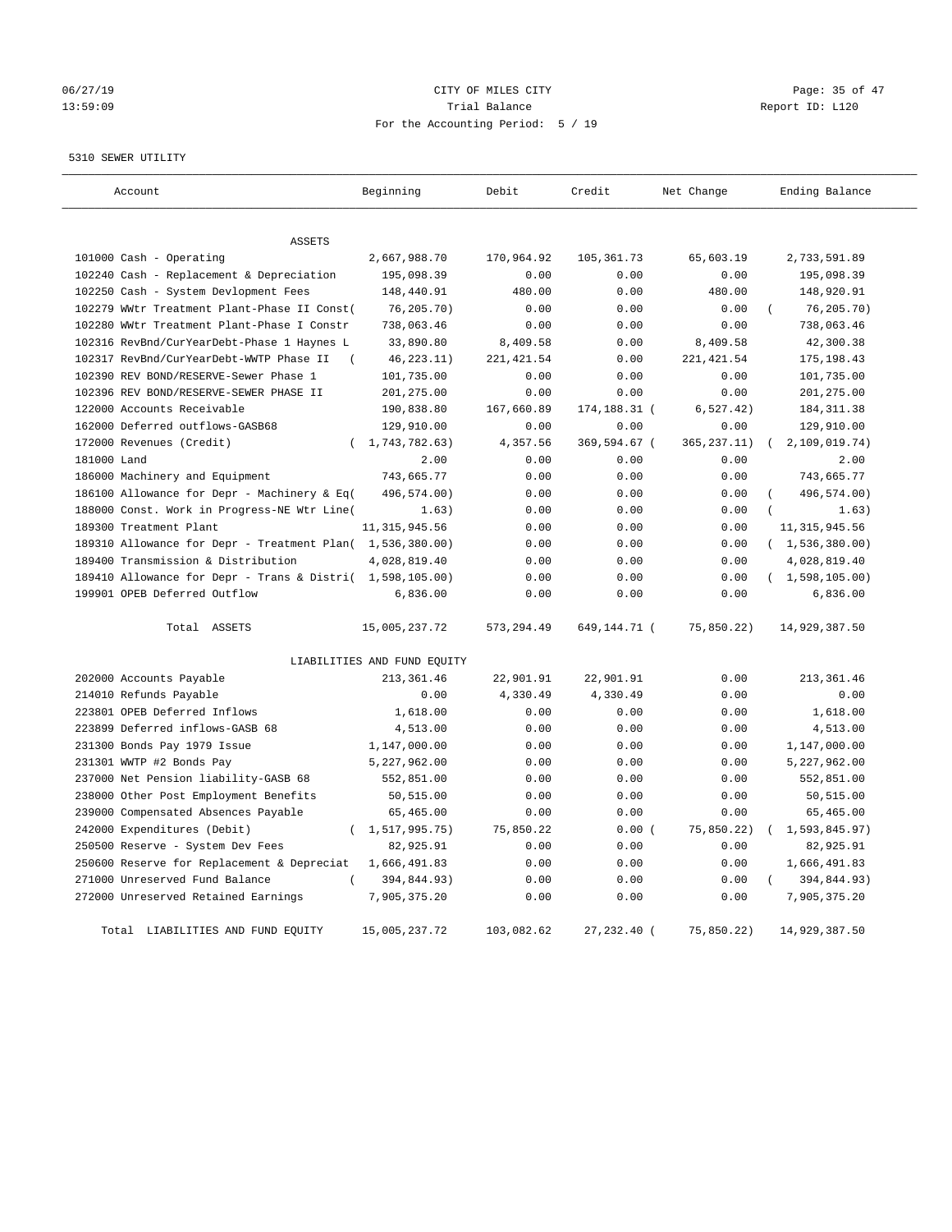06/27/19 CITY OF MILES CITY
13:59:09 Trial Balance Report ID: L120
For the Accounting Period: 5 / 19

5310 SEWER UTILITY

| Account | Beginning | Debit | Credit | Net Change | Ending Balance |
|---|---|---|---|---|---|
| ASSETS | | | | | |
| 101000 Cash - Operating | 2,667,988.70 | 170,964.92 | 105,361.73 | 65,603.19 | 2,733,591.89 |
| 102240 Cash - Replacement & Depreciation | 195,098.39 | 0.00 | 0.00 | 0.00 | 195,098.39 |
| 102250 Cash - System Devlopment Fees | 148,440.91 | 480.00 | 0.00 | 480.00 | 148,920.91 |
| 102279 WWtr Treatment Plant-Phase II Const( | 76,205.70) | 0.00 | 0.00 | 0.00 | ( 76,205.70) |
| 102280 WWtr Treatment Plant-Phase I Constr | 738,063.46 | 0.00 | 0.00 | 0.00 | 738,063.46 |
| 102316 RevBnd/CurYearDebt-Phase 1 Haynes L | 33,890.80 | 8,409.58 | 0.00 | 8,409.58 | 42,300.38 |
| 102317 RevBnd/CurYearDebt-WWTP Phase II ( | 46,223.11) | 221,421.54 | 0.00 | 221,421.54 | 175,198.43 |
| 102390 REV BOND/RESERVE-Sewer Phase 1 | 101,735.00 | 0.00 | 0.00 | 0.00 | 101,735.00 |
| 102396 REV BOND/RESERVE-SEWER PHASE II | 201,275.00 | 0.00 | 0.00 | 0.00 | 201,275.00 |
| 122000 Accounts Receivable | 190,838.80 | 167,660.89 | 174,188.31 ( | 6,527.42) | 184,311.38 |
| 162000 Deferred outflows-GASB68 | 129,910.00 | 0.00 | 0.00 | 0.00 | 129,910.00 |
| 172000 Revenues (Credit) | ( 1,743,782.63) | 4,357.56 | 369,594.67 ( | 365,237.11) | ( 2,109,019.74) |
| 181000 Land | 2.00 | 0.00 | 0.00 | 0.00 | 2.00 |
| 186000 Machinery and Equipment | 743,665.77 | 0.00 | 0.00 | 0.00 | 743,665.77 |
| 186100 Allowance for Depr - Machinery & Eq( | 496,574.00) | 0.00 | 0.00 | 0.00 | ( 496,574.00) |
| 188000 Const. Work in Progress-NE Wtr Line( | 1.63) | 0.00 | 0.00 | 0.00 | ( 1.63) |
| 189300 Treatment Plant | 11,315,945.56 | 0.00 | 0.00 | 0.00 | 11,315,945.56 |
| 189310 Allowance for Depr - Treatment Plan( | 1,536,380.00) | 0.00 | 0.00 | 0.00 | ( 1,536,380.00) |
| 189400 Transmission & Distribution | 4,028,819.40 | 0.00 | 0.00 | 0.00 | 4,028,819.40 |
| 189410 Allowance for Depr - Trans & Distri( | 1,598,105.00) | 0.00 | 0.00 | 0.00 | ( 1,598,105.00) |
| 199901 OPEB Deferred Outflow | 6,836.00 | 0.00 | 0.00 | 0.00 | 6,836.00 |
| Total ASSETS | 15,005,237.72 | 573,294.49 | 649,144.71 ( | 75,850.22) | 14,929,387.50 |
| LIABILITIES AND FUND EQUITY | | | | | |
| 202000 Accounts Payable | 213,361.46 | 22,901.91 | 22,901.91 | 0.00 | 213,361.46 |
| 214010 Refunds Payable | 0.00 | 4,330.49 | 4,330.49 | 0.00 | 0.00 |
| 223801 OPEB Deferred Inflows | 1,618.00 | 0.00 | 0.00 | 0.00 | 1,618.00 |
| 223899 Deferred inflows-GASB 68 | 4,513.00 | 0.00 | 0.00 | 0.00 | 4,513.00 |
| 231300 Bonds Pay 1979 Issue | 1,147,000.00 | 0.00 | 0.00 | 0.00 | 1,147,000.00 |
| 231301 WWTP #2 Bonds Pay | 5,227,962.00 | 0.00 | 0.00 | 0.00 | 5,227,962.00 |
| 237000 Net Pension liability-GASB 68 | 552,851.00 | 0.00 | 0.00 | 0.00 | 552,851.00 |
| 238000 Other Post Employment Benefits | 50,515.00 | 0.00 | 0.00 | 0.00 | 50,515.00 |
| 239000 Compensated Absences Payable | 65,465.00 | 0.00 | 0.00 | 0.00 | 65,465.00 |
| 242000 Expenditures (Debit) | ( 1,517,995.75) | 75,850.22 | 0.00 ( | 75,850.22) | ( 1,593,845.97) |
| 250500 Reserve - System Dev Fees | 82,925.91 | 0.00 | 0.00 | 0.00 | 82,925.91 |
| 250600 Reserve for Replacement & Depreciat | 1,666,491.83 | 0.00 | 0.00 | 0.00 | 1,666,491.83 |
| 271000 Unreserved Fund Balance | ( 394,844.93) | 0.00 | 0.00 | 0.00 | ( 394,844.93) |
| 272000 Unreserved Retained Earnings | 7,905,375.20 | 0.00 | 0.00 | 0.00 | 7,905,375.20 |
| Total LIABILITIES AND FUND EQUITY | 15,005,237.72 | 103,082.62 | 27,232.40 ( | 75,850.22) | 14,929,387.50 |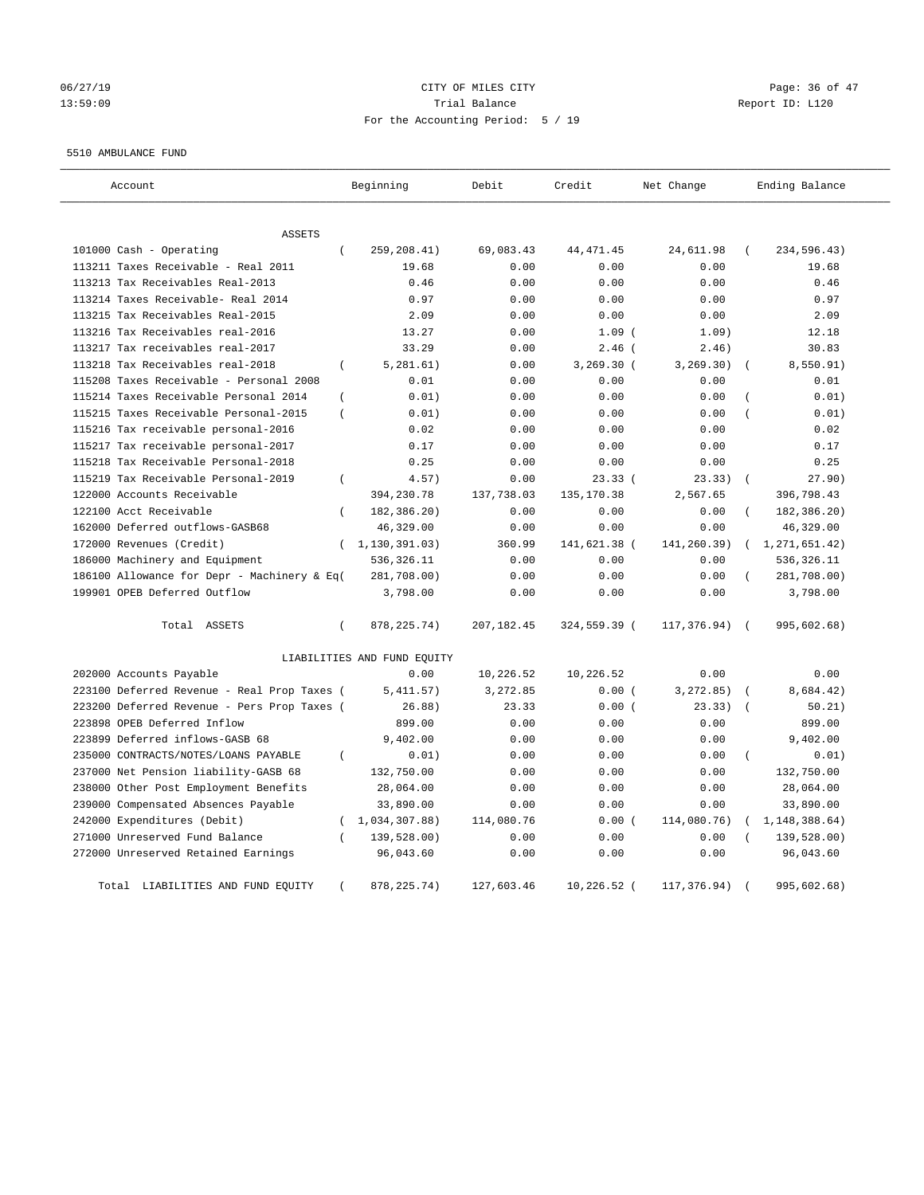06/27/19 CITY OF MILES CITY
13:59:09 Trial Balance Report ID: L120
For the Accounting Period: 5 / 19

5510 AMBULANCE FUND

| Account | Beginning | Debit | Credit | Net Change | Ending Balance |
|---|---|---|---|---|---|
| ASSETS | | | | | |
| 101000 Cash - Operating | ( 259,208.41) | 69,083.43 | 44,471.45 | 24,611.98 | ( 234,596.43) |
| 113211 Taxes Receivable - Real 2011 | 19.68 | 0.00 | 0.00 | 0.00 | 19.68 |
| 113213 Tax Receivables Real-2013 | 0.46 | 0.00 | 0.00 | 0.00 | 0.46 |
| 113214 Taxes Receivable- Real 2014 | 0.97 | 0.00 | 0.00 | 0.00 | 0.97 |
| 113215 Tax Receivables Real-2015 | 2.09 | 0.00 | 0.00 | 0.00 | 2.09 |
| 113216 Tax Receivables real-2016 | 13.27 | 0.00 | 1.09 | ( 1.09) | 12.18 |
| 113217 Tax receivables real-2017 | 33.29 | 0.00 | 2.46 | ( 2.46) | 30.83 |
| 113218 Tax Receivables real-2018 | ( 5,281.61) | 0.00 | 3,269.30 | ( 3,269.30) | ( 8,550.91) |
| 115208 Taxes Receivable - Personal 2008 | 0.01 | 0.00 | 0.00 | 0.00 | 0.01 |
| 115214 Taxes Receivable Personal 2014 | ( 0.01) | 0.00 | 0.00 | 0.00 | ( 0.01) |
| 115215 Taxes Receivable Personal-2015 | ( 0.01) | 0.00 | 0.00 | 0.00 | ( 0.01) |
| 115216 Tax receivable personal-2016 | 0.02 | 0.00 | 0.00 | 0.00 | 0.02 |
| 115217 Tax receivable personal-2017 | 0.17 | 0.00 | 0.00 | 0.00 | 0.17 |
| 115218 Tax Receivable Personal-2018 | 0.25 | 0.00 | 0.00 | 0.00 | 0.25 |
| 115219 Tax Receivable Personal-2019 | ( 4.57) | 0.00 | 23.33 | ( 23.33) | ( 27.90) |
| 122000 Accounts Receivable | 394,230.78 | 137,738.03 | 135,170.38 | 2,567.65 | 396,798.43 |
| 122100 Acct Receivable | ( 182,386.20) | 0.00 | 0.00 | 0.00 | ( 182,386.20) |
| 162000 Deferred outflows-GASB68 | 46,329.00 | 0.00 | 0.00 | 0.00 | 46,329.00 |
| 172000 Revenues (Credit) | ( 1,130,391.03) | 360.99 | 141,621.38 | ( 141,260.39) | ( 1,271,651.42) |
| 186000 Machinery and Equipment | 536,326.11 | 0.00 | 0.00 | 0.00 | 536,326.11 |
| 186100 Allowance for Depr - Machinery & Eq( | 281,708.00) | 0.00 | 0.00 | 0.00 | ( 281,708.00) |
| 199901 OPEB Deferred Outflow | 3,798.00 | 0.00 | 0.00 | 0.00 | 3,798.00 |
| Total ASSETS | ( 878,225.74) | 207,182.45 | 324,559.39 | ( 117,376.94) | ( 995,602.68) |
| LIABILITIES AND FUND EQUITY | | | | | |
| 202000 Accounts Payable | 0.00 | 10,226.52 | 10,226.52 | 0.00 | 0.00 |
| 223100 Deferred Revenue - Real Prop Taxes ( | 5,411.57) | 3,272.85 | 0.00 | ( 3,272.85) | ( 8,684.42) |
| 223200 Deferred Revenue - Pers Prop Taxes ( | 26.88) | 23.33 | 0.00 | ( 23.33) | ( 50.21) |
| 223898 OPEB Deferred Inflow | 899.00 | 0.00 | 0.00 | 0.00 | 899.00 |
| 223899 Deferred inflows-GASB 68 | 9,402.00 | 0.00 | 0.00 | 0.00 | 9,402.00 |
| 235000 CONTRACTS/NOTES/LOANS PAYABLE | ( 0.01) | 0.00 | 0.00 | 0.00 | ( 0.01) |
| 237000 Net Pension liability-GASB 68 | 132,750.00 | 0.00 | 0.00 | 0.00 | 132,750.00 |
| 238000 Other Post Employment Benefits | 28,064.00 | 0.00 | 0.00 | 0.00 | 28,064.00 |
| 239000 Compensated Absences Payable | 33,890.00 | 0.00 | 0.00 | 0.00 | 33,890.00 |
| 242000 Expenditures (Debit) | ( 1,034,307.88) | 114,080.76 | 0.00 | ( 114,080.76) | ( 1,148,388.64) |
| 271000 Unreserved Fund Balance | ( 139,528.00) | 0.00 | 0.00 | 0.00 | ( 139,528.00) |
| 272000 Unreserved Retained Earnings | 96,043.60 | 0.00 | 0.00 | 0.00 | 96,043.60 |
| Total LIABILITIES AND FUND EQUITY | ( 878,225.74) | 127,603.46 | 10,226.52 | ( 117,376.94) | ( 995,602.68) |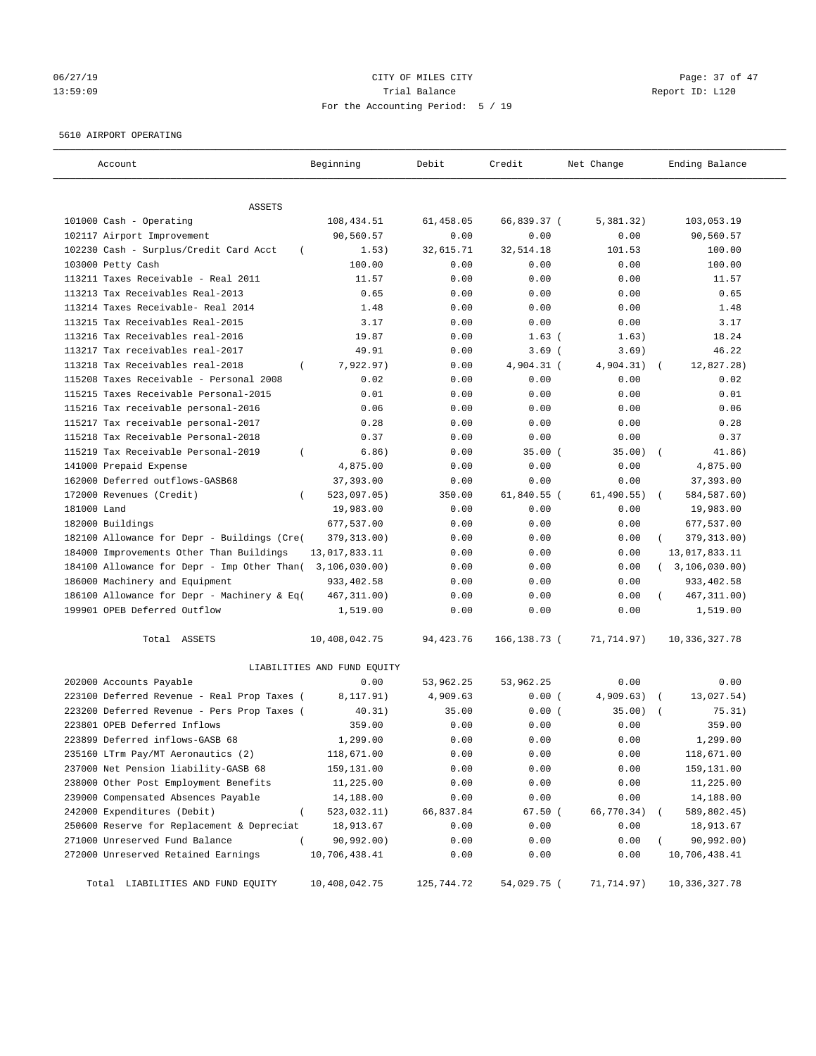CITY OF MILES CITY
Trial Balance
For the Accounting Period: 5 / 19

06/27/19
13:59:09

Report ID: L120

5610 AIRPORT OPERATING

| Account | Beginning | Debit | Credit | Net Change | Ending Balance |
|---|---|---|---|---|---|
| ASSETS | | | | | |
| 101000 Cash - Operating | 108,434.51 | 61,458.05 | 66,839.37 | ( 5,381.32) | 103,053.19 |
| 102117 Airport Improvement | 90,560.57 | 0.00 | 0.00 | 0.00 | 90,560.57 |
| 102230 Cash - Surplus/Credit Card Acct | ( 1.53) | 32,615.71 | 32,514.18 | 101.53 | 100.00 |
| 103000 Petty Cash | 100.00 | 0.00 | 0.00 | 0.00 | 100.00 |
| 113211 Taxes Receivable - Real 2011 | 11.57 | 0.00 | 0.00 | 0.00 | 11.57 |
| 113213 Tax Receivables Real-2013 | 0.65 | 0.00 | 0.00 | 0.00 | 0.65 |
| 113214 Taxes Receivable- Real 2014 | 1.48 | 0.00 | 0.00 | 0.00 | 1.48 |
| 113215 Tax Receivables Real-2015 | 3.17 | 0.00 | 0.00 | 0.00 | 3.17 |
| 113216 Tax Receivables real-2016 | 19.87 | 0.00 | 1.63 | ( 1.63) | 18.24 |
| 113217 Tax receivables real-2017 | 49.91 | 0.00 | 3.69 | ( 3.69) | 46.22 |
| 113218 Tax Receivables real-2018 | ( 7,922.97) | 0.00 | 4,904.31 | ( 4,904.31) | ( 12,827.28) |
| 115208 Taxes Receivable - Personal 2008 | 0.02 | 0.00 | 0.00 | 0.00 | 0.02 |
| 115215 Taxes Receivable Personal-2015 | 0.01 | 0.00 | 0.00 | 0.00 | 0.01 |
| 115216 Tax receivable personal-2016 | 0.06 | 0.00 | 0.00 | 0.00 | 0.06 |
| 115217 Tax receivable personal-2017 | 0.28 | 0.00 | 0.00 | 0.00 | 0.28 |
| 115218 Tax Receivable Personal-2018 | 0.37 | 0.00 | 0.00 | 0.00 | 0.37 |
| 115219 Tax Receivable Personal-2019 | ( 6.86) | 0.00 | 35.00 | ( 35.00) | ( 41.86) |
| 141000 Prepaid Expense | 4,875.00 | 0.00 | 0.00 | 0.00 | 4,875.00 |
| 162000 Deferred outflows-GASB68 | 37,393.00 | 0.00 | 0.00 | 0.00 | 37,393.00 |
| 172000 Revenues (Credit) | ( 523,097.05) | 350.00 | 61,840.55 | ( 61,490.55) | ( 584,587.60) |
| 181000 Land | 19,983.00 | 0.00 | 0.00 | 0.00 | 19,983.00 |
| 182000 Buildings | 677,537.00 | 0.00 | 0.00 | 0.00 | 677,537.00 |
| 182100 Allowance for Depr - Buildings (Cre( | 379,313.00) | 0.00 | 0.00 | 0.00 | ( 379,313.00) |
| 184000 Improvements Other Than Buildings | 13,017,833.11 | 0.00 | 0.00 | 0.00 | 13,017,833.11 |
| 184100 Allowance for Depr - Imp Other Than( | 3,106,030.00) | 0.00 | 0.00 | 0.00 | ( 3,106,030.00) |
| 186000 Machinery and Equipment | 933,402.58 | 0.00 | 0.00 | 0.00 | 933,402.58 |
| 186100 Allowance for Depr - Machinery & Eq( | 467,311.00) | 0.00 | 0.00 | 0.00 | ( 467,311.00) |
| 199901 OPEB Deferred Outflow | 1,519.00 | 0.00 | 0.00 | 0.00 | 1,519.00 |
| Total ASSETS | 10,408,042.75 | 94,423.76 | 166,138.73 | ( 71,714.97) | 10,336,327.78 |
| LIABILITIES AND FUND EQUITY | | | | | |
| 202000 Accounts Payable | 0.00 | 53,962.25 | 53,962.25 | 0.00 | 0.00 |
| 223100 Deferred Revenue - Real Prop Taxes ( | 8,117.91) | 4,909.63 | 0.00 | ( 4,909.63) | ( 13,027.54) |
| 223200 Deferred Revenue - Pers Prop Taxes ( | 40.31) | 35.00 | 0.00 | ( 35.00) | ( 75.31) |
| 223801 OPEB Deferred Inflows | 359.00 | 0.00 | 0.00 | 0.00 | 359.00 |
| 223899 Deferred inflows-GASB 68 | 1,299.00 | 0.00 | 0.00 | 0.00 | 1,299.00 |
| 235160 LTrm Pay/MT Aeronautics (2) | 118,671.00 | 0.00 | 0.00 | 0.00 | 118,671.00 |
| 237000 Net Pension liability-GASB 68 | 159,131.00 | 0.00 | 0.00 | 0.00 | 159,131.00 |
| 238000 Other Post Employment Benefits | 11,225.00 | 0.00 | 0.00 | 0.00 | 11,225.00 |
| 239000 Compensated Absences Payable | 14,188.00 | 0.00 | 0.00 | 0.00 | 14,188.00 |
| 242000 Expenditures (Debit) | ( 523,032.11) | 66,837.84 | 67.50 | ( 66,770.34) | ( 589,802.45) |
| 250600 Reserve for Replacement & Depreciat | 18,913.67 | 0.00 | 0.00 | 0.00 | 18,913.67 |
| 271000 Unreserved Fund Balance | ( 90,992.00) | 0.00 | 0.00 | 0.00 | ( 90,992.00) |
| 272000 Unreserved Retained Earnings | 10,706,438.41 | 0.00 | 0.00 | 0.00 | 10,706,438.41 |
| Total LIABILITIES AND FUND EQUITY | 10,408,042.75 | 125,744.72 | 54,029.75 | ( 71,714.97) | 10,336,327.78 |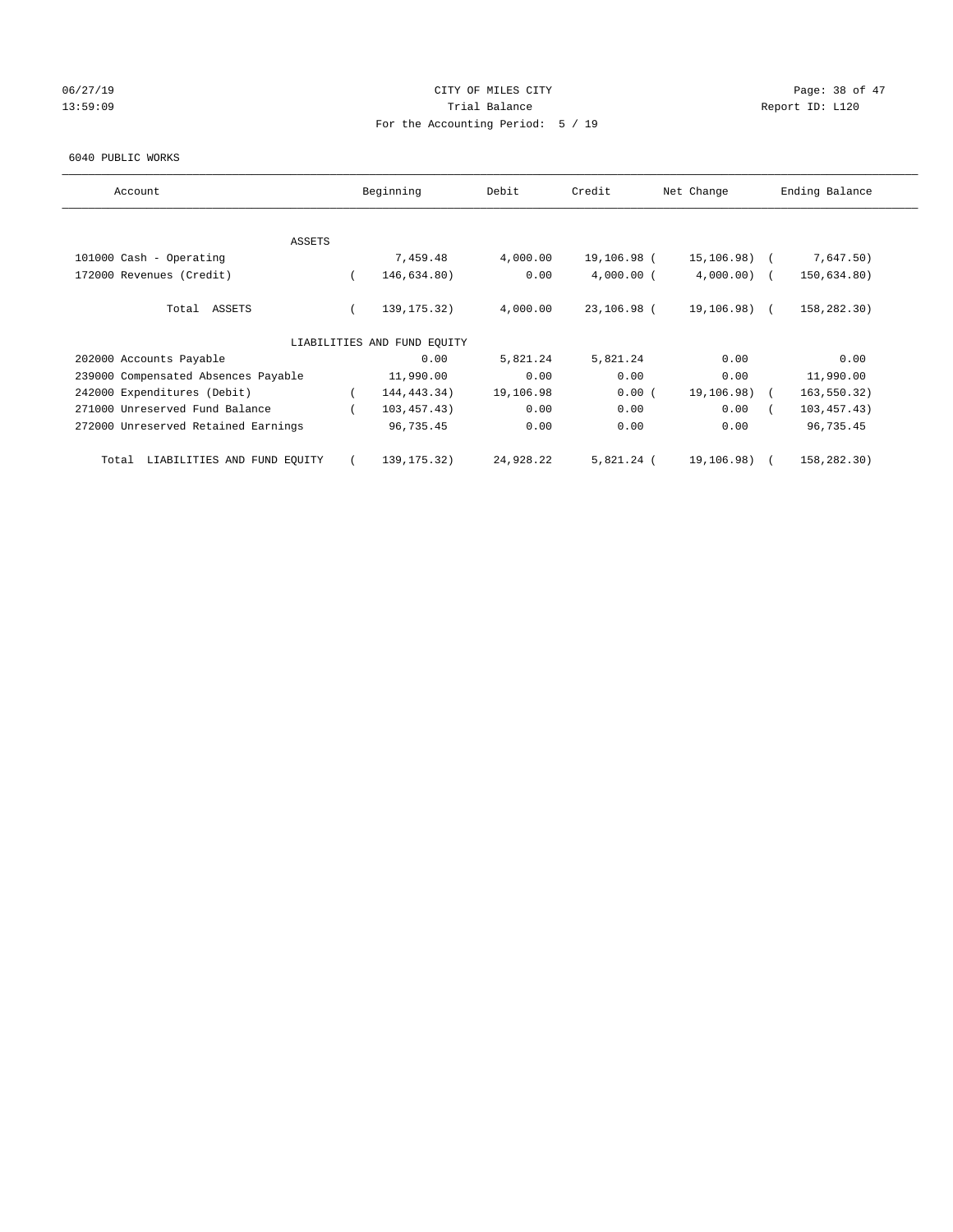06/27/19 CITY OF MILES CITY
13:59:09 Trial Balance Report ID: L120
For the Accounting Period: 5 / 19

6040 PUBLIC WORKS

| Account | Beginning | Debit | Credit | Net Change | Ending Balance |
|---|---|---|---|---|---|
| ASSETS | | | | | |
| 101000 Cash - Operating | 7,459.48 | 4,000.00 | 19,106.98 | ( 15,106.98) | ( 7,647.50) |
| 172000 Revenues (Credit) | ( 146,634.80) | 0.00 | 4,000.00 | ( 4,000.00) | ( 150,634.80) |
| Total ASSETS | ( 139,175.32) | 4,000.00 | 23,106.98 | ( 19,106.98) | ( 158,282.30) |
| LIABILITIES AND FUND EQUITY | | | | | |
| 202000 Accounts Payable | 0.00 | 5,821.24 | 5,821.24 | 0.00 | 0.00 |
| 239000 Compensated Absences Payable | 11,990.00 | 0.00 | 0.00 | 0.00 | 11,990.00 |
| 242000 Expenditures (Debit) | ( 144,443.34) | 19,106.98 | 0.00 | ( 19,106.98) | ( 163,550.32) |
| 271000 Unreserved Fund Balance | ( 103,457.43) | 0.00 | 0.00 | 0.00 | ( 103,457.43) |
| 272000 Unreserved Retained Earnings | 96,735.45 | 0.00 | 0.00 | 0.00 | 96,735.45 |
| Total LIABILITIES AND FUND EQUITY | ( 139,175.32) | 24,928.22 | 5,821.24 | ( 19,106.98) | ( 158,282.30) |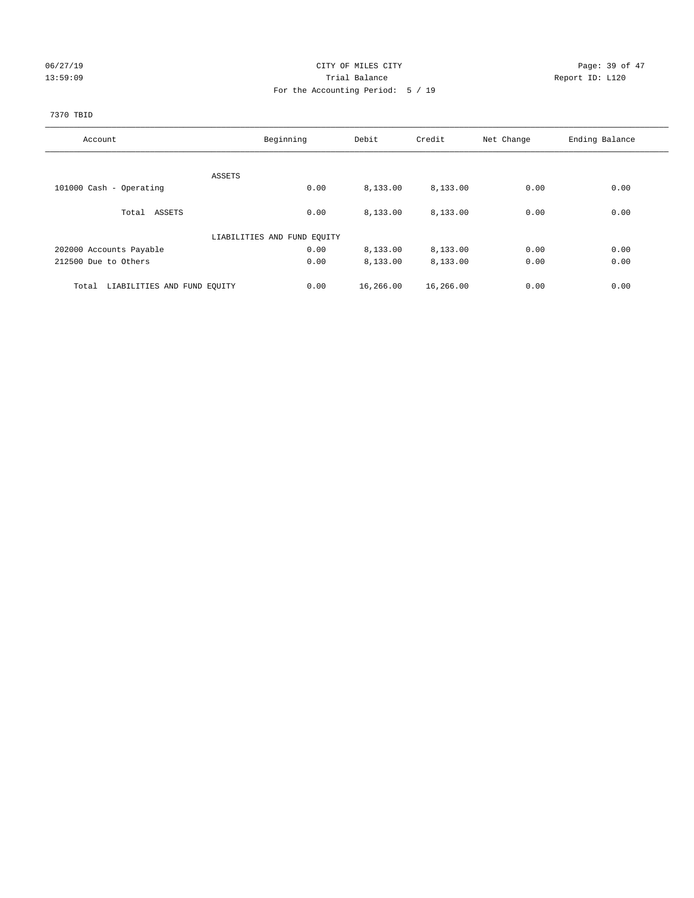CITY OF MILES CITY
Trial Balance
For the Accounting Period: 5 / 19

06/27/19
13:59:09

Report ID: L120

7370 TBID

| Account | Beginning | Debit | Credit | Net Change | Ending Balance |
|---|---|---|---|---|---|
| ASSETS | | | | | |
| 101000 Cash - Operating | 0.00 | 8,133.00 | 8,133.00 | 0.00 | 0.00 |
| Total ASSETS | 0.00 | 8,133.00 | 8,133.00 | 0.00 | 0.00 |
| LIABILITIES AND FUND EQUITY | | | | | |
| 202000 Accounts Payable | 0.00 | 8,133.00 | 8,133.00 | 0.00 | 0.00 |
| 212500 Due to Others | 0.00 | 8,133.00 | 8,133.00 | 0.00 | 0.00 |
| Total LIABILITIES AND FUND EQUITY | 0.00 | 16,266.00 | 16,266.00 | 0.00 | 0.00 |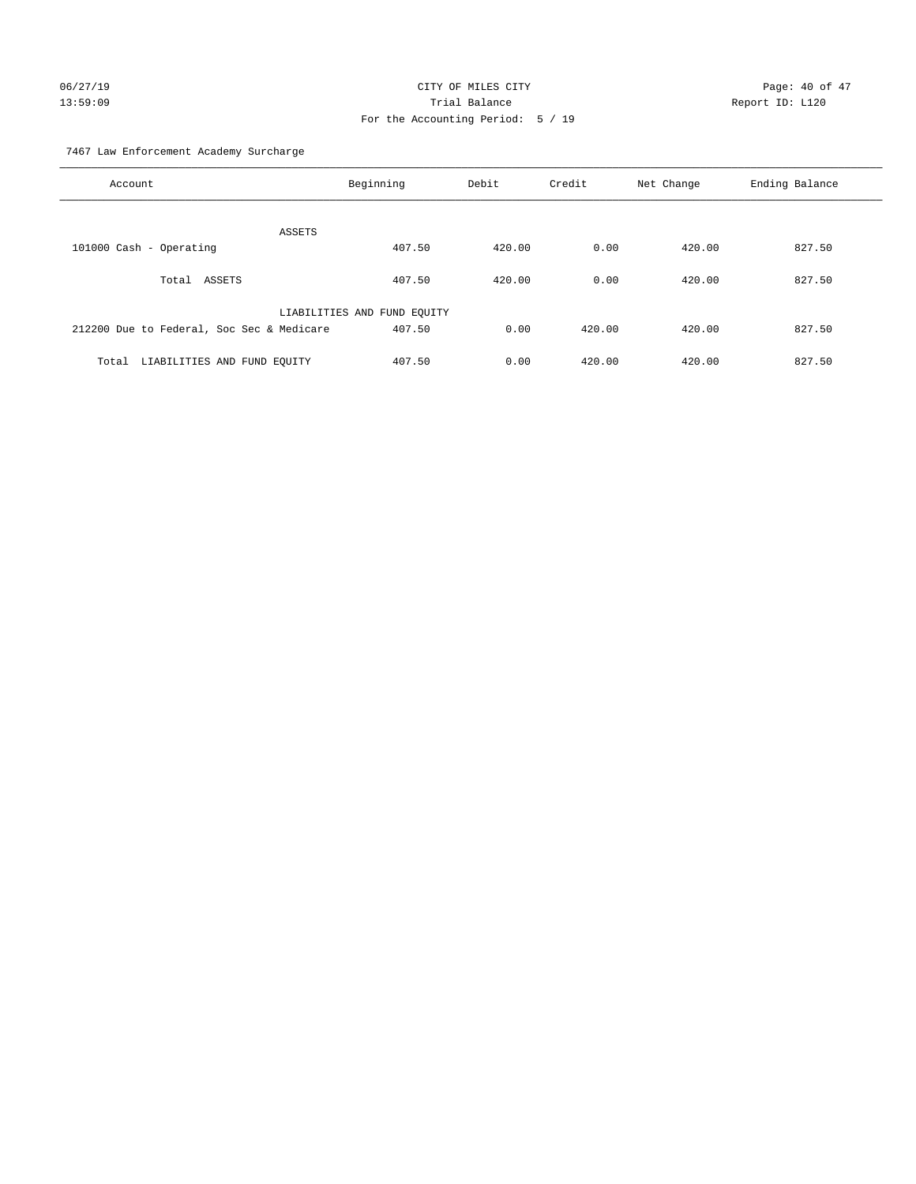CITY OF MILES CITY

Trial Balance

For the Accounting Period: 5 / 19

06/27/19 13:59:09

Report ID: L120

7467 Law Enforcement Academy Surcharge

| Account | Beginning | Debit | Credit | Net Change | Ending Balance |
|---|---|---|---|---|---|
| ASSETS | | | | | |
| 101000 Cash - Operating | 407.50 | 420.00 | 0.00 | 420.00 | 827.50 |
| Total ASSETS | 407.50 | 420.00 | 0.00 | 420.00 | 827.50 |
| LIABILITIES AND FUND EQUITY | | | | | |
| 212200 Due to Federal, Soc Sec & Medicare | 407.50 | 0.00 | 420.00 | 420.00 | 827.50 |
| Total LIABILITIES AND FUND EQUITY | 407.50 | 0.00 | 420.00 | 420.00 | 827.50 |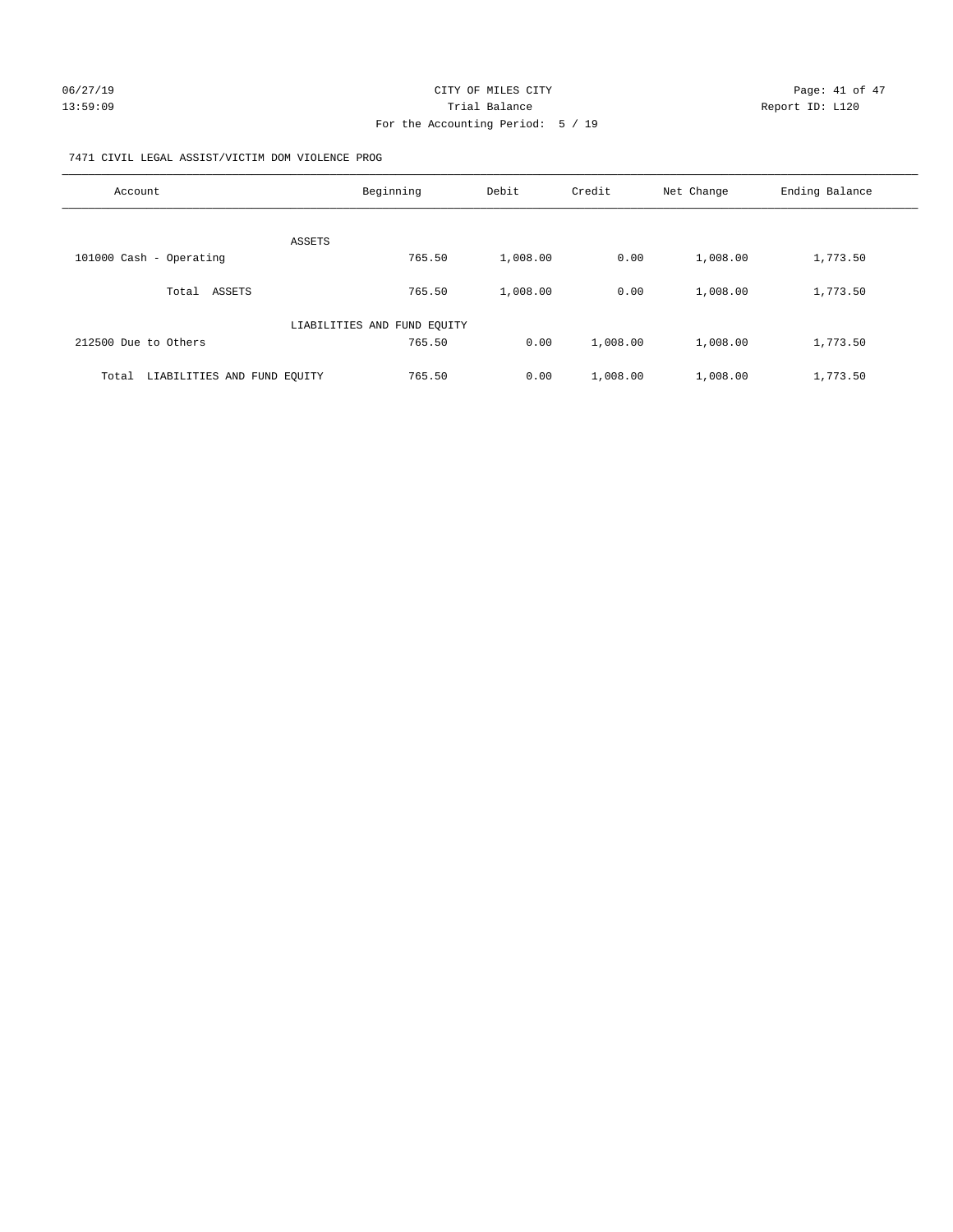CITY OF MILES CITY

Trial Balance

For the Accounting Period: 5 / 19

06/27/19 13:59:09 — Report ID: L120

7471 CIVIL LEGAL ASSIST/VICTIM DOM VIOLENCE PROG

| Account | Beginning | Debit | Credit | Net Change | Ending Balance |
|---|---|---|---|---|---|
| ASSETS | | | | | |
| 101000 Cash - Operating | 765.50 | 1,008.00 | 0.00 | 1,008.00 | 1,773.50 |
| Total ASSETS | 765.50 | 1,008.00 | 0.00 | 1,008.00 | 1,773.50 |
| LIABILITIES AND FUND EQUITY | | | | | |
| 212500 Due to Others | 765.50 | 0.00 | 1,008.00 | 1,008.00 | 1,773.50 |
| Total LIABILITIES AND FUND EQUITY | 765.50 | 0.00 | 1,008.00 | 1,008.00 | 1,773.50 |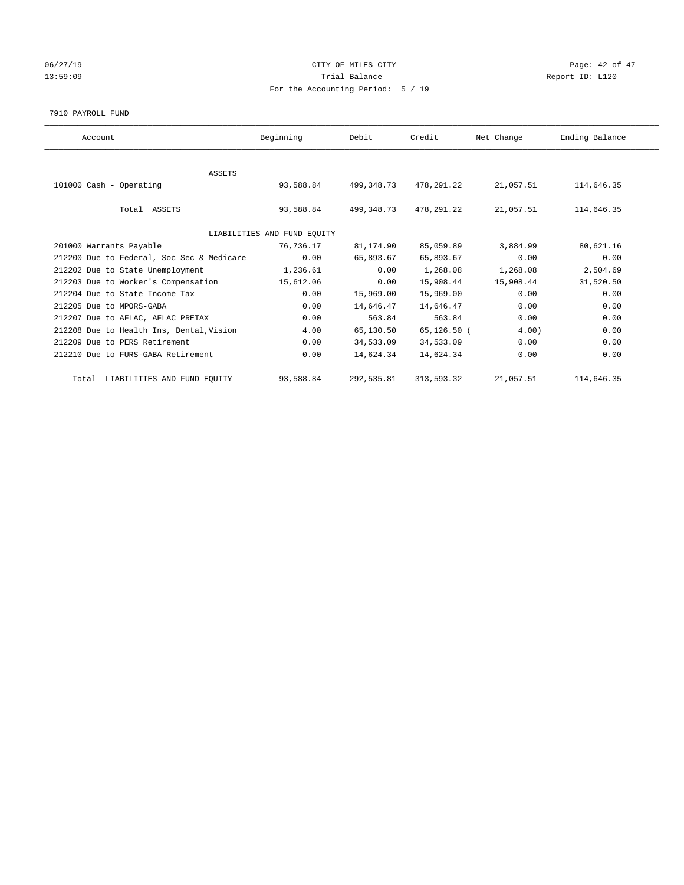06/27/19 CITY OF MILES CITY
13:59:09 Trial Balance Report ID: L120
For the Accounting Period: 5 / 19

7910 PAYROLL FUND

| Account | Beginning | Debit | Credit | Net Change | Ending Balance |
|---|---|---|---|---|---|
| ASSETS | | | | | |
| 101000 Cash - Operating | 93,588.84 | 499,348.73 | 478,291.22 | 21,057.51 | 114,646.35 |
| Total ASSETS | 93,588.84 | 499,348.73 | 478,291.22 | 21,057.51 | 114,646.35 |
| LIABILITIES AND FUND EQUITY | | | | | |
| 201000 Warrants Payable | 76,736.17 | 81,174.90 | 85,059.89 | 3,884.99 | 80,621.16 |
| 212200 Due to Federal, Soc Sec & Medicare | 0.00 | 65,893.67 | 65,893.67 | 0.00 | 0.00 |
| 212202 Due to State Unemployment | 1,236.61 | 0.00 | 1,268.08 | 1,268.08 | 2,504.69 |
| 212203 Due to Worker's Compensation | 15,612.06 | 0.00 | 15,908.44 | 15,908.44 | 31,520.50 |
| 212204 Due to State Income Tax | 0.00 | 15,969.00 | 15,969.00 | 0.00 | 0.00 |
| 212205 Due to MPORS-GABA | 0.00 | 14,646.47 | 14,646.47 | 0.00 | 0.00 |
| 212207 Due to AFLAC, AFLAC PRETAX | 0.00 | 563.84 | 563.84 | 0.00 | 0.00 |
| 212208 Due to Health Ins, Dental,Vision | 4.00 | 65,130.50 | 65,126.50 | (4.00) | 0.00 |
| 212209 Due to PERS Retirement | 0.00 | 34,533.09 | 34,533.09 | 0.00 | 0.00 |
| 212210 Due to FURS-GABA Retirement | 0.00 | 14,624.34 | 14,624.34 | 0.00 | 0.00 |
| Total LIABILITIES AND FUND EQUITY | 93,588.84 | 292,535.81 | 313,593.32 | 21,057.51 | 114,646.35 |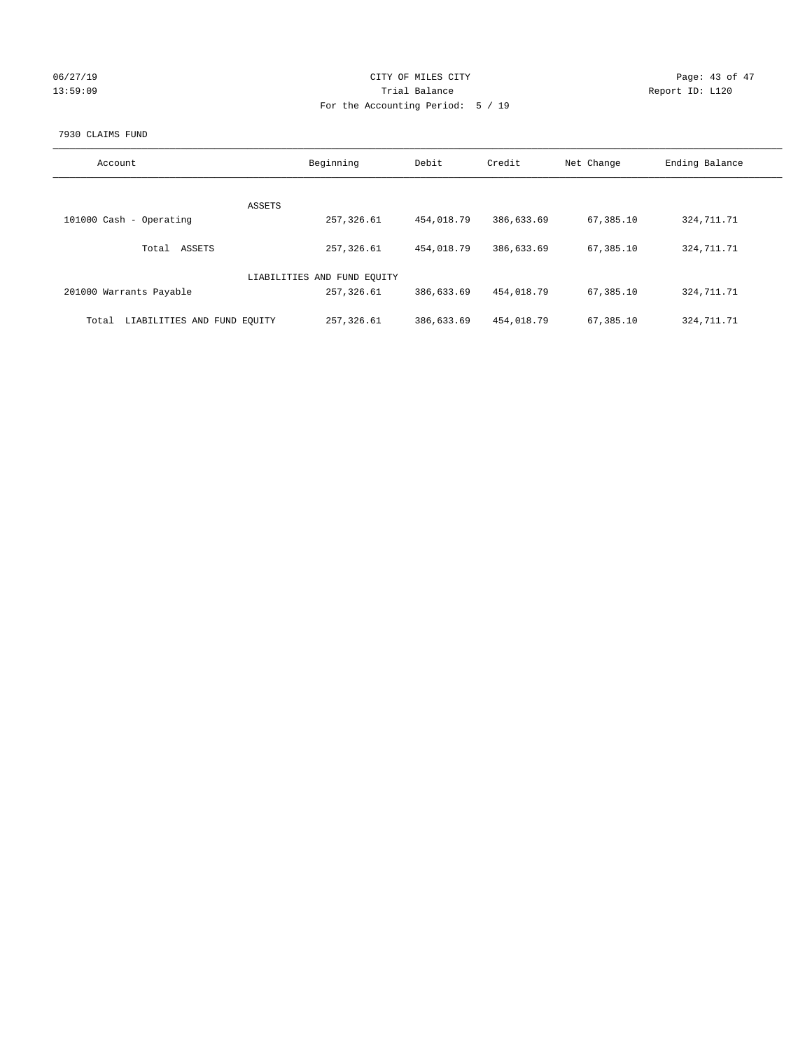CITY OF MILES CITY

Trial Balance

For the Accounting Period: 5 / 19

06/27/19
13:59:09

Report ID: L120

7930 CLAIMS FUND

| Account | Beginning | Debit | Credit | Net Change | Ending Balance |
|---|---|---|---|---|---|
| ASSETS | | | | | |
| 101000 Cash - Operating | 257,326.61 | 454,018.79 | 386,633.69 | 67,385.10 | 324,711.71 |
| Total ASSETS | 257,326.61 | 454,018.79 | 386,633.69 | 67,385.10 | 324,711.71 |
| LIABILITIES AND FUND EQUITY | | | | | |
| 201000 Warrants Payable | 257,326.61 | 386,633.69 | 454,018.79 | 67,385.10 | 324,711.71 |
| Total LIABILITIES AND FUND EQUITY | 257,326.61 | 386,633.69 | 454,018.79 | 67,385.10 | 324,711.71 |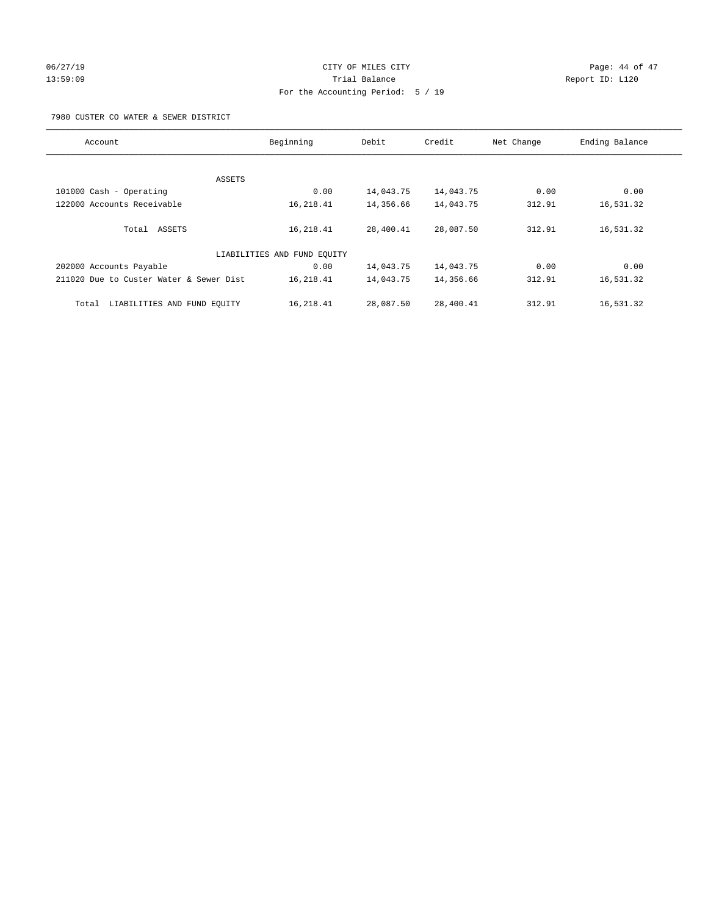CITY OF MILES CITY

Trial Balance

For the Accounting Period: 5 / 19

06/27/19 13:59:09 Report ID: L120

7980 CUSTER CO WATER & SEWER DISTRICT

| Account | Beginning | Debit | Credit | Net Change | Ending Balance |
|---|---|---|---|---|---|
| ASSETS | | | | | |
| 101000 Cash - Operating | 0.00 | 14,043.75 | 14,043.75 | 0.00 | 0.00 |
| 122000 Accounts Receivable | 16,218.41 | 14,356.66 | 14,043.75 | 312.91 | 16,531.32 |
| Total ASSETS | 16,218.41 | 28,400.41 | 28,087.50 | 312.91 | 16,531.32 |
| LIABILITIES AND FUND EQUITY | | | | | |
| 202000 Accounts Payable | 0.00 | 14,043.75 | 14,043.75 | 0.00 | 0.00 |
| 211020 Due to Custer Water & Sewer Dist | 16,218.41 | 14,043.75 | 14,356.66 | 312.91 | 16,531.32 |
| Total LIABILITIES AND FUND EQUITY | 16,218.41 | 28,087.50 | 28,400.41 | 312.91 | 16,531.32 |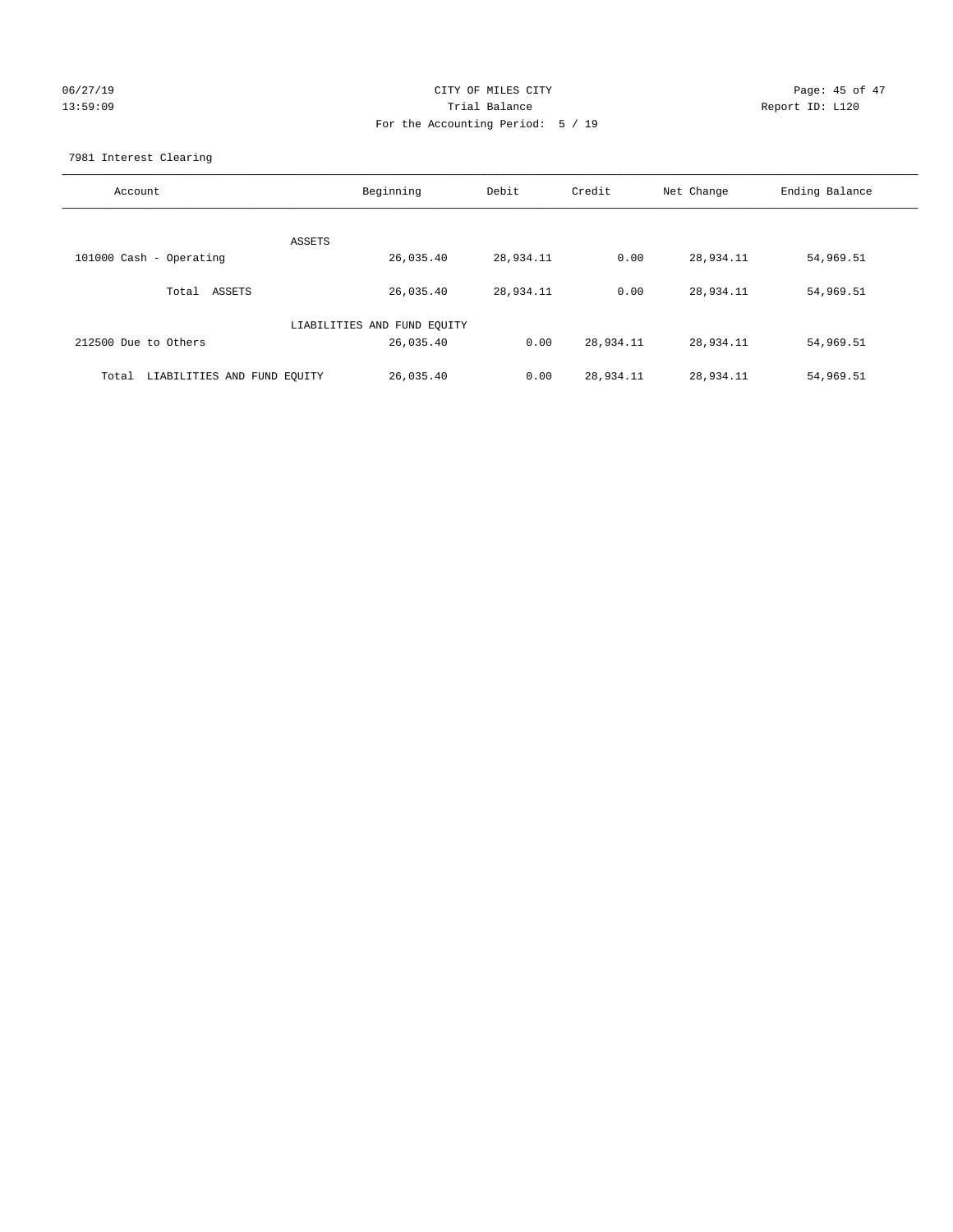CITY OF MILES CITY
Trial Balance
For the Accounting Period: 5 / 19

06/27/19
13:59:09

Report ID: L120

7981 Interest Clearing

| Account | Beginning | Debit | Credit | Net Change | Ending Balance |
|---|---|---|---|---|---|
| ASSETS | | | | | |
| 101000 Cash - Operating | 26,035.40 | 28,934.11 | 0.00 | 28,934.11 | 54,969.51 |
| Total ASSETS | 26,035.40 | 28,934.11 | 0.00 | 28,934.11 | 54,969.51 |
| LIABILITIES AND FUND EQUITY | | | | | |
| 212500 Due to Others | 26,035.40 | 0.00 | 28,934.11 | 28,934.11 | 54,969.51 |
| Total LIABILITIES AND FUND EQUITY | 26,035.40 | 0.00 | 28,934.11 | 28,934.11 | 54,969.51 |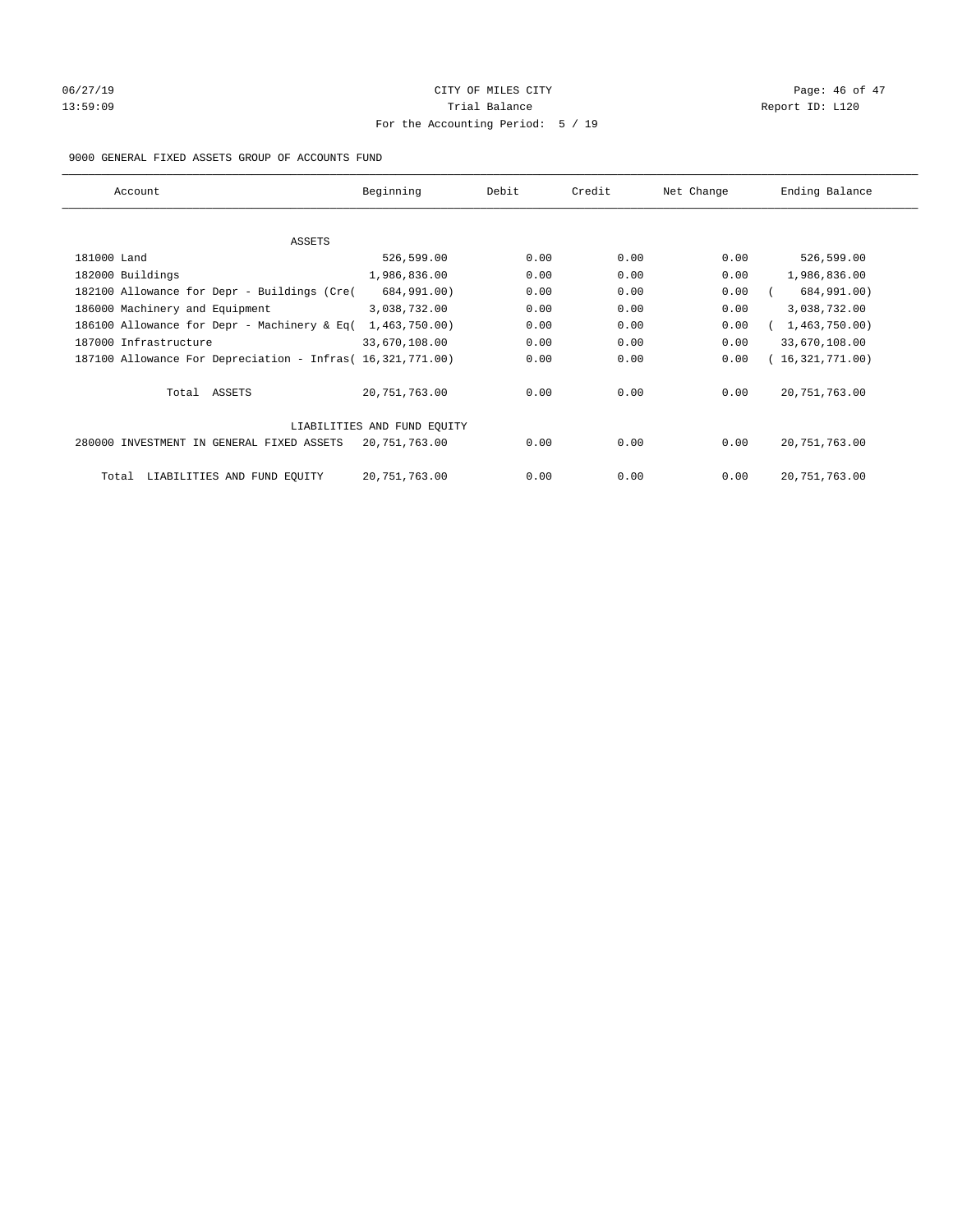CITY OF MILES CITY

Trial Balance

For the Accounting Period: 5 / 19

06/27/19 13:59:09 — Report ID: L120

9000 GENERAL FIXED ASSETS GROUP OF ACCOUNTS FUND

| Account | Beginning | Debit | Credit | Net Change | Ending Balance |
|---|---|---|---|---|---|
| ASSETS | | | | | |
| 181000 Land | 526,599.00 | 0.00 | 0.00 | 0.00 | 526,599.00 |
| 182000 Buildings | 1,986,836.00 | 0.00 | 0.00 | 0.00 | 1,986,836.00 |
| 182100 Allowance for Depr - Buildings (Cre( | 684,991.00) | 0.00 | 0.00 | 0.00 | ( 684,991.00) |
| 186000 Machinery and Equipment | 3,038,732.00 | 0.00 | 0.00 | 0.00 | 3,038,732.00 |
| 186100 Allowance for Depr - Machinery & Eq( | 1,463,750.00) | 0.00 | 0.00 | 0.00 | ( 1,463,750.00) |
| 187000 Infrastructure | 33,670,108.00 | 0.00 | 0.00 | 0.00 | 33,670,108.00 |
| 187100 Allowance For Depreciation - Infras( | 16,321,771.00) | 0.00 | 0.00 | 0.00 | ( 16,321,771.00) |
| Total ASSETS | 20,751,763.00 | 0.00 | 0.00 | 0.00 | 20,751,763.00 |
| LIABILITIES AND FUND EQUITY | | | | | |
| 280000 INVESTMENT IN GENERAL FIXED ASSETS | 20,751,763.00 | 0.00 | 0.00 | 0.00 | 20,751,763.00 |
| Total LIABILITIES AND FUND EQUITY | 20,751,763.00 | 0.00 | 0.00 | 0.00 | 20,751,763.00 |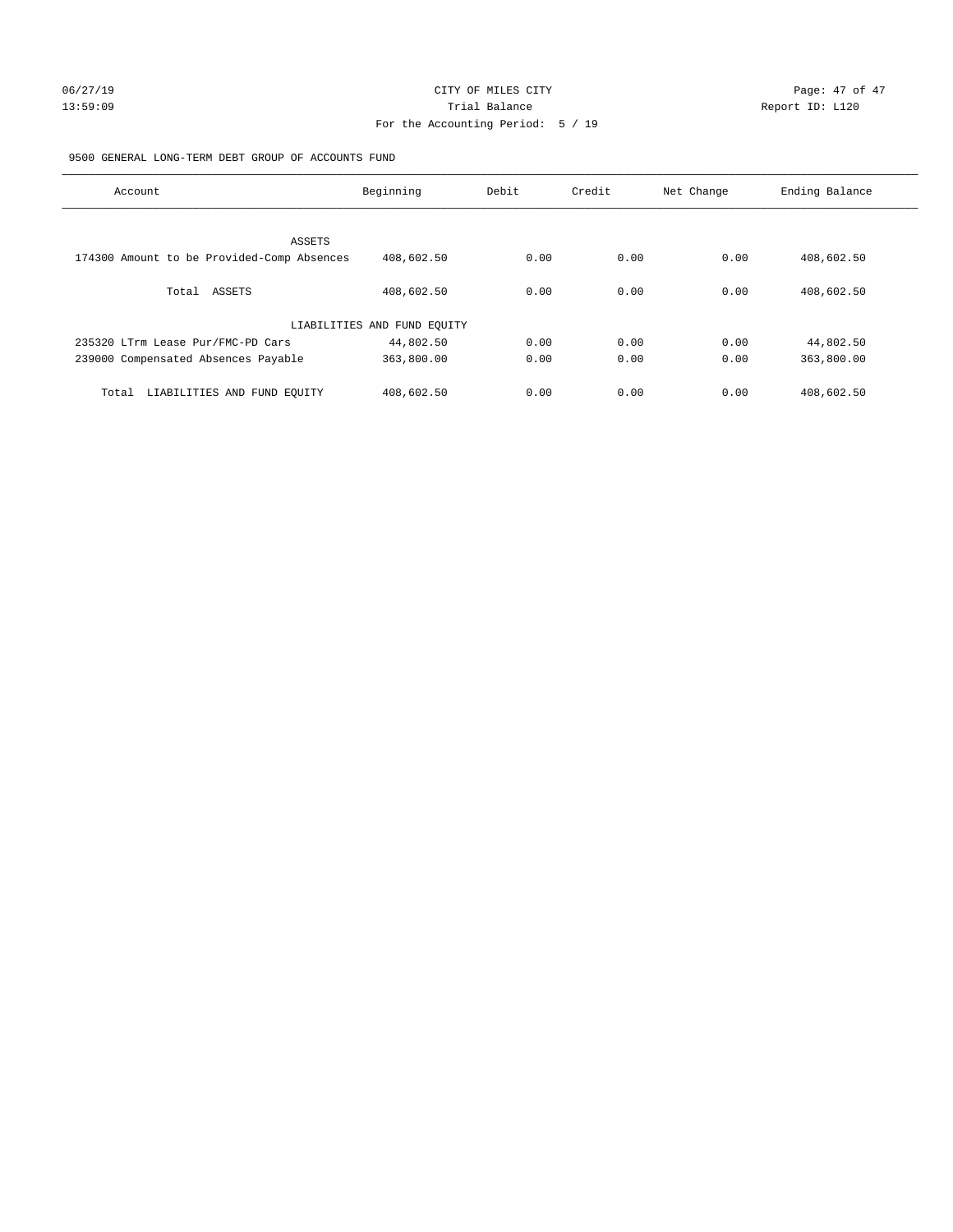CITY OF MILES CITY

Trial Balance

For the Accounting Period: 5 / 19

9500 GENERAL LONG-TERM DEBT GROUP OF ACCOUNTS FUND

| Account | Beginning | Debit | Credit | Net Change | Ending Balance |
|---|---|---|---|---|---|
| ASSETS | | | | | |
| 174300 Amount to be Provided-Comp Absences | 408,602.50 | 0.00 | 0.00 | 0.00 | 408,602.50 |
| Total ASSETS | 408,602.50 | 0.00 | 0.00 | 0.00 | 408,602.50 |
| LIABILITIES AND FUND EQUITY | | | | | |
| 235320 LTrm Lease Pur/FMC-PD Cars | 44,802.50 | 0.00 | 0.00 | 0.00 | 44,802.50 |
| 239000 Compensated Absences Payable | 363,800.00 | 0.00 | 0.00 | 0.00 | 363,800.00 |
| Total LIABILITIES AND FUND EQUITY | 408,602.50 | 0.00 | 0.00 | 0.00 | 408,602.50 |